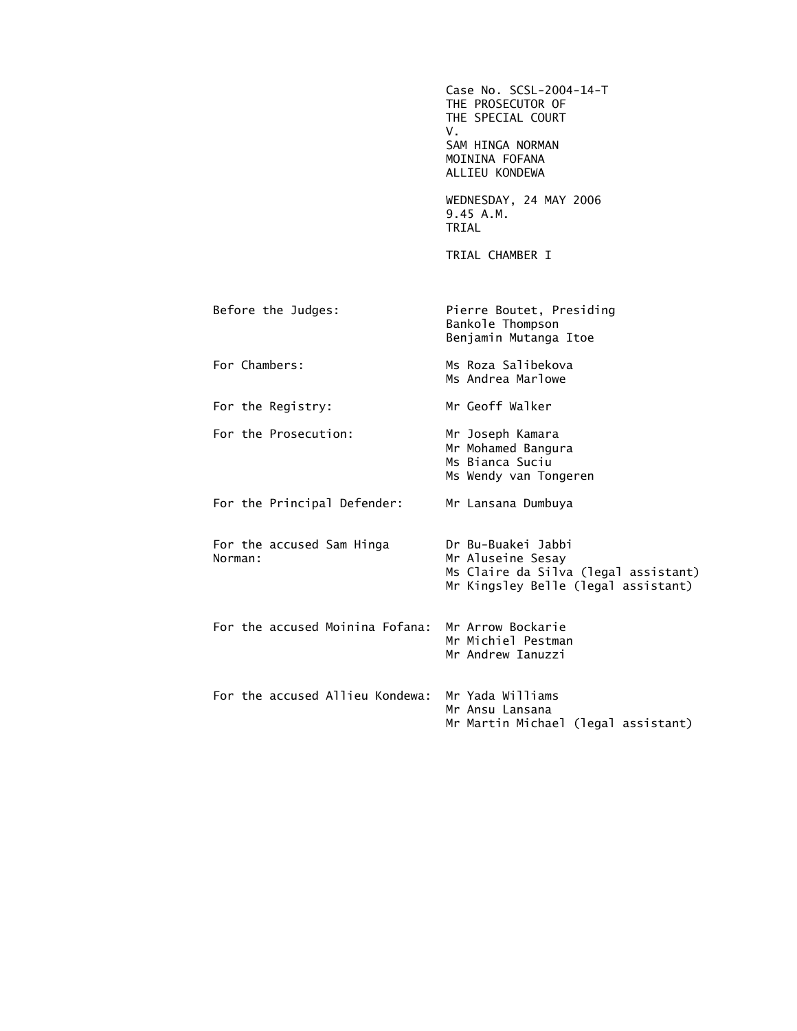Case No. SCSL-2004-14-T
THE PROSECUTOR OF
THE SPECIAL COURT
V.
SAM HINGA NORMAN
MOININA FOFANA
ALLIEU KONDEWA

WEDNESDAY, 24 MAY 2006
9.45 A.M.
TRIAL

TRIAL CHAMBER I

| | |
|---|---|
| Before the Judges: | Pierre Boutet, Presiding<br>Bankole Thompson<br>Benjamin Mutanga Itoe |
| For Chambers: | Ms Roza Salibekova<br>Ms Andrea Marlowe |
| For the Registry: | Mr Geoff Walker |
| For the Prosecution: | Mr Joseph Kamara<br>Mr Mohamed Bangura<br>Ms Bianca Suciu<br>Ms Wendy van Tongeren |
| For the Principal Defender: | Mr Lansana Dumbuya |
| For the accused Sam Hinga Norman: | Dr Bu-Buakei Jabbi<br>Mr Aluseine Sesay<br>Ms Claire da Silva (legal assistant)<br>Mr Kingsley Belle (legal assistant) |
| For the accused Moinina Fofana: | Mr Arrow Bockarie<br>Mr Michiel Pestman<br>Mr Andrew Ianuzzi |
| For the accused Allieu Kondewa: | Mr Yada Williams<br>Mr Ansu Lansana<br>Mr Martin Michael (legal assistant) |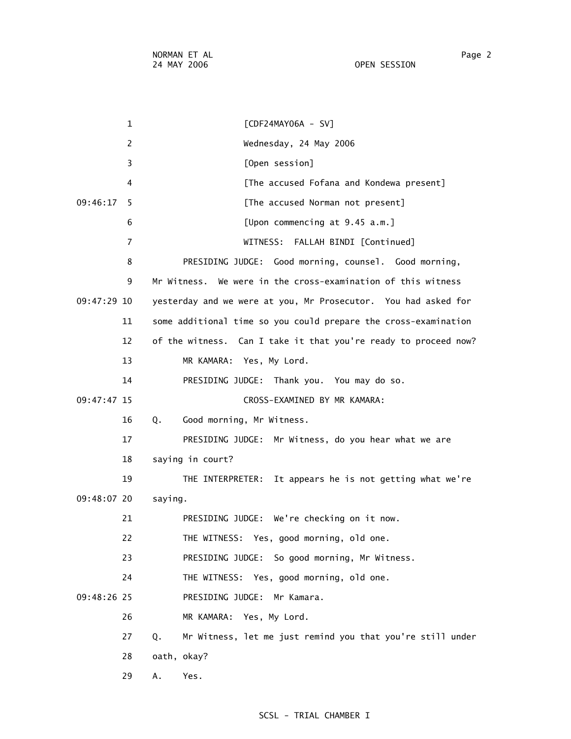[CDF24MAY06A - SV]

Wednesday, 24 May 2006

[Open session]

[The accused Fofana and Kondewa present]

[The accused Norman not present]

[Upon commencing at 9.45 a.m.]

WITNESS: FALLAH BINDI [Continued]

PRESIDING JUDGE: Good morning, counsel. Good morning, Mr Witness. We were in the cross-examination of this witness yesterday and we were at you, Mr Prosecutor. You had asked for some additional time so you could prepare the cross-examination of the witness. Can I take it that you're ready to proceed now?

MR KAMARA: Yes, My Lord.

PRESIDING JUDGE: Thank you. You may do so.

CROSS-EXAMINED BY MR KAMARA:

Q. Good morning, Mr Witness.

PRESIDING JUDGE: Mr Witness, do you hear what we are saying in court?

THE INTERPRETER: It appears he is not getting what we're saying.

PRESIDING JUDGE: We're checking on it now.

THE WITNESS: Yes, good morning, old one.

PRESIDING JUDGE: So good morning, Mr Witness.

THE WITNESS: Yes, good morning, old one.

PRESIDING JUDGE: Mr Kamara.

MR KAMARA: Yes, My Lord.

Q. Mr Witness, let me just remind you that you're still under oath, okay?

A. Yes.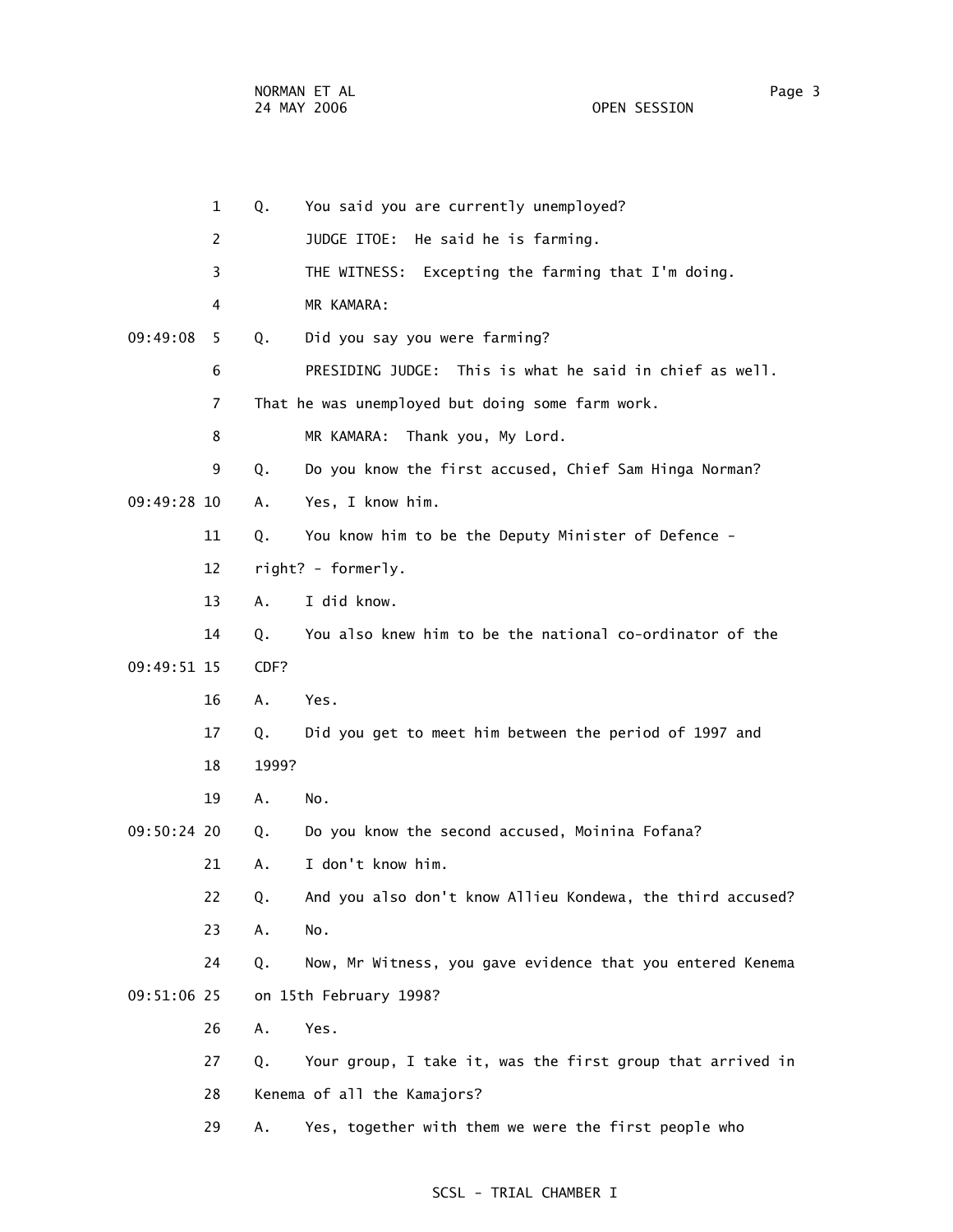Q. You said you are currently unemployed?

JUDGE ITOE: He said he is farming.

THE WITNESS: Excepting the farming that I'm doing.

MR KAMARA:

Q. Did you say you were farming?

PRESIDING JUDGE: This is what he said in chief as well. That he was unemployed but doing some farm work.

MR KAMARA: Thank you, My Lord.

Q. Do you know the first accused, Chief Sam Hinga Norman?

A. Yes, I know him.

Q. You know him to be the Deputy Minister of Defence - right? - formerly.

A. I did know.

Q. You also knew him to be the national co-ordinator of the CDF?

A. Yes.

Q. Did you get to meet him between the period of 1997 and 1999?

A. No.

Q. Do you know the second accused, Moinina Fofana?

A. I don't know him.

Q. And you also don't know Allieu Kondewa, the third accused?

A. No.

Q. Now, Mr Witness, you gave evidence that you entered Kenema on 15th February 1998?

A. Yes.

Q. Your group, I take it, was the first group that arrived in Kenema of all the Kamajors?

A. Yes, together with them we were the first people who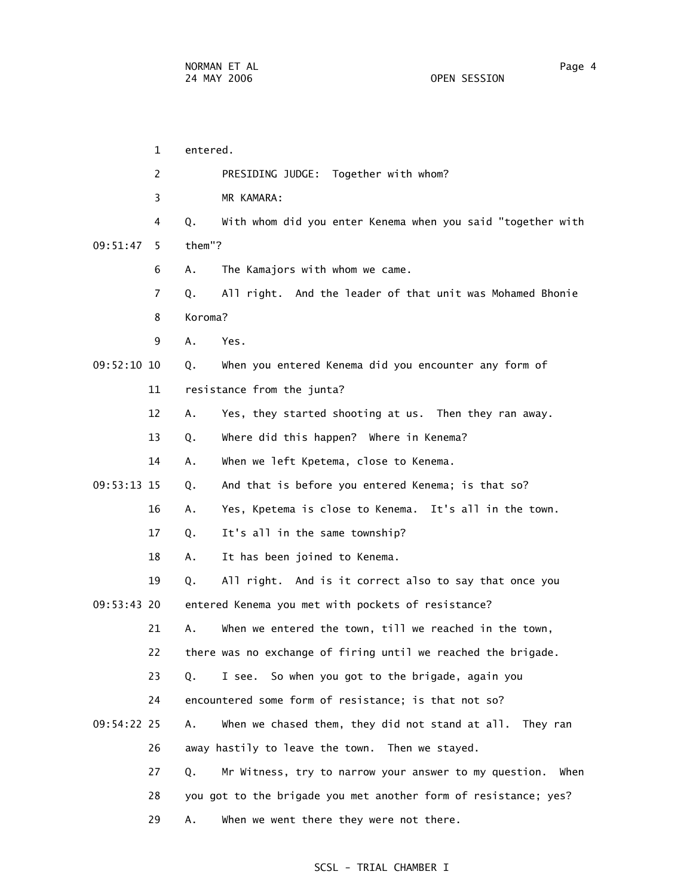entered.

PRESIDING JUDGE: Together with whom?

MR KAMARA:

Q. With whom did you enter Kenema when you said "together with them"?

A. The Kamajors with whom we came.

Q. All right. And the leader of that unit was Mohamed Bhonie Koroma?

A. Yes.

Q. When you entered Kenema did you encounter any form of resistance from the junta?

A. Yes, they started shooting at us. Then they ran away.

Q. Where did this happen? Where in Kenema?

A. When we left Kpetema, close to Kenema.

Q. And that is before you entered Kenema; is that so?

A. Yes, Kpetema is close to Kenema. It's all in the town.

Q. It's all in the same township?

A. It has been joined to Kenema.

Q. All right. And is it correct also to say that once you entered Kenema you met with pockets of resistance?

A. When we entered the town, till we reached in the town, there was no exchange of firing until we reached the brigade.

Q. I see. So when you got to the brigade, again you encountered some form of resistance; is that not so?

A. When we chased them, they did not stand at all. They ran away hastily to leave the town. Then we stayed.

Q. Mr Witness, try to narrow your answer to my question. When you got to the brigade you met another form of resistance; yes?

A. When we went there they were not there.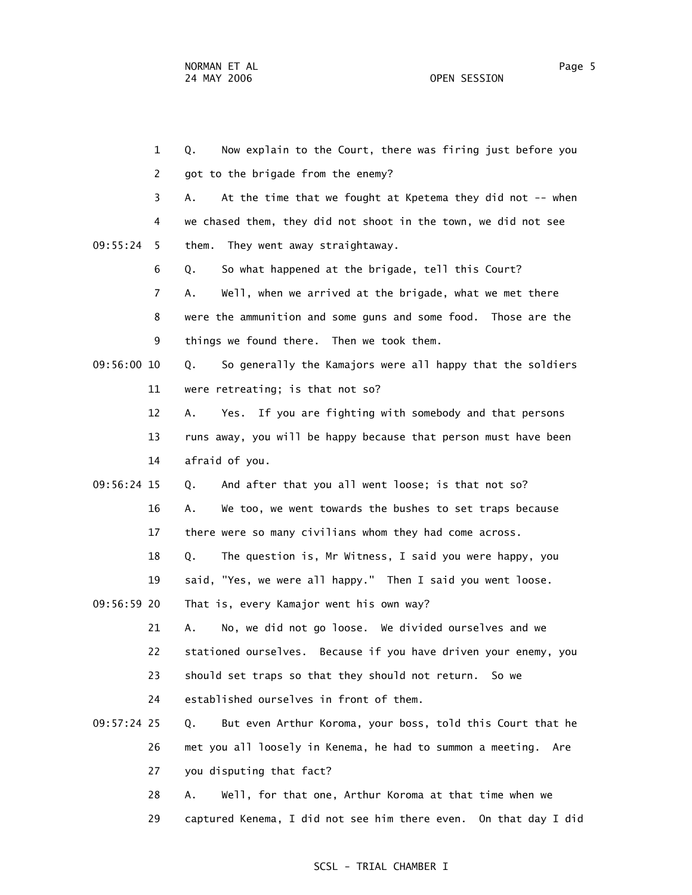Q. Now explain to the Court, there was firing just before you got to the brigade from the enemy?

A. At the time that we fought at Kpetema they did not -- when we chased them, they did not shoot in the town, we did not see them. They went away straightaway.

Q. So what happened at the brigade, tell this Court?

A. Well, when we arrived at the brigade, what we met there were the ammunition and some guns and some food. Those are the things we found there. Then we took them.

Q. So generally the Kamajors were all happy that the soldiers were retreating; is that not so?

A. Yes. If you are fighting with somebody and that persons runs away, you will be happy because that person must have been afraid of you.

Q. And after that you all went loose; is that not so?

A. We too, we went towards the bushes to set traps because there were so many civilians whom they had come across.

Q. The question is, Mr Witness, I said you were happy, you said, "Yes, we were all happy." Then I said you went loose. That is, every Kamajor went his own way?

A. No, we did not go loose. We divided ourselves and we stationed ourselves. Because if you have driven your enemy, you should set traps so that they should not return. So we established ourselves in front of them.

Q. But even Arthur Koroma, your boss, told this Court that he met you all loosely in Kenema, he had to summon a meeting. Are you disputing that fact?

A. Well, for that one, Arthur Koroma at that time when we captured Kenema, I did not see him there even. On that day I did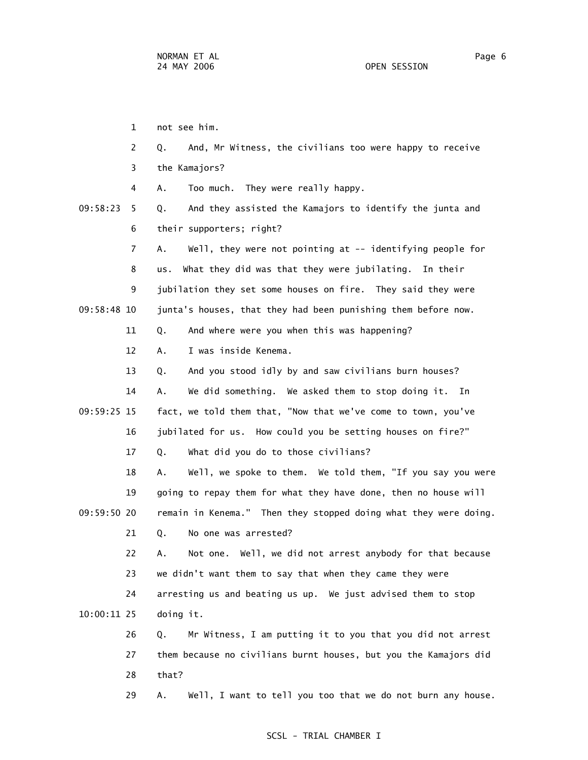not see him.

Q. And, Mr Witness, the civilians too were happy to receive the Kamajors?

A. Too much. They were really happy.

Q. And they assisted the Kamajors to identify the junta and their supporters; right?

A. Well, they were not pointing at -- identifying people for us. What they did was that they were jubilating. In their jubilation they set some houses on fire. They said they were junta's houses, that they had been punishing them before now.

Q. And where were you when this was happening?

A. I was inside Kenema.

Q. And you stood idly by and saw civilians burn houses?

A. We did something. We asked them to stop doing it. In fact, we told them that, "Now that we've come to town, you've jubilated for us. How could you be setting houses on fire?"

Q. What did you do to those civilians?

A. Well, we spoke to them. We told them, "If you say you were going to repay them for what they have done, then no house will remain in Kenema." Then they stopped doing what they were doing.

Q. No one was arrested?

A. Not one. Well, we did not arrest anybody for that because we didn't want them to say that when they came they were arresting us and beating us up. We just advised them to stop doing it.

Q. Mr Witness, I am putting it to you that you did not arrest them because no civilians burnt houses, but you the Kamajors did that?

A. Well, I want to tell you too that we do not burn any house.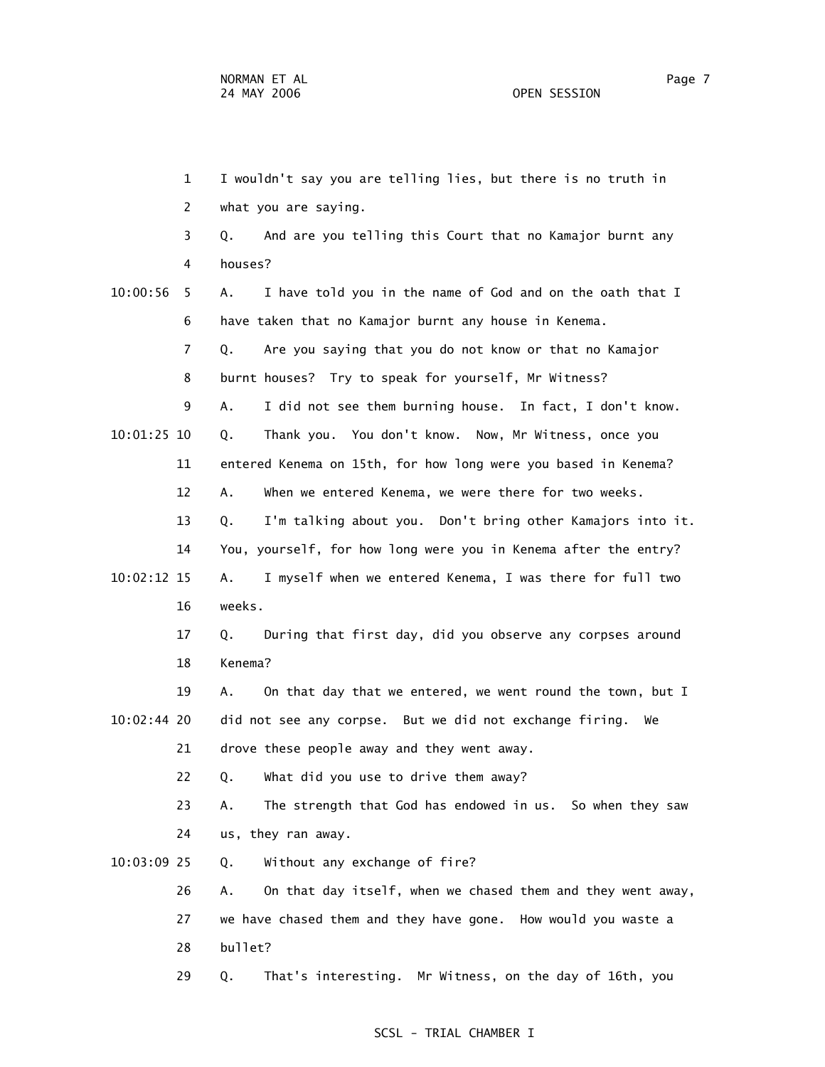1 I wouldn't say you are telling lies, but there is no truth in
2 what you are saying.
3 Q. And are you telling this Court that no Kamajor burnt any
4 houses?
10:00:56 5 A. I have told you in the name of God and on the oath that I
6 have taken that no Kamajor burnt any house in Kenema.
7 Q. Are you saying that you do not know or that no Kamajor
8 burnt houses? Try to speak for yourself, Mr Witness?
9 A. I did not see them burning house. In fact, I don't know.
10:01:25 10 Q. Thank you. You don't know. Now, Mr Witness, once you
11 entered Kenema on 15th, for how long were you based in Kenema?
12 A. When we entered Kenema, we were there for two weeks.
13 Q. I'm talking about you. Don't bring other Kamajors into it.
14 You, yourself, for how long were you in Kenema after the entry?
10:02:12 15 A. I myself when we entered Kenema, I was there for full two
16 weeks.
17 Q. During that first day, did you observe any corpses around
18 Kenema?
19 A. On that day that we entered, we went round the town, but I
10:02:44 20 did not see any corpse. But we did not exchange firing. We
21 drove these people away and they went away.
22 Q. What did you use to drive them away?
23 A. The strength that God has endowed in us. So when they saw
24 us, they ran away.
10:03:09 25 Q. Without any exchange of fire?
26 A. On that day itself, when we chased them and they went away,
27 we have chased them and they have gone. How would you waste a
28 bullet?
29 Q. That's interesting. Mr Witness, on the day of 16th, you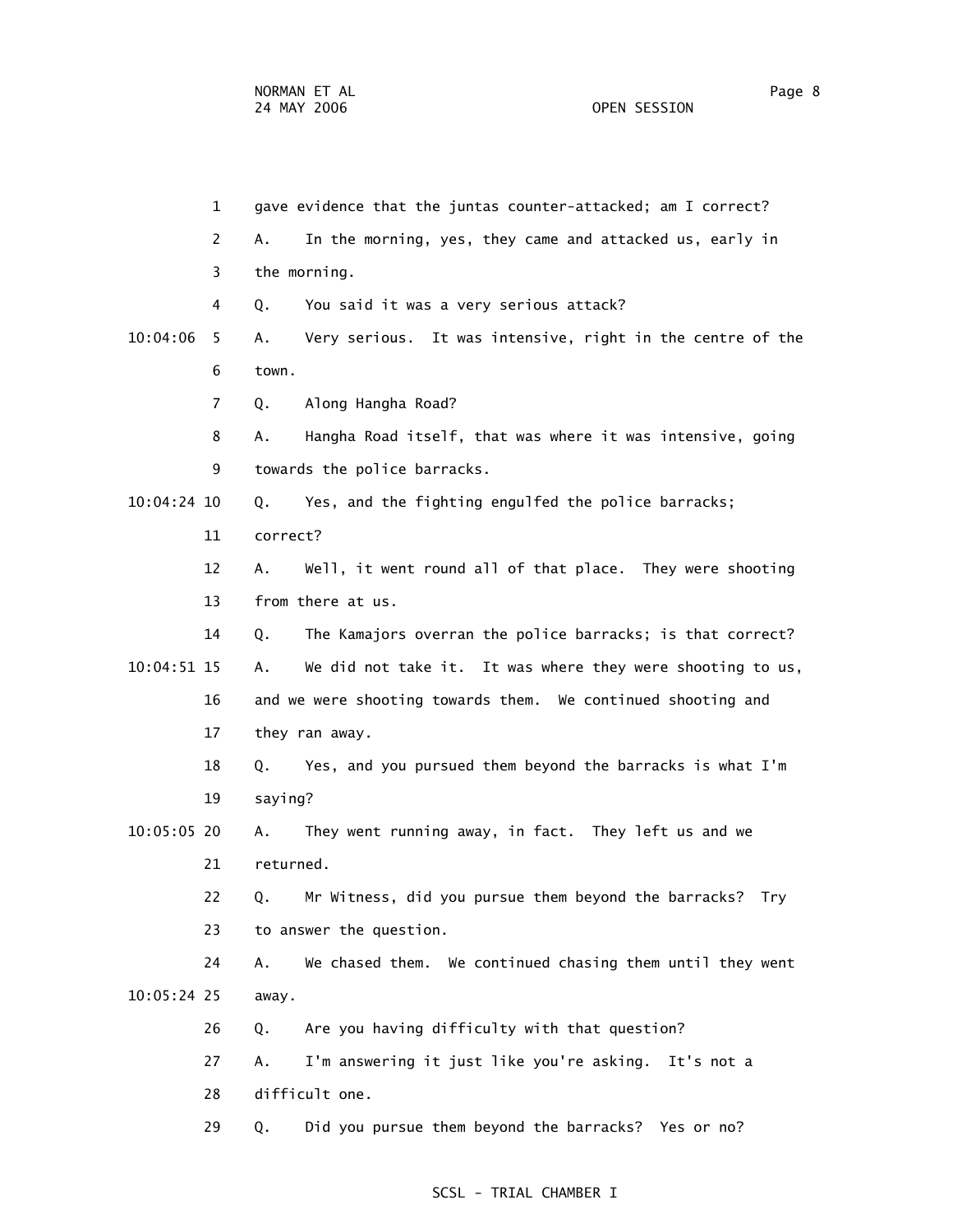1 gave evidence that the juntas counter-attacked; am I correct?

2 A. In the morning, yes, they came and attacked us, early in

3 the morning.

4 Q. You said it was a very serious attack?

10:04:06 5 A. Very serious. It was intensive, right in the centre of the

6 town.

7 Q. Along Hangha Road?

8 A. Hangha Road itself, that was where it was intensive, going

9 towards the police barracks.

10:04:24 10 Q. Yes, and the fighting engulfed the police barracks;

11 correct?

12 A. Well, it went round all of that place. They were shooting

13 from there at us.

14 Q. The Kamajors overran the police barracks; is that correct?

10:04:51 15 A. We did not take it. It was where they were shooting to us,

16 and we were shooting towards them. We continued shooting and

17 they ran away.

18 Q. Yes, and you pursued them beyond the barracks is what I'm

19 saying?

10:05:05 20 A. They went running away, in fact. They left us and we

21 returned.

22 Q. Mr Witness, did you pursue them beyond the barracks? Try

23 to answer the question.

24 A. We chased them. We continued chasing them until they went

10:05:24 25 away.

26 Q. Are you having difficulty with that question?

27 A. I'm answering it just like you're asking. It's not a

28 difficult one.

29 Q. Did you pursue them beyond the barracks? Yes or no?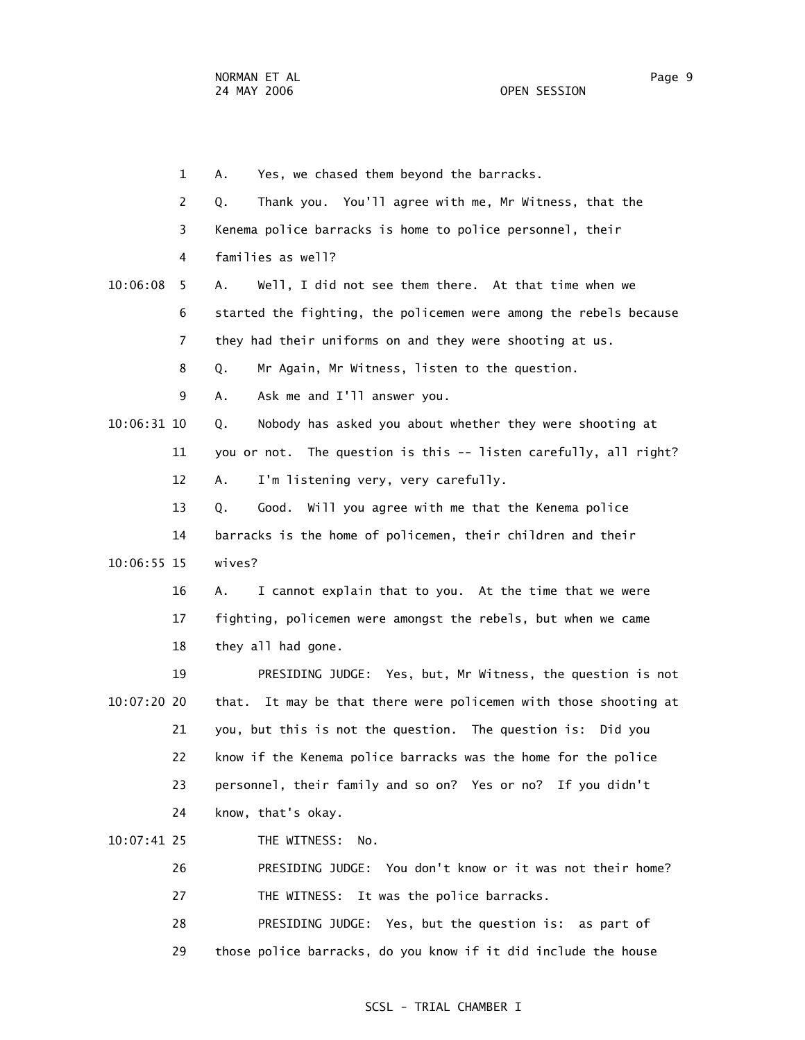A. Yes, we chased them beyond the barracks.

Q. Thank you. You'll agree with me, Mr Witness, that the Kenema police barracks is home to police personnel, their families as well?

A. Well, I did not see them there. At that time when we started the fighting, the policemen were among the rebels because they had their uniforms on and they were shooting at us.

Q. Mr Again, Mr Witness, listen to the question.

A. Ask me and I'll answer you.

Q. Nobody has asked you about whether they were shooting at you or not. The question is this -- listen carefully, all right?

A. I'm listening very, very carefully.

Q. Good. Will you agree with me that the Kenema police barracks is the home of policemen, their children and their wives?

A. I cannot explain that to you. At the time that we were fighting, policemen were amongst the rebels, but when we came they all had gone.

PRESIDING JUDGE: Yes, but, Mr Witness, the question is not that. It may be that there were policemen with those shooting at you, but this is not the question. The question is: Did you know if the Kenema police barracks was the home for the police personnel, their family and so on? Yes or no? If you didn't know, that's okay.

THE WITNESS: No.

PRESIDING JUDGE: You don't know or it was not their home?

THE WITNESS: It was the police barracks.

PRESIDING JUDGE: Yes, but the question is: as part of those police barracks, do you know if it did include the house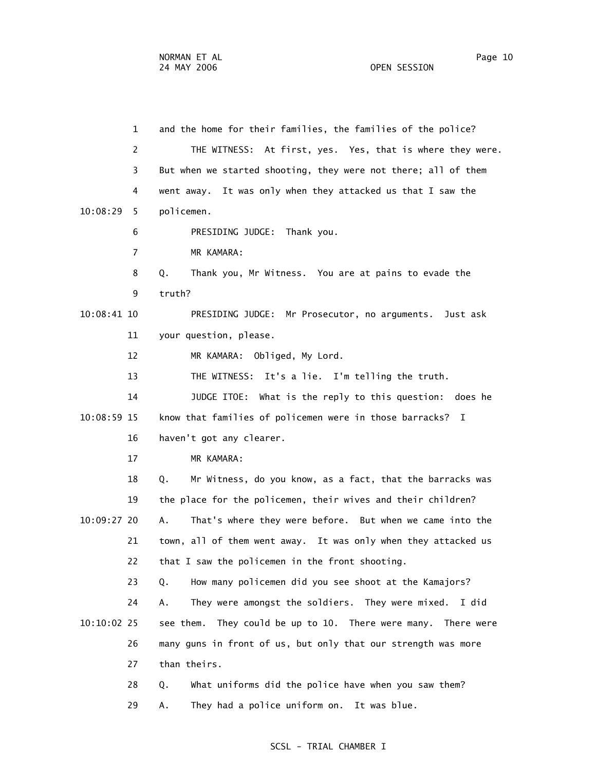and the home for their families, the families of the police?

THE WITNESS: At first, yes. Yes, that is where they were. But when we started shooting, they were not there; all of them went away. It was only when they attacked us that I saw the policemen.

PRESIDING JUDGE: Thank you.

MR KAMARA:

Q. Thank you, Mr Witness. You are at pains to evade the truth?

PRESIDING JUDGE: Mr Prosecutor, no arguments. Just ask your question, please.

MR KAMARA: Obliged, My Lord.

THE WITNESS: It's a lie. I'm telling the truth.

JUDGE ITOE: What is the reply to this question: does he know that families of policemen were in those barracks? I haven't got any clearer.

MR KAMARA:

Q. Mr Witness, do you know, as a fact, that the barracks was the place for the policemen, their wives and their children?

A. That's where they were before. But when we came into the town, all of them went away. It was only when they attacked us that I saw the policemen in the front shooting.

Q. How many policemen did you see shoot at the Kamajors?

A. They were amongst the soldiers. They were mixed. I did see them. They could be up to 10. There were many. There were many guns in front of us, but only that our strength was more than theirs.

Q. What uniforms did the police have when you saw them?

A. They had a police uniform on. It was blue.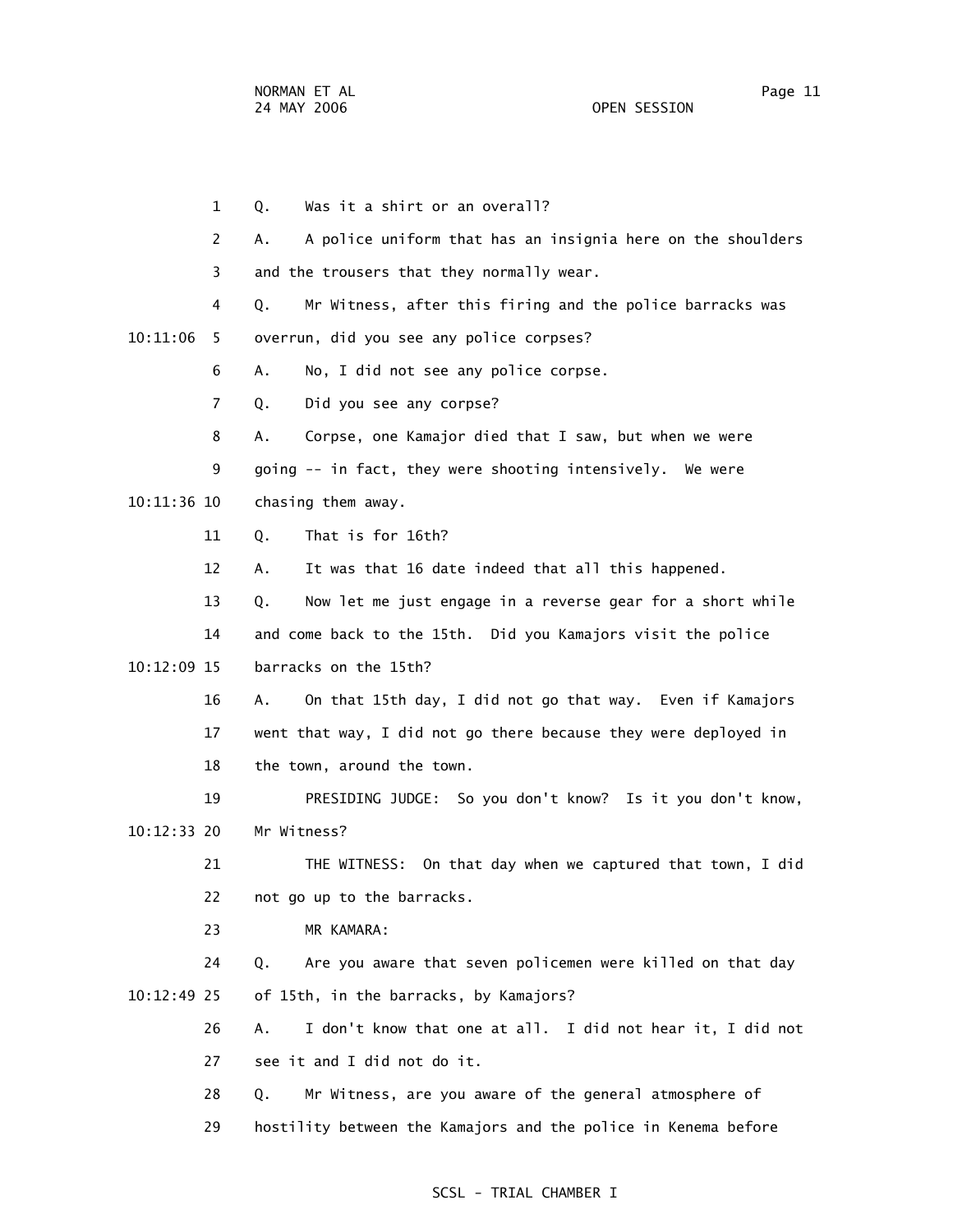1 Q. Was it a shirt or an overall?

2 A. A police uniform that has an insignia here on the shoulders

3 and the trousers that they normally wear.

4 Q. Mr Witness, after this firing and the police barracks was

10:11:06 5 overrun, did you see any police corpses?

6 A. No, I did not see any police corpse.

7 Q. Did you see any corpse?

8 A. Corpse, one Kamajor died that I saw, but when we were

9 going -- in fact, they were shooting intensively. We were

10:11:36 10 chasing them away.

11 Q. That is for 16th?

12 A. It was that 16 date indeed that all this happened.

13 Q. Now let me just engage in a reverse gear for a short while

14 and come back to the 15th. Did you Kamajors visit the police

10:12:09 15 barracks on the 15th?

16 A. On that 15th day, I did not go that way. Even if Kamajors

17 went that way, I did not go there because they were deployed in

18 the town, around the town.

19 PRESIDING JUDGE: So you don't know? Is it you don't know,

10:12:33 20 Mr Witness?

21 THE WITNESS: On that day when we captured that town, I did

22 not go up to the barracks.

23 MR KAMARA:

24 Q. Are you aware that seven policemen were killed on that day

10:12:49 25 of 15th, in the barracks, by Kamajors?

26 A. I don't know that one at all. I did not hear it, I did not

27 see it and I did not do it.

28 Q. Mr Witness, are you aware of the general atmosphere of

29 hostility between the Kamajors and the police in Kenema before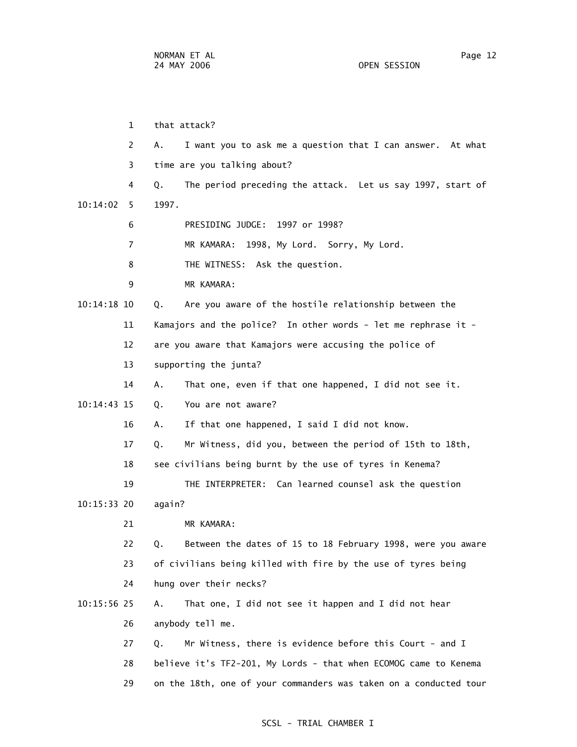that attack?

A. I want you to ask me a question that I can answer. At what time are you talking about?

Q. The period preceding the attack. Let us say 1997, start of 1997.

PRESIDING JUDGE: 1997 or 1998?

MR KAMARA: 1998, My Lord. Sorry, My Lord.

THE WITNESS: Ask the question.

MR KAMARA:

Q. Are you aware of the hostile relationship between the Kamajors and the police? In other words - let me rephrase it - are you aware that Kamajors were accusing the police of supporting the junta?

A. That one, even if that one happened, I did not see it.

Q. You are not aware?

A. If that one happened, I said I did not know.

Q. Mr Witness, did you, between the period of 15th to 18th, see civilians being burnt by the use of tyres in Kenema?

THE INTERPRETER: Can learned counsel ask the question again?

MR KAMARA:

Q. Between the dates of 15 to 18 February 1998, were you aware of civilians being killed with fire by the use of tyres being hung over their necks?

A. That one, I did not see it happen and I did not hear anybody tell me.

Q. Mr Witness, there is evidence before this Court - and I believe it's TF2-201, My Lords - that when ECOMOG came to Kenema on the 18th, one of your commanders was taken on a conducted tour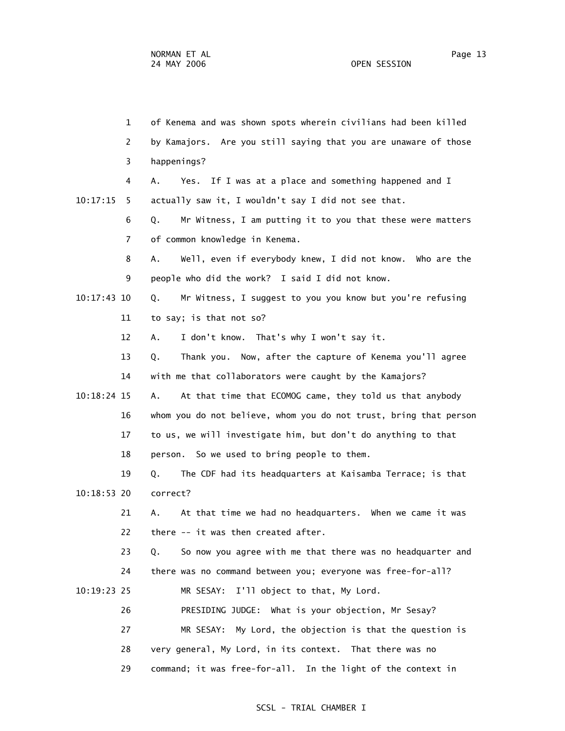of Kenema and was shown spots wherein civilians had been killed by Kamajors. Are you still saying that you are unaware of those happenings?

A. Yes. If I was at a place and something happened and I actually saw it, I wouldn't say I did not see that.

Q. Mr Witness, I am putting it to you that these were matters of common knowledge in Kenema.

A. Well, even if everybody knew, I did not know. Who are the people who did the work? I said I did not know.

Q. Mr Witness, I suggest to you you know but you're refusing to say; is that not so?

A. I don't know. That's why I won't say it.

Q. Thank you. Now, after the capture of Kenema you'll agree with me that collaborators were caught by the Kamajors?

A. At that time that ECOMOG came, they told us that anybody whom you do not believe, whom you do not trust, bring that person to us, we will investigate him, but don't do anything to that person. So we used to bring people to them.

Q. The CDF had its headquarters at Kaisamba Terrace; is that correct?

A. At that time we had no headquarters. When we came it was there -- it was then created after.

Q. So now you agree with me that there was no headquarter and there was no command between you; everyone was free-for-all?

MR SESAY: I'll object to that, My Lord.

PRESIDING JUDGE: What is your objection, Mr Sesay?

MR SESAY: My Lord, the objection is that the question is very general, My Lord, in its context. That there was no command; it was free-for-all. In the light of the context in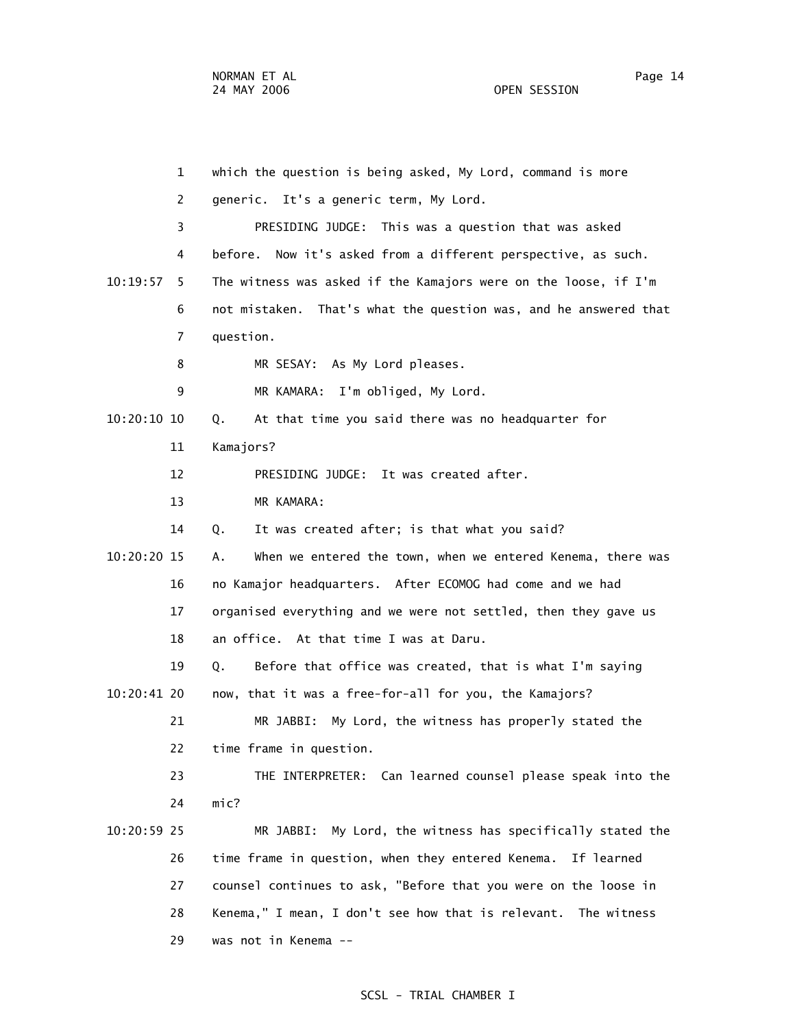which the question is being asked, My Lord, command is more generic. It's a generic term, My Lord.

PRESIDING JUDGE: This was a question that was asked before. Now it's asked from a different perspective, as such. The witness was asked if the Kamajors were on the loose, if I'm not mistaken. That's what the question was, and he answered that question.

MR SESAY: As My Lord pleases.

MR KAMARA: I'm obliged, My Lord.

Q. At that time you said there was no headquarter for Kamajors?

PRESIDING JUDGE: It was created after.

MR KAMARA:

Q. It was created after; is that what you said?

A. When we entered the town, when we entered Kenema, there was no Kamajor headquarters. After ECOMOG had come and we had organised everything and we were not settled, then they gave us an office. At that time I was at Daru.

Q. Before that office was created, that is what I'm saying now, that it was a free-for-all for you, the Kamajors?

MR JABBI: My Lord, the witness has properly stated the time frame in question.

THE INTERPRETER: Can learned counsel please speak into the mic?

MR JABBI: My Lord, the witness has specifically stated the time frame in question, when they entered Kenema. If learned counsel continues to ask, "Before that you were on the loose in Kenema," I mean, I don't see how that is relevant. The witness was not in Kenema --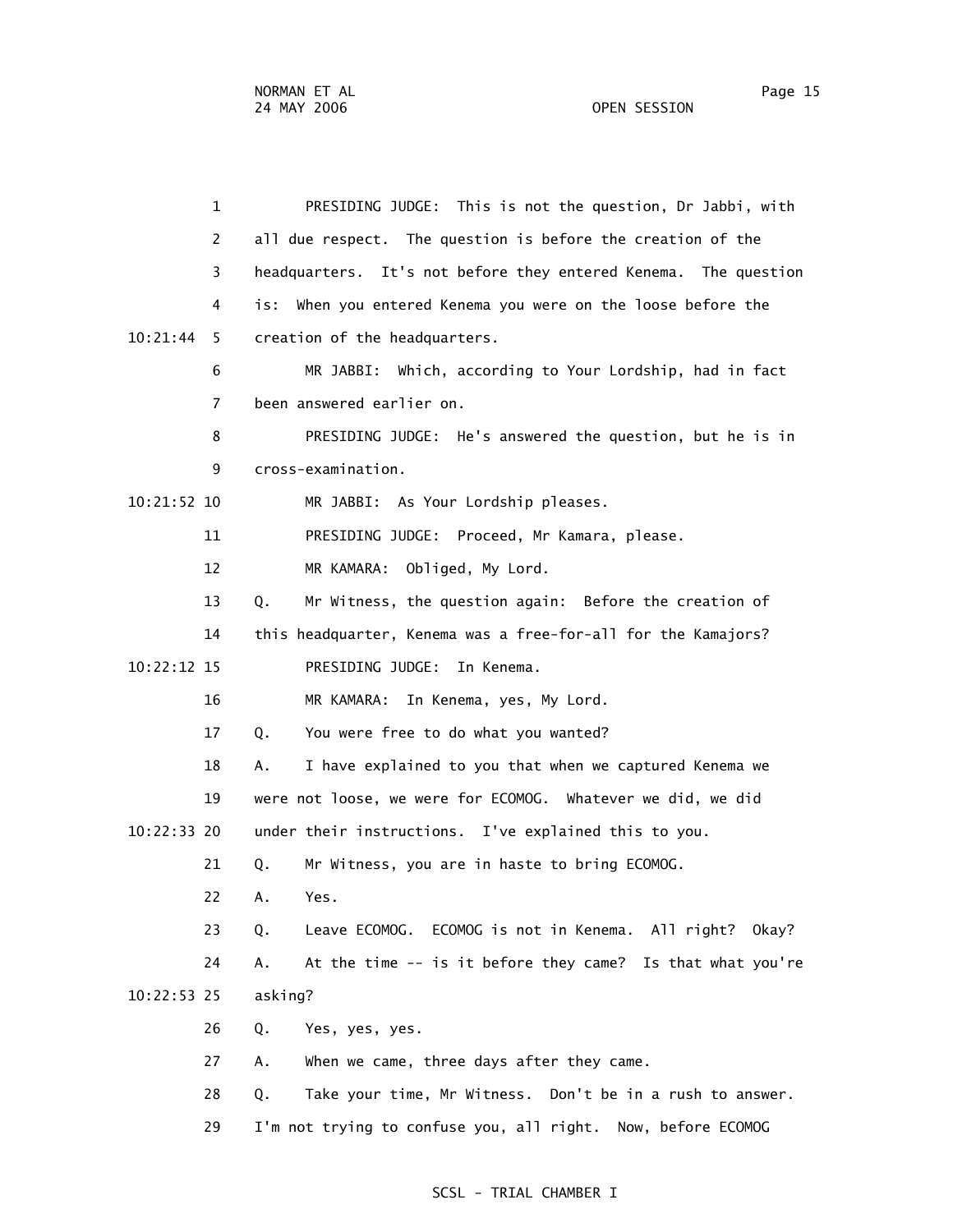PRESIDING JUDGE: This is not the question, Dr Jabbi, with all due respect. The question is before the creation of the headquarters. It's not before they entered Kenema. The question is: When you entered Kenema you were on the loose before the creation of the headquarters.

MR JABBI: Which, according to Your Lordship, had in fact been answered earlier on.

PRESIDING JUDGE: He's answered the question, but he is in cross-examination.

MR JABBI: As Your Lordship pleases.

PRESIDING JUDGE: Proceed, Mr Kamara, please.

MR KAMARA: Obliged, My Lord.

Q. Mr Witness, the question again: Before the creation of this headquarter, Kenema was a free-for-all for the Kamajors?

PRESIDING JUDGE: In Kenema.

MR KAMARA: In Kenema, yes, My Lord.

Q. You were free to do what you wanted?

A. I have explained to you that when we captured Kenema we were not loose, we were for ECOMOG. Whatever we did, we did under their instructions. I've explained this to you.

Q. Mr Witness, you are in haste to bring ECOMOG.

A. Yes.

Q. Leave ECOMOG. ECOMOG is not in Kenema. All right? Okay?

A. At the time -- is it before they came? Is that what you're asking?

Q. Yes, yes, yes.

A. When we came, three days after they came.

Q. Take your time, Mr Witness. Don't be in a rush to answer. I'm not trying to confuse you, all right. Now, before ECOMOG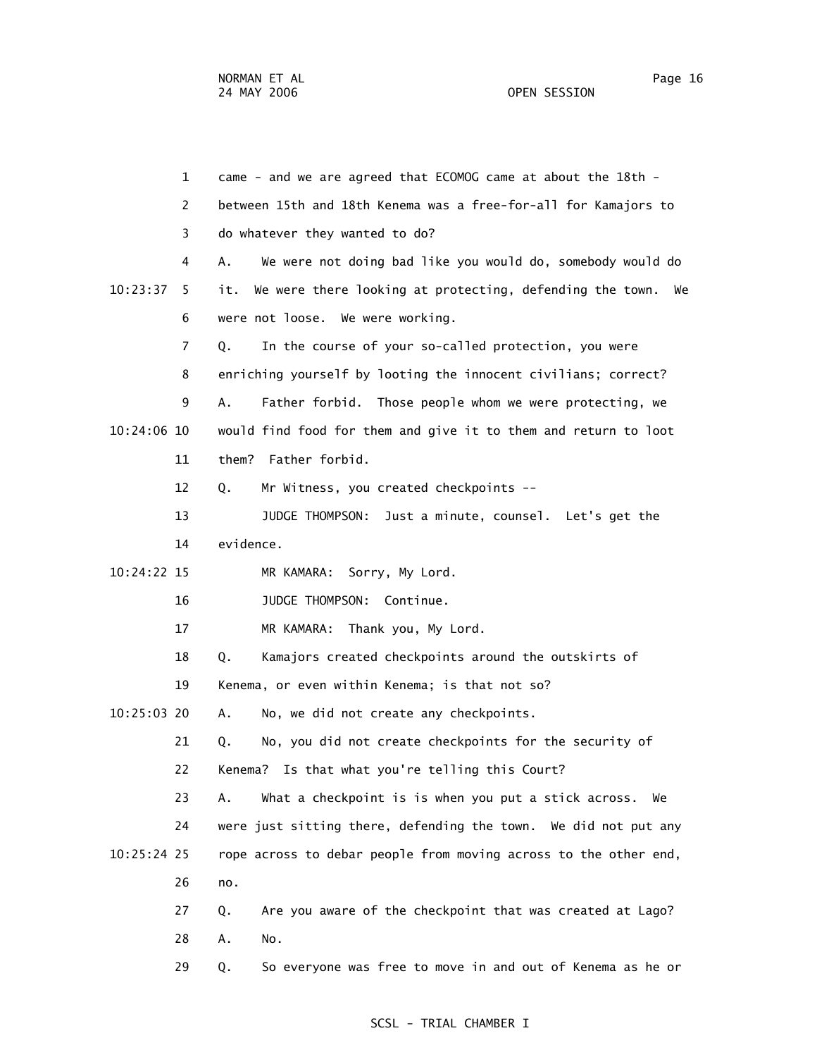1 came - and we are agreed that ECOMOG came at about the 18th -
2 between 15th and 18th Kenema was a free-for-all for Kamajors to
3 do whatever they wanted to do?
4 A. We were not doing bad like you would do, somebody would do
10:23:37 5 it. We were there looking at protecting, defending the town. We
6 were not loose. We were working.
7 Q. In the course of your so-called protection, you were
8 enriching yourself by looting the innocent civilians; correct?
9 A. Father forbid. Those people whom we were protecting, we
10:24:06 10 would find food for them and give it to them and return to loot
11 them? Father forbid.
12 Q. Mr Witness, you created checkpoints --
13 JUDGE THOMPSON: Just a minute, counsel. Let's get the
14 evidence.
10:24:22 15 MR KAMARA: Sorry, My Lord.
16 JUDGE THOMPSON: Continue.
17 MR KAMARA: Thank you, My Lord.
18 Q. Kamajors created checkpoints around the outskirts of
19 Kenema, or even within Kenema; is that not so?
10:25:03 20 A. No, we did not create any checkpoints.
21 Q. No, you did not create checkpoints for the security of
22 Kenema? Is that what you're telling this Court?
23 A. What a checkpoint is is when you put a stick across. We
24 were just sitting there, defending the town. We did not put any
10:25:24 25 rope across to debar people from moving across to the other end,
26 no.
27 Q. Are you aware of the checkpoint that was created at Lago?
28 A. No.
29 Q. So everyone was free to move in and out of Kenema as he or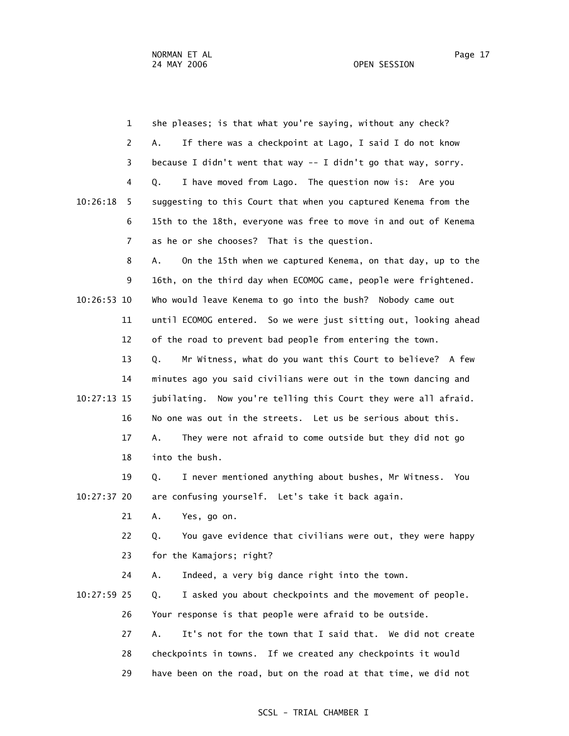1 she pleases; is that what you're saying, without any check?

2 A. If there was a checkpoint at Lago, I said I do not know

3 because I didn't went that way -- I didn't go that way, sorry.

4 Q. I have moved from Lago. The question now is: Are you

10:26:18 5 suggesting to this Court that when you captured Kenema from the

6 15th to the 18th, everyone was free to move in and out of Kenema

7 as he or she chooses? That is the question.

8 A. On the 15th when we captured Kenema, on that day, up to the

9 16th, on the third day when ECOMOG came, people were frightened.

10:26:53 10 Who would leave Kenema to go into the bush? Nobody came out

11 until ECOMOG entered. So we were just sitting out, looking ahead

12 of the road to prevent bad people from entering the town.

13 Q. Mr Witness, what do you want this Court to believe? A few

14 minutes ago you said civilians were out in the town dancing and

10:27:13 15 jubilating. Now you're telling this Court they were all afraid.

16 No one was out in the streets. Let us be serious about this.

17 A. They were not afraid to come outside but they did not go

18 into the bush.

19 Q. I never mentioned anything about bushes, Mr Witness. You

10:27:37 20 are confusing yourself. Let's take it back again.

21 A. Yes, go on.

22 Q. You gave evidence that civilians were out, they were happy

23 for the Kamajors; right?

24 A. Indeed, a very big dance right into the town.

10:27:59 25 Q. I asked you about checkpoints and the movement of people.

26 Your response is that people were afraid to be outside.

27 A. It's not for the town that I said that. We did not create

28 checkpoints in towns. If we created any checkpoints it would

29 have been on the road, but on the road at that time, we did not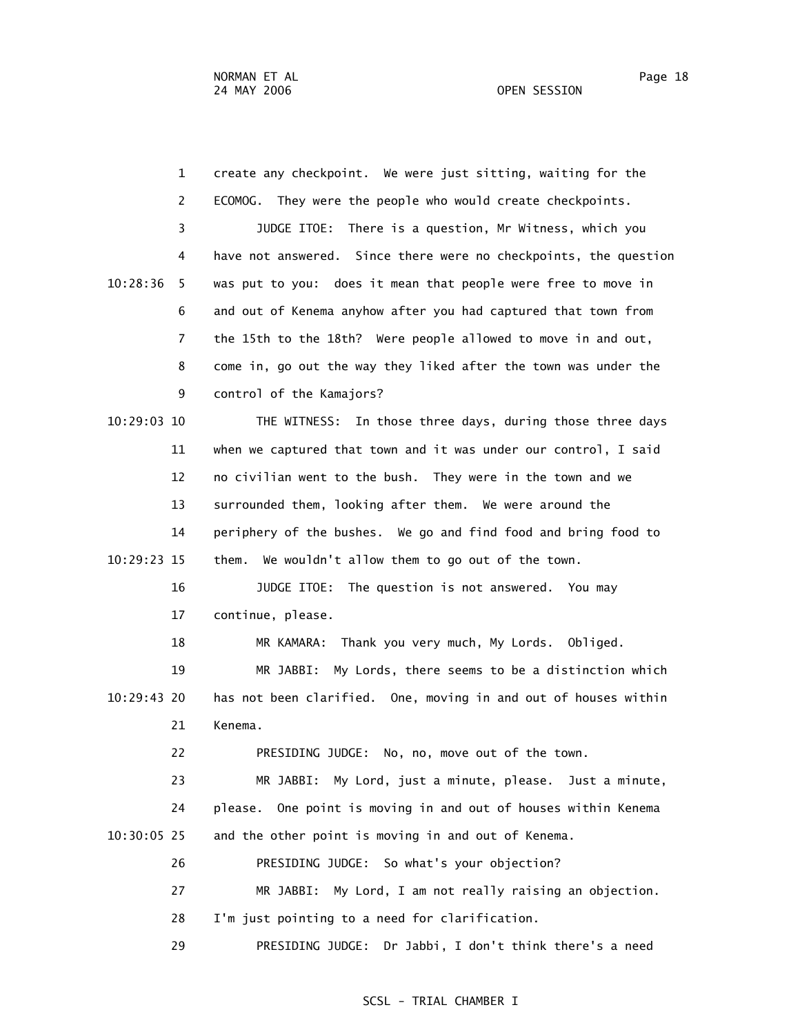create any checkpoint. We were just sitting, waiting for the ECOMOG. They were the people who would create checkpoints.

JUDGE ITOE: There is a question, Mr Witness, which you have not answered. Since there were no checkpoints, the question was put to you: does it mean that people were free to move in and out of Kenema anyhow after you had captured that town from the 15th to the 18th? Were people allowed to move in and out, come in, go out the way they liked after the town was under the control of the Kamajors?

THE WITNESS: In those three days, during those three days when we captured that town and it was under our control, I said no civilian went to the bush. They were in the town and we surrounded them, looking after them. We were around the periphery of the bushes. We go and find food and bring food to them. We wouldn't allow them to go out of the town.

JUDGE ITOE: The question is not answered. You may continue, please.

MR KAMARA: Thank you very much, My Lords. Obliged.

MR JABBI: My Lords, there seems to be a distinction which has not been clarified. One, moving in and out of houses within Kenema.

PRESIDING JUDGE: No, no, move out of the town.

MR JABBI: My Lord, just a minute, please. Just a minute, please. One point is moving in and out of houses within Kenema and the other point is moving in and out of Kenema.

PRESIDING JUDGE: So what's your objection?

MR JABBI: My Lord, I am not really raising an objection. I'm just pointing to a need for clarification.

PRESIDING JUDGE: Dr Jabbi, I don't think there's a need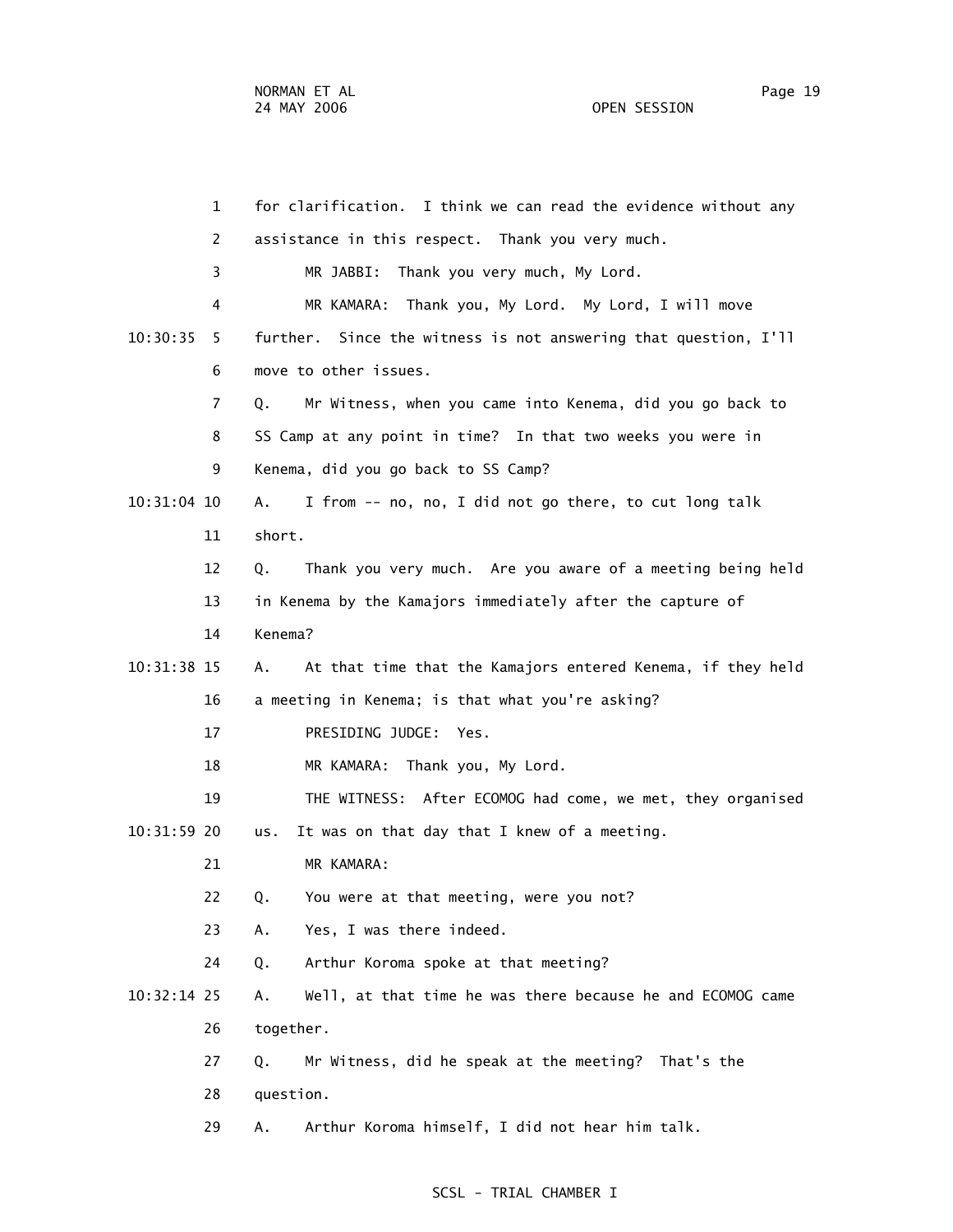1 for clarification. I think we can read the evidence without any
2 assistance in this respect. Thank you very much.
3 MR JABBI: Thank you very much, My Lord.
4 MR KAMARA: Thank you, My Lord. My Lord, I will move
10:30:35 5 further. Since the witness is not answering that question, I'll
6 move to other issues.
7 Q. Mr Witness, when you came into Kenema, did you go back to
8 SS Camp at any point in time? In that two weeks you were in
9 Kenema, did you go back to SS Camp?
10:31:04 10 A. I from -- no, no, I did not go there, to cut long talk
11 short.
12 Q. Thank you very much. Are you aware of a meeting being held
13 in Kenema by the Kamajors immediately after the capture of
14 Kenema?
10:31:38 15 A. At that time that the Kamajors entered Kenema, if they held
16 a meeting in Kenema; is that what you're asking?
17 PRESIDING JUDGE: Yes.
18 MR KAMARA: Thank you, My Lord.
19 THE WITNESS: After ECOMOG had come, we met, they organised
10:31:59 20 us. It was on that day that I knew of a meeting.
21 MR KAMARA:
22 Q. You were at that meeting, were you not?
23 A. Yes, I was there indeed.
24 Q. Arthur Koroma spoke at that meeting?
10:32:14 25 A. Well, at that time he was there because he and ECOMOG came
26 together.
27 Q. Mr Witness, did he speak at the meeting? That's the
28 question.
29 A. Arthur Koroma himself, I did not hear him talk.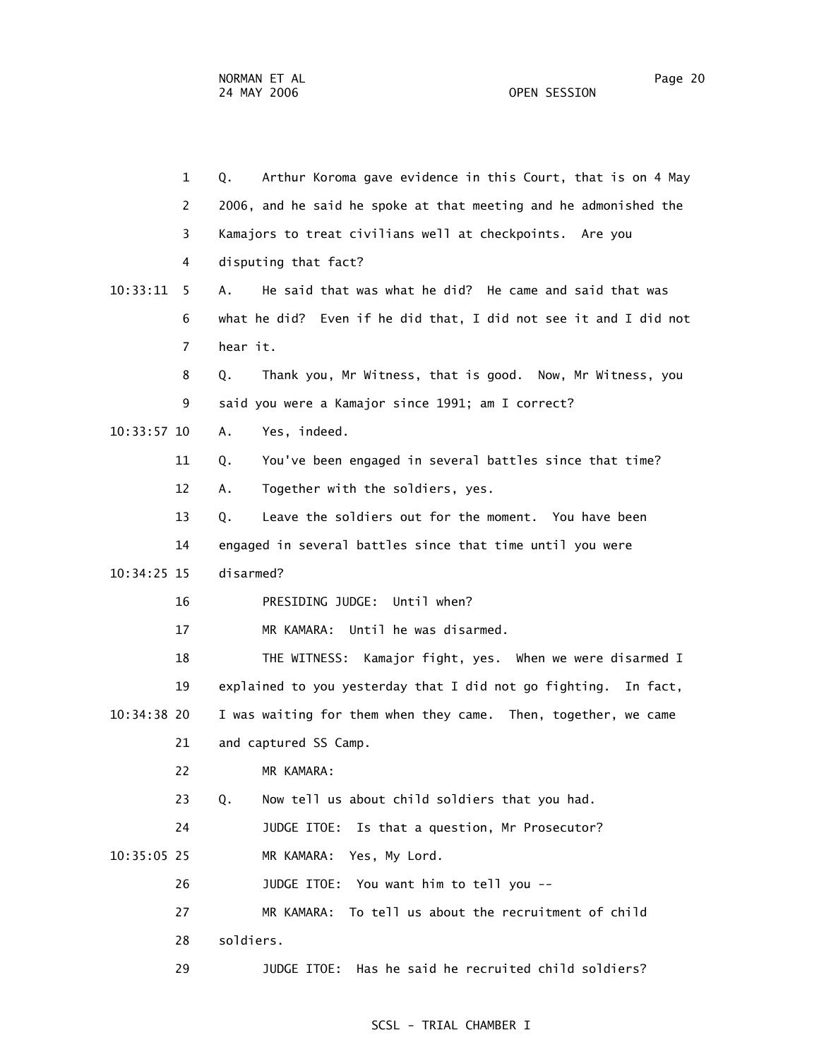Q. Arthur Koroma gave evidence in this Court, that is on 4 May 2006, and he said he spoke at that meeting and he admonished the Kamajors to treat civilians well at checkpoints. Are you disputing that fact?

A. He said that was what he did? He came and said that was what he did? Even if he did that, I did not see it and I did not hear it.

Q. Thank you, Mr Witness, that is good. Now, Mr Witness, you said you were a Kamajor since 1991; am I correct?

A. Yes, indeed.

Q. You've been engaged in several battles since that time?

A. Together with the soldiers, yes.

Q. Leave the soldiers out for the moment. You have been engaged in several battles since that time until you were disarmed?

PRESIDING JUDGE: Until when?

MR KAMARA: Until he was disarmed.

THE WITNESS: Kamajor fight, yes. When we were disarmed I explained to you yesterday that I did not go fighting. In fact, I was waiting for them when they came. Then, together, we came and captured SS Camp.

MR KAMARA:

Q. Now tell us about child soldiers that you had.

JUDGE ITOE: Is that a question, Mr Prosecutor?

MR KAMARA: Yes, My Lord.

JUDGE ITOE: You want him to tell you --

MR KAMARA: To tell us about the recruitment of child soldiers.

JUDGE ITOE: Has he said he recruited child soldiers?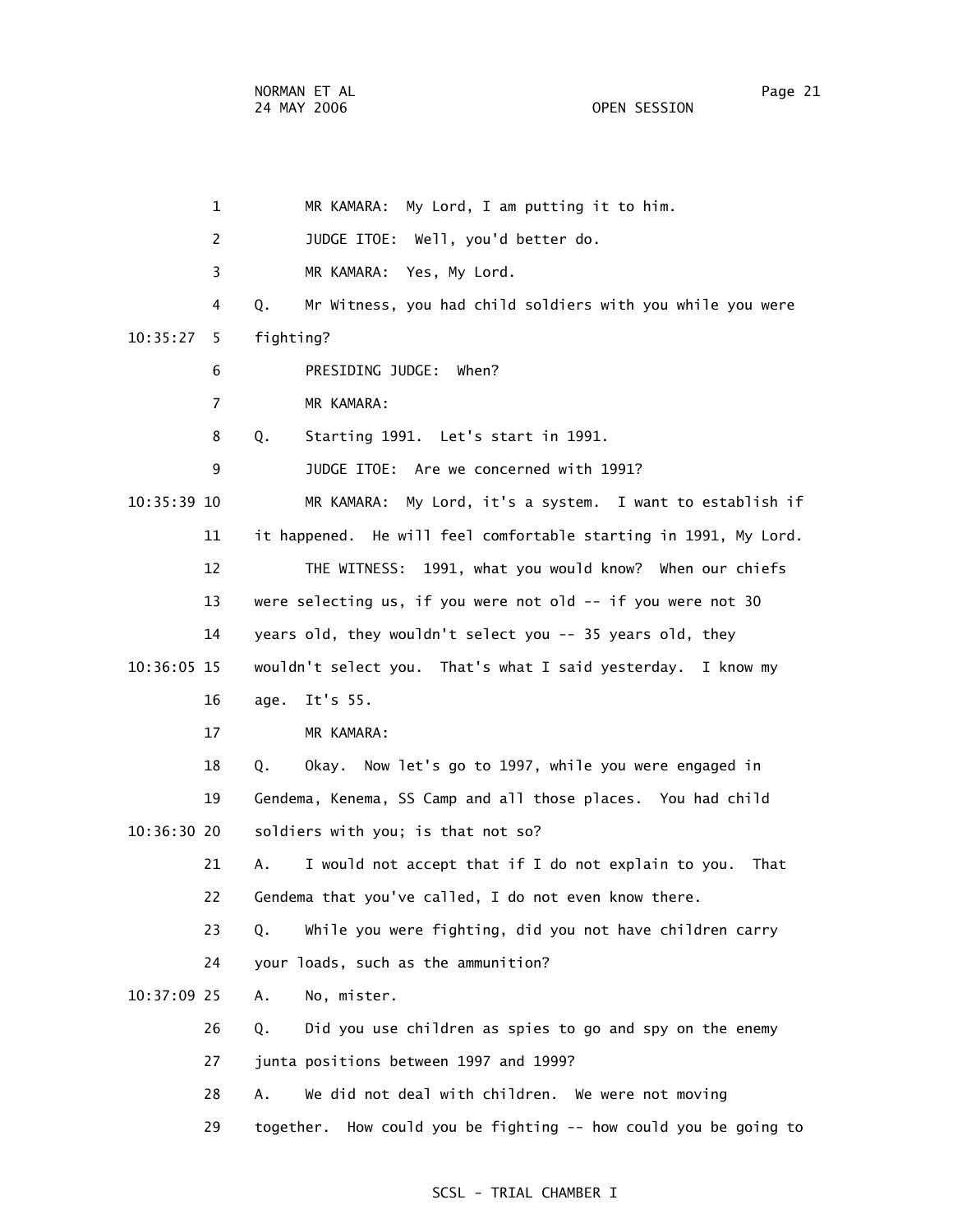MR KAMARA: My Lord, I am putting it to him.

JUDGE ITOE: Well, you'd better do.

MR KAMARA: Yes, My Lord.

Q. Mr Witness, you had child soldiers with you while you were fighting?

PRESIDING JUDGE: When?

MR KAMARA:

Q. Starting 1991. Let's start in 1991.

JUDGE ITOE: Are we concerned with 1991?

MR KAMARA: My Lord, it's a system. I want to establish if it happened. He will feel comfortable starting in 1991, My Lord.

THE WITNESS: 1991, what you would know? When our chiefs were selecting us, if you were not old -- if you were not 30 years old, they wouldn't select you -- 35 years old, they wouldn't select you. That's what I said yesterday. I know my age. It's 55.

MR KAMARA:

Q. Okay. Now let's go to 1997, while you were engaged in Gendema, Kenema, SS Camp and all those places. You had child soldiers with you; is that not so?

A. I would not accept that if I do not explain to you. That Gendema that you've called, I do not even know there.

Q. While you were fighting, did you not have children carry your loads, such as the ammunition?

A. No, mister.

Q. Did you use children as spies to go and spy on the enemy junta positions between 1997 and 1999?

A. We did not deal with children. We were not moving together. How could you be fighting -- how could you be going to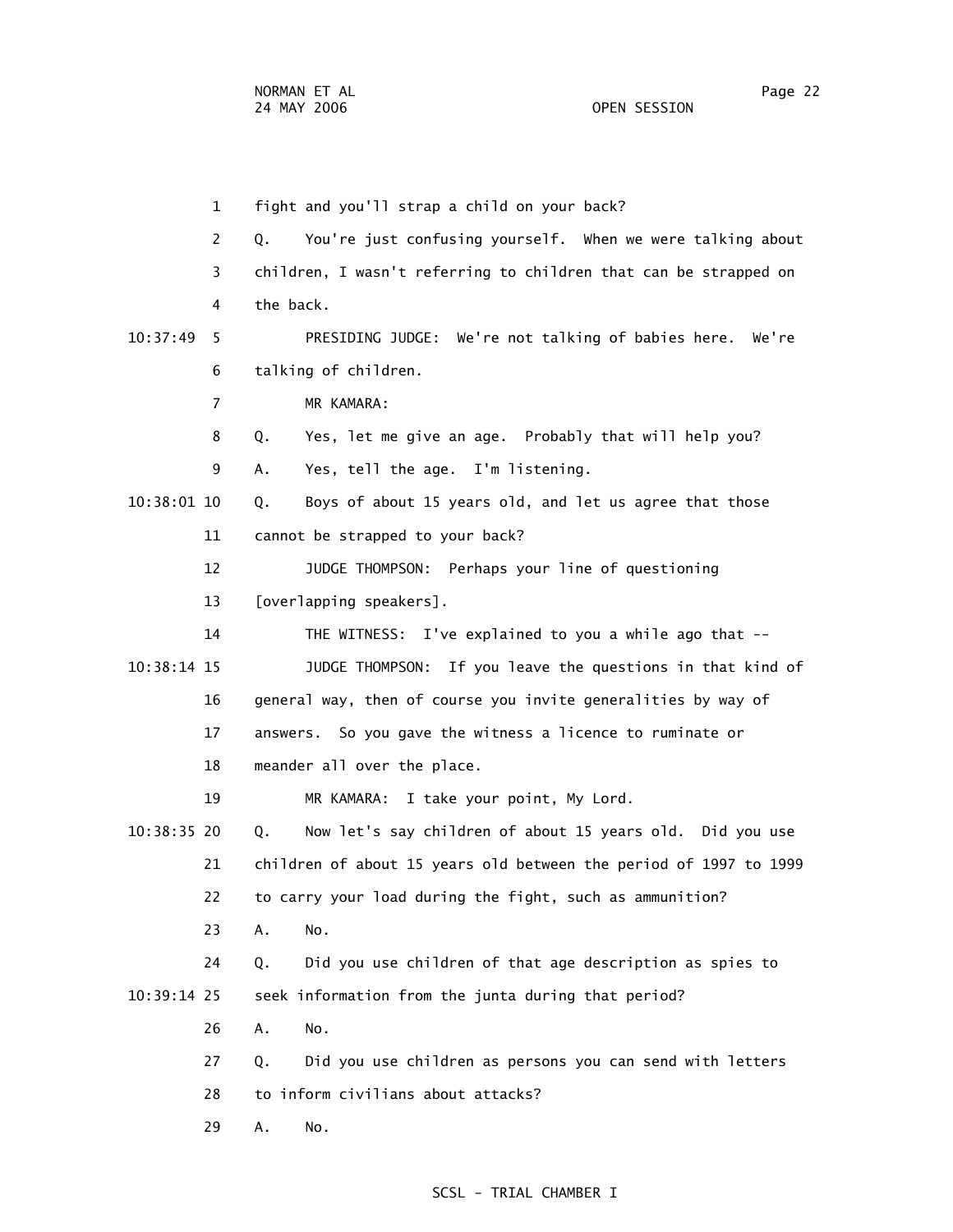fight and you'll strap a child on your back?

Q. You're just confusing yourself. When we were talking about children, I wasn't referring to children that can be strapped on the back.

PRESIDING JUDGE: We're not talking of babies here. We're talking of children.

MR KAMARA:

Q. Yes, let me give an age. Probably that will help you?

A. Yes, tell the age. I'm listening.

Q. Boys of about 15 years old, and let us agree that those cannot be strapped to your back?

JUDGE THOMPSON: Perhaps your line of questioning [overlapping speakers].

THE WITNESS: I've explained to you a while ago that --

JUDGE THOMPSON: If you leave the questions in that kind of general way, then of course you invite generalities by way of answers. So you gave the witness a licence to ruminate or meander all over the place.

MR KAMARA: I take your point, My Lord.

Q. Now let's say children of about 15 years old. Did you use children of about 15 years old between the period of 1997 to 1999 to carry your load during the fight, such as ammunition?

A. No.

Q. Did you use children of that age description as spies to seek information from the junta during that period?

A. No.

Q. Did you use children as persons you can send with letters to inform civilians about attacks?

A. No.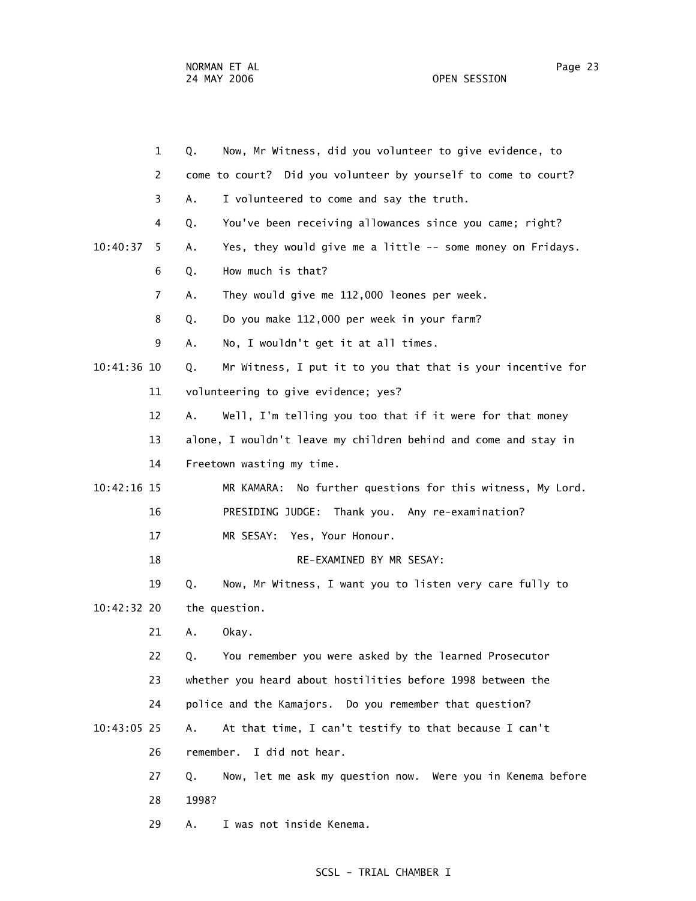Q. Now, Mr Witness, did you volunteer to give evidence, to come to court? Did you volunteer by yourself to come to court?

A. I volunteered to come and say the truth.

Q. You've been receiving allowances since you came; right?

A. Yes, they would give me a little -- some money on Fridays.

Q. How much is that?

A. They would give me 112,000 leones per week.

Q. Do you make 112,000 per week in your farm?

A. No, I wouldn't get it at all times.

Q. Mr Witness, I put it to you that that is your incentive for volunteering to give evidence; yes?

A. Well, I'm telling you too that if it were for that money alone, I wouldn't leave my children behind and come and stay in Freetown wasting my time.

MR KAMARA: No further questions for this witness, My Lord.

PRESIDING JUDGE: Thank you. Any re-examination?

MR SESAY: Yes, Your Honour.

RE-EXAMINED BY MR SESAY:

Q. Now, Mr Witness, I want you to listen very care fully to the question.

A. Okay.

Q. You remember you were asked by the learned Prosecutor whether you heard about hostilities before 1998 between the police and the Kamajors. Do you remember that question?

A. At that time, I can't testify to that because I can't remember. I did not hear.

Q. Now, let me ask my question now. Were you in Kenema before 1998?

A. I was not inside Kenema.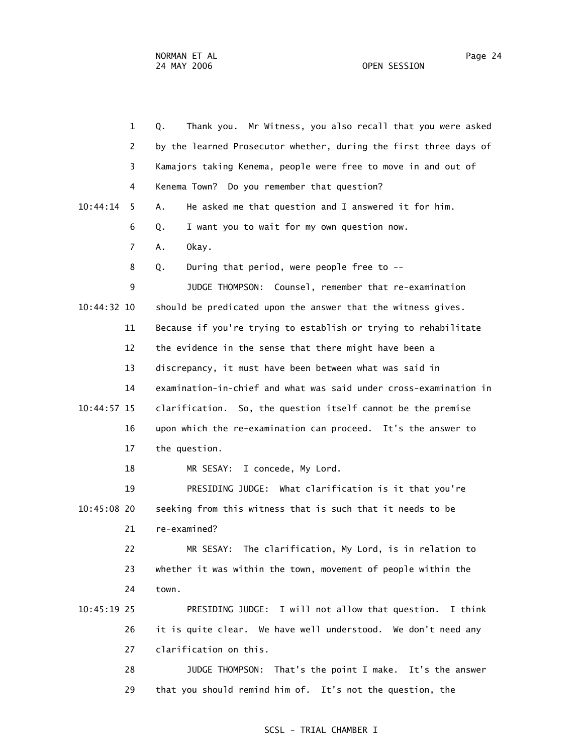1 Q. Thank you. Mr Witness, you also recall that you were asked

2 by the learned Prosecutor whether, during the first three days of

3 Kamajors taking Kenema, people were free to move in and out of

4 Kenema Town? Do you remember that question?

10:44:14 5 A. He asked me that question and I answered it for him.

6 Q. I want you to wait for my own question now.

7 A. Okay.

8 Q. During that period, were people free to --

9 JUDGE THOMPSON: Counsel, remember that re-examination

10:44:32 10 should be predicated upon the answer that the witness gives.

11 Because if you're trying to establish or trying to rehabilitate

12 the evidence in the sense that there might have been a

13 discrepancy, it must have been between what was said in

14 examination-in-chief and what was said under cross-examination in

10:44:57 15 clarification. So, the question itself cannot be the premise

16 upon which the re-examination can proceed. It's the answer to

17 the question.

18 MR SESAY: I concede, My Lord.

19 PRESIDING JUDGE: What clarification is it that you're

10:45:08 20 seeking from this witness that is such that it needs to be

21 re-examined?

22 MR SESAY: The clarification, My Lord, is in relation to

23 whether it was within the town, movement of people within the

24 town.

10:45:19 25 PRESIDING JUDGE: I will not allow that question. I think

26 it is quite clear. We have well understood. We don't need any

27 clarification on this.

28 JUDGE THOMPSON: That's the point I make. It's the answer

29 that you should remind him of. It's not the question, the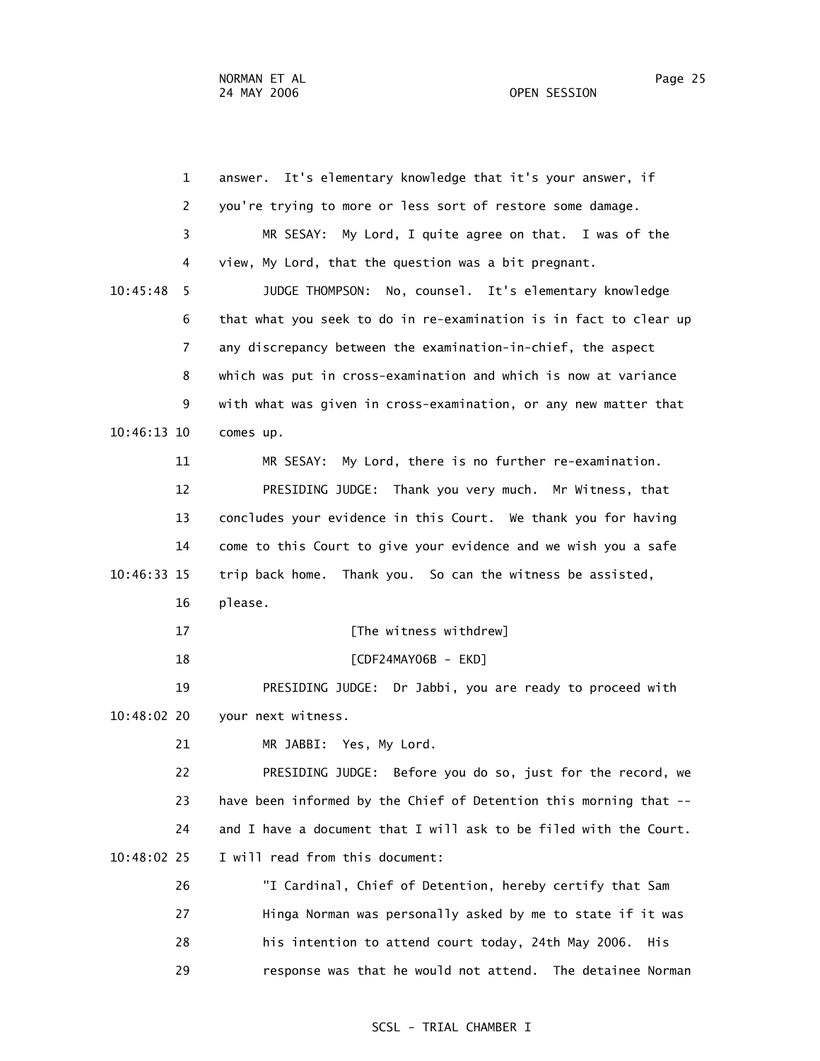answer. It's elementary knowledge that it's your answer, if you're trying to more or less sort of restore some damage.

MR SESAY: My Lord, I quite agree on that. I was of the view, My Lord, that the question was a bit pregnant.

JUDGE THOMPSON: No, counsel. It's elementary knowledge that what you seek to do in re-examination is in fact to clear up any discrepancy between the examination-in-chief, the aspect which was put in cross-examination and which is now at variance with what was given in cross-examination, or any new matter that comes up.

MR SESAY: My Lord, there is no further re-examination.

PRESIDING JUDGE: Thank you very much. Mr Witness, that concludes your evidence in this Court. We thank you for having come to this Court to give your evidence and we wish you a safe trip back home. Thank you. So can the witness be assisted, please.

[The witness withdrew]

[CDF24MAY06B - EKD]

PRESIDING JUDGE: Dr Jabbi, you are ready to proceed with your next witness.

MR JABBI: Yes, My Lord.

PRESIDING JUDGE: Before you do so, just for the record, we have been informed by the Chief of Detention this morning that -- and I have a document that I will ask to be filed with the Court. I will read from this document:

"I Cardinal, Chief of Detention, hereby certify that Sam Hinga Norman was personally asked by me to state if it was his intention to attend court today, 24th May 2006. His response was that he would not attend. The detainee Norman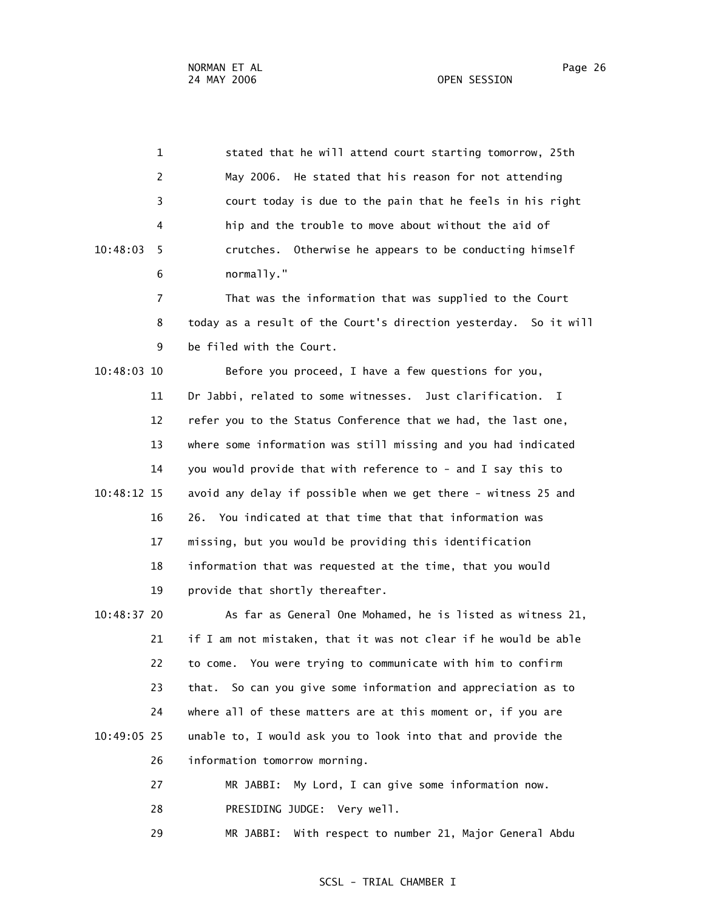stated that he will attend court starting tomorrow, 25th May 2006. He stated that his reason for not attending court today is due to the pain that he feels in his right hip and the trouble to move about without the aid of crutches. Otherwise he appears to be conducting himself normally."

That was the information that was supplied to the Court today as a result of the Court's direction yesterday. So it will be filed with the Court.

Before you proceed, I have a few questions for you, Dr Jabbi, related to some witnesses. Just clarification. I refer you to the Status Conference that we had, the last one, where some information was still missing and you had indicated you would provide that with reference to - and I say this to avoid any delay if possible when we get there - witness 25 and 26. You indicated at that time that that information was missing, but you would be providing this identification information that was requested at the time, that you would provide that shortly thereafter.

As far as General One Mohamed, he is listed as witness 21, if I am not mistaken, that it was not clear if he would be able to come. You were trying to communicate with him to confirm that. So can you give some information and appreciation as to where all of these matters are at this moment or, if you are unable to, I would ask you to look into that and provide the information tomorrow morning.

MR JABBI: My Lord, I can give some information now.

PRESIDING JUDGE: Very well.

MR JABBI: With respect to number 21, Major General Abdu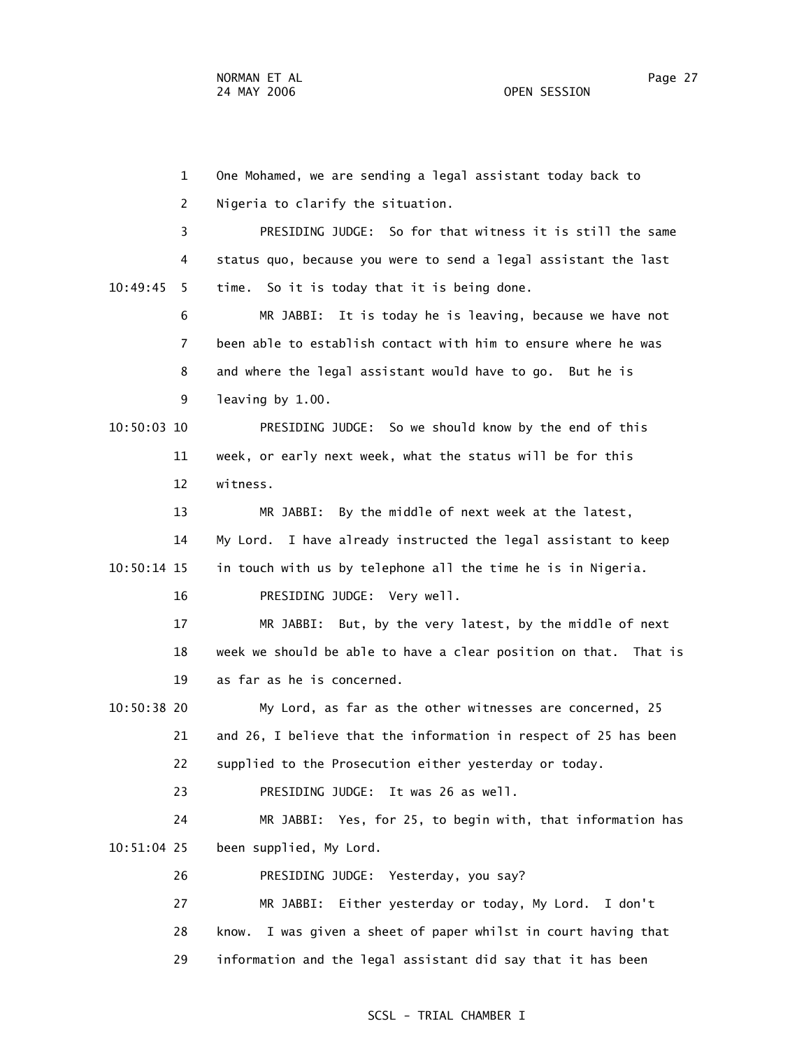1 One Mohamed, we are sending a legal assistant today back to
2 Nigeria to clarify the situation.
3 PRESIDING JUDGE: So for that witness it is still the same
4 status quo, because you were to send a legal assistant the last
10:49:45 5 time. So it is today that it is being done.
6 MR JABBI: It is today he is leaving, because we have not
7 been able to establish contact with him to ensure where he was
8 and where the legal assistant would have to go. But he is
9 leaving by 1.00.
10:50:03 10 PRESIDING JUDGE: So we should know by the end of this
11 week, or early next week, what the status will be for this
12 witness.
13 MR JABBI: By the middle of next week at the latest,
14 My Lord. I have already instructed the legal assistant to keep
10:50:14 15 in touch with us by telephone all the time he is in Nigeria.
16 PRESIDING JUDGE: Very well.
17 MR JABBI: But, by the very latest, by the middle of next
18 week we should be able to have a clear position on that. That is
19 as far as he is concerned.
10:50:38 20 My Lord, as far as the other witnesses are concerned, 25
21 and 26, I believe that the information in respect of 25 has been
22 supplied to the Prosecution either yesterday or today.
23 PRESIDING JUDGE: It was 26 as well.
24 MR JABBI: Yes, for 25, to begin with, that information has
10:51:04 25 been supplied, My Lord.
26 PRESIDING JUDGE: Yesterday, you say?
27 MR JABBI: Either yesterday or today, My Lord. I don't
28 know. I was given a sheet of paper whilst in court having that
29 information and the legal assistant did say that it has been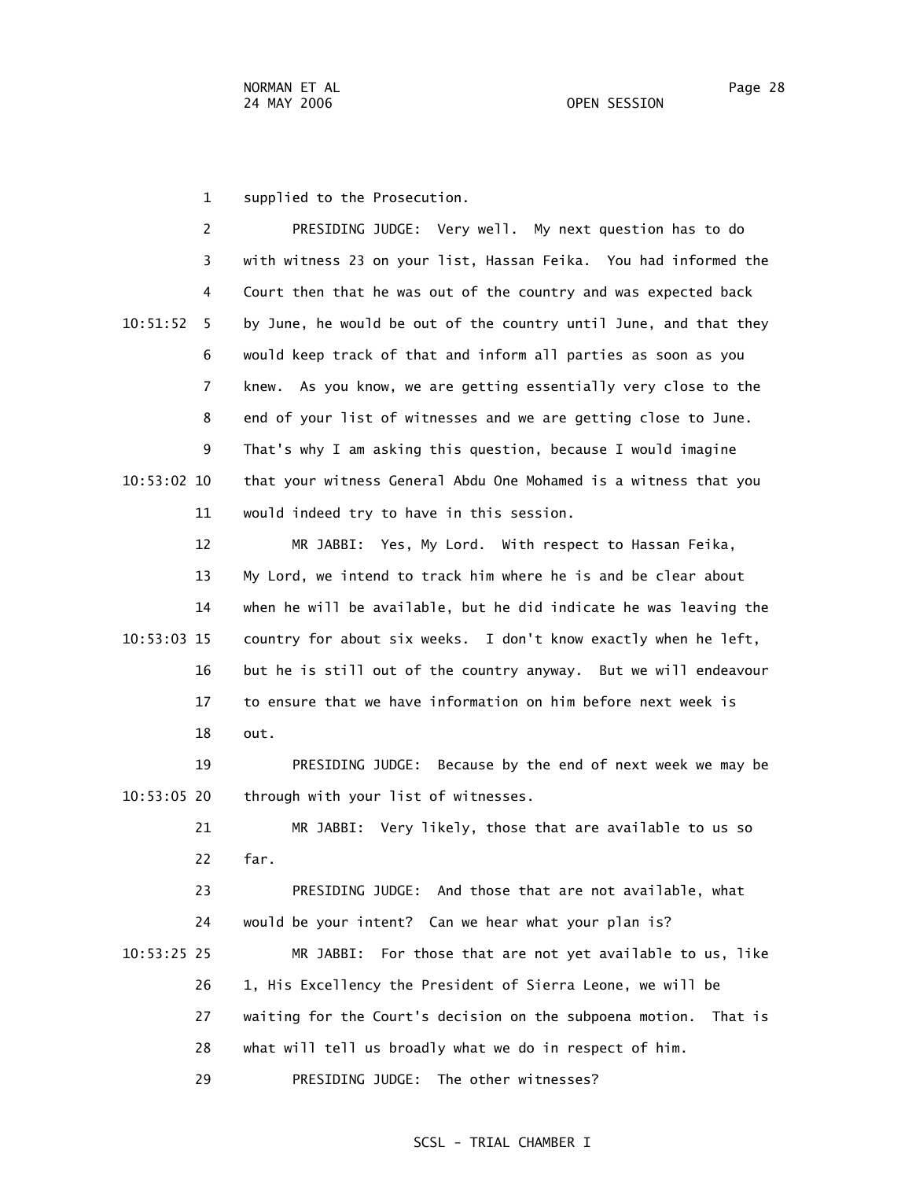supplied to the Prosecution.

PRESIDING JUDGE: Very well. My next question has to do with witness 23 on your list, Hassan Feika. You had informed the Court then that he was out of the country and was expected back by June, he would be out of the country until June, and that they would keep track of that and inform all parties as soon as you knew. As you know, we are getting essentially very close to the end of your list of witnesses and we are getting close to June. That's why I am asking this question, because I would imagine that your witness General Abdu One Mohamed is a witness that you would indeed try to have in this session.

MR JABBI: Yes, My Lord. With respect to Hassan Feika, My Lord, we intend to track him where he is and be clear about when he will be available, but he did indicate he was leaving the country for about six weeks. I don't know exactly when he left, but he is still out of the country anyway. But we will endeavour to ensure that we have information on him before next week is out.

PRESIDING JUDGE: Because by the end of next week we may be through with your list of witnesses.

MR JABBI: Very likely, those that are available to us so far.

PRESIDING JUDGE: And those that are not available, what would be your intent? Can we hear what your plan is?

MR JABBI: For those that are not yet available to us, like 1, His Excellency the President of Sierra Leone, we will be waiting for the Court's decision on the subpoena motion. That is what will tell us broadly what we do in respect of him.

PRESIDING JUDGE: The other witnesses?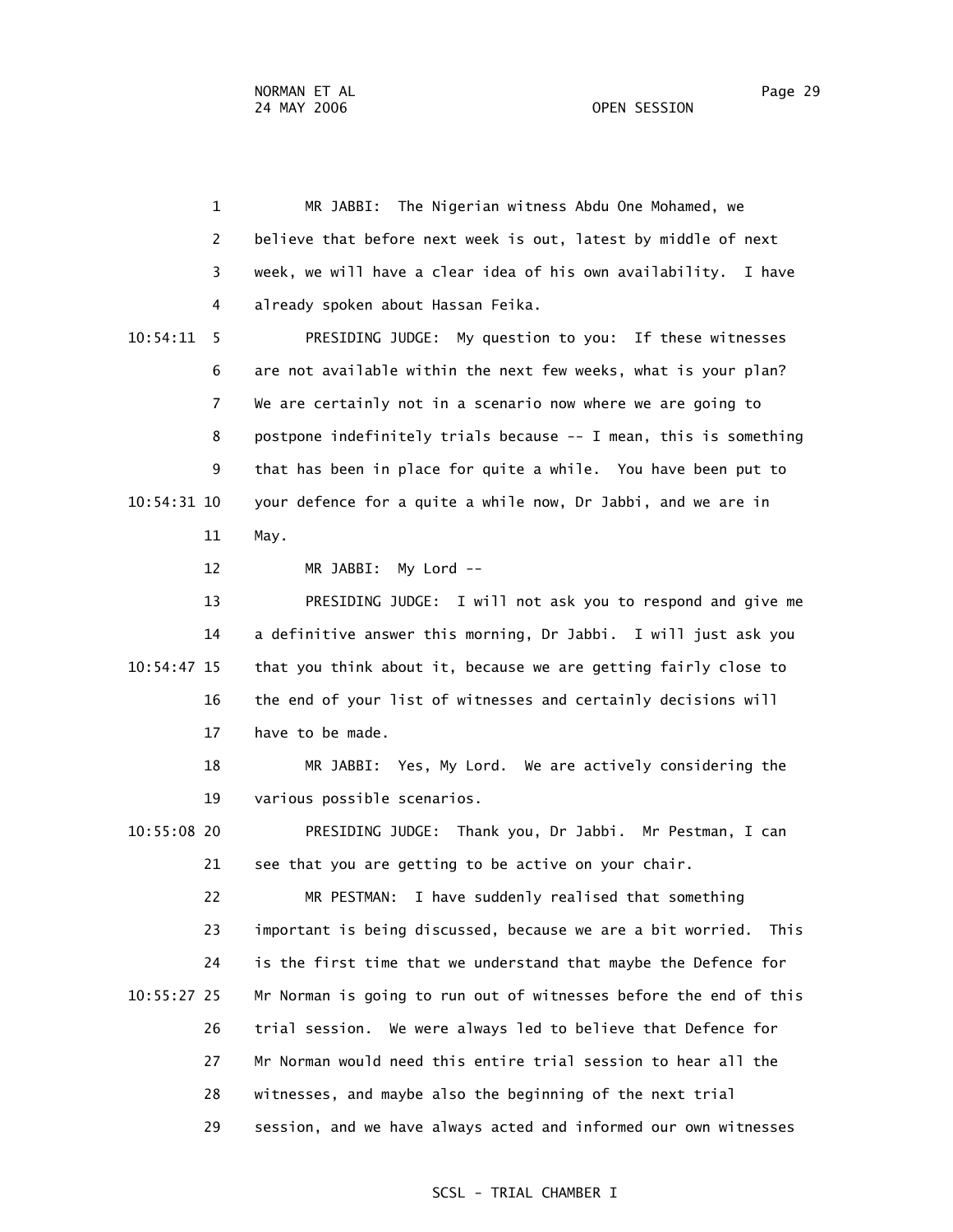MR JABBI: The Nigerian witness Abdu One Mohamed, we believe that before next week is out, latest by middle of next week, we will have a clear idea of his own availability. I have already spoken about Hassan Feika.

PRESIDING JUDGE: My question to you: If these witnesses are not available within the next few weeks, what is your plan? We are certainly not in a scenario now where we are going to postpone indefinitely trials because -- I mean, this is something that has been in place for quite a while. You have been put to your defence for a quite a while now, Dr Jabbi, and we are in May.

MR JABBI: My Lord --

PRESIDING JUDGE: I will not ask you to respond and give me a definitive answer this morning, Dr Jabbi. I will just ask you that you think about it, because we are getting fairly close to the end of your list of witnesses and certainly decisions will have to be made.

MR JABBI: Yes, My Lord. We are actively considering the various possible scenarios.

PRESIDING JUDGE: Thank you, Dr Jabbi. Mr Pestman, I can see that you are getting to be active on your chair.

MR PESTMAN: I have suddenly realised that something important is being discussed, because we are a bit worried. This is the first time that we understand that maybe the Defence for Mr Norman is going to run out of witnesses before the end of this trial session. We were always led to believe that Defence for Mr Norman would need this entire trial session to hear all the witnesses, and maybe also the beginning of the next trial session, and we have always acted and informed our own witnesses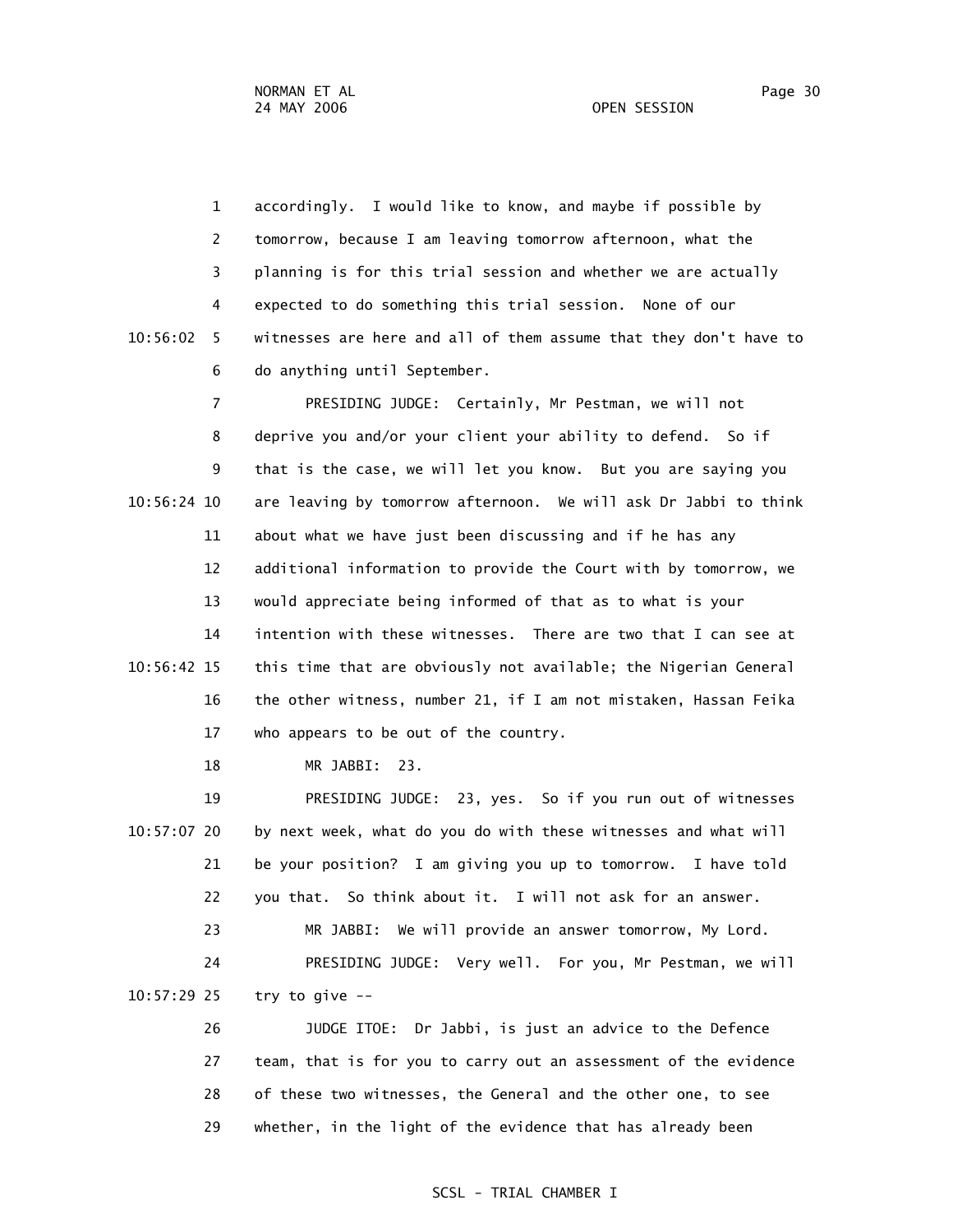accordingly. I would like to know, and maybe if possible by tomorrow, because I am leaving tomorrow afternoon, what the planning is for this trial session and whether we are actually expected to do something this trial session. None of our witnesses are here and all of them assume that they don't have to do anything until September.

PRESIDING JUDGE: Certainly, Mr Pestman, we will not deprive you and/or your client your ability to defend. So if that is the case, we will let you know. But you are saying you are leaving by tomorrow afternoon. We will ask Dr Jabbi to think about what we have just been discussing and if he has any additional information to provide the Court with by tomorrow, we would appreciate being informed of that as to what is your intention with these witnesses. There are two that I can see at this time that are obviously not available; the Nigerian General the other witness, number 21, if I am not mistaken, Hassan Feika who appears to be out of the country.

MR JABBI: 23.

PRESIDING JUDGE: 23, yes. So if you run out of witnesses by next week, what do you do with these witnesses and what will be your position? I am giving you up to tomorrow. I have told you that. So think about it. I will not ask for an answer.

MR JABBI: We will provide an answer tomorrow, My Lord.

PRESIDING JUDGE: Very well. For you, Mr Pestman, we will try to give --

JUDGE ITOE: Dr Jabbi, is just an advice to the Defence team, that is for you to carry out an assessment of the evidence of these two witnesses, the General and the other one, to see whether, in the light of the evidence that has already been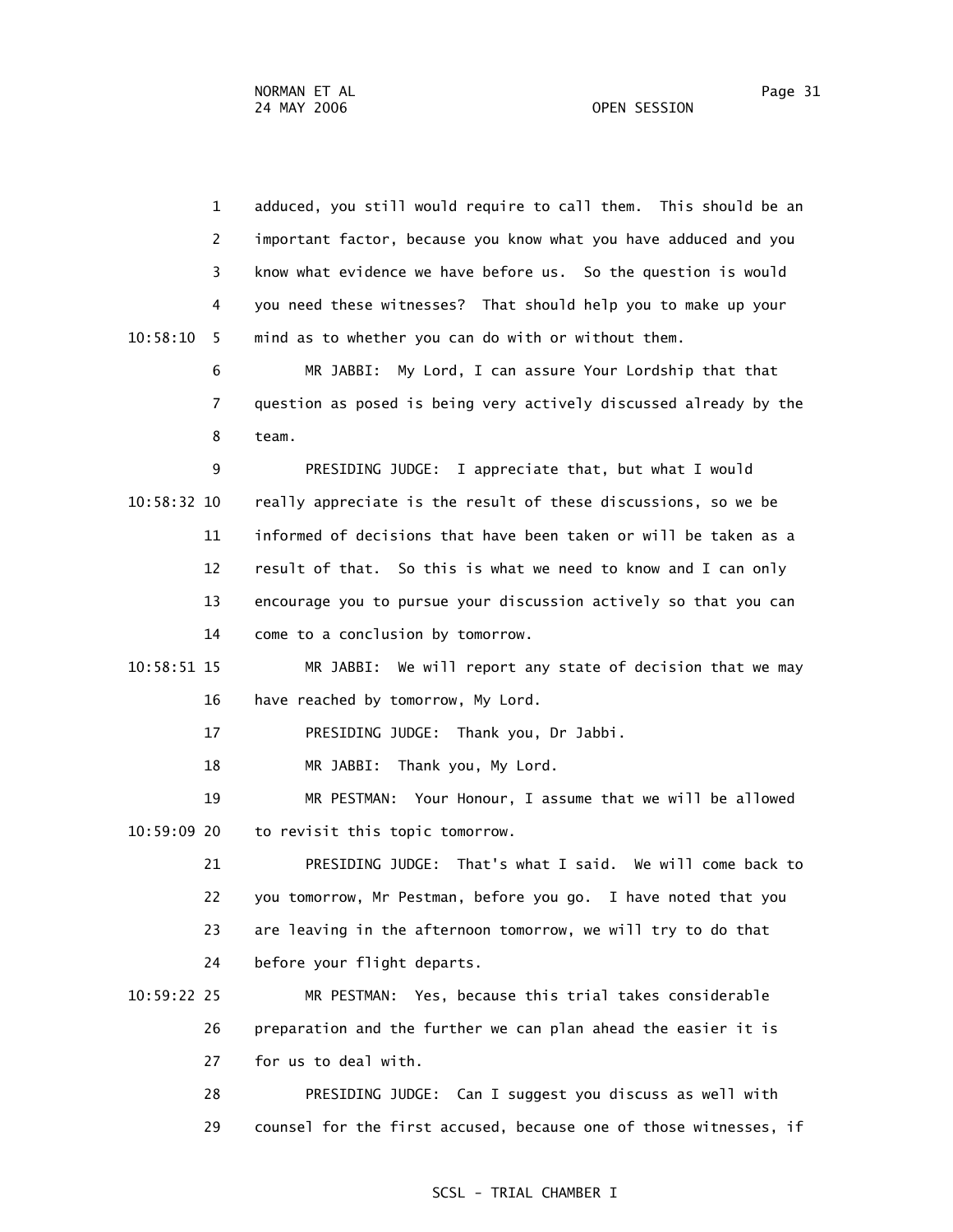1 adduced, you still would require to call them. This should be an
2 important factor, because you know what you have adduced and you
3 know what evidence we have before us. So the question is would
4 you need these witnesses? That should help you to make up your
10:58:10 5 mind as to whether you can do with or without them.

6 MR JABBI: My Lord, I can assure Your Lordship that that
7 question as posed is being very actively discussed already by the
8 team.

9 PRESIDING JUDGE: I appreciate that, but what I would
10:58:32 10 really appreciate is the result of these discussions, so we be
11 informed of decisions that have been taken or will be taken as a
12 result of that. So this is what we need to know and I can only
13 encourage you to pursue your discussion actively so that you can
14 come to a conclusion by tomorrow.

10:58:51 15 MR JABBI: We will report any state of decision that we may
16 have reached by tomorrow, My Lord.

17 PRESIDING JUDGE: Thank you, Dr Jabbi.

18 MR JABBI: Thank you, My Lord.

19 MR PESTMAN: Your Honour, I assume that we will be allowed
10:59:09 20 to revisit this topic tomorrow.

21 PRESIDING JUDGE: That's what I said. We will come back to
22 you tomorrow, Mr Pestman, before you go. I have noted that you
23 are leaving in the afternoon tomorrow, we will try to do that
24 before your flight departs.

10:59:22 25 MR PESTMAN: Yes, because this trial takes considerable
26 preparation and the further we can plan ahead the easier it is
27 for us to deal with.

28 PRESIDING JUDGE: Can I suggest you discuss as well with
29 counsel for the first accused, because one of those witnesses, if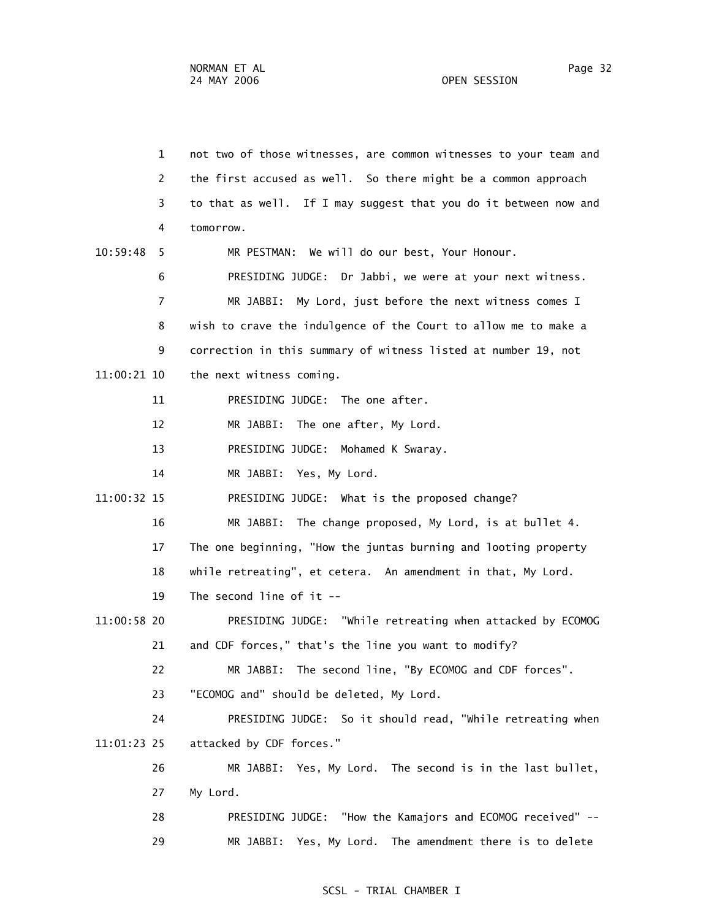1 not two of those witnesses, are common witnesses to your team and
2 the first accused as well. So there might be a common approach
3 to that as well. If I may suggest that you do it between now and
4 tomorrow.

10:59:48 5 MR PESTMAN: We will do our best, Your Honour.

6 PRESIDING JUDGE: Dr Jabbi, we were at your next witness.

7 MR JABBI: My Lord, just before the next witness comes I
8 wish to crave the indulgence of the Court to allow me to make a
9 correction in this summary of witness listed at number 19, not

11:00:21 10 the next witness coming.

11 PRESIDING JUDGE: The one after.

12 MR JABBI: The one after, My Lord.

13 PRESIDING JUDGE: Mohamed K Swaray.

14 MR JABBI: Yes, My Lord.

11:00:32 15 PRESIDING JUDGE: What is the proposed change?

16 MR JABBI: The change proposed, My Lord, is at bullet 4.
17 The one beginning, "How the juntas burning and looting property
18 while retreating", et cetera. An amendment in that, My Lord.
19 The second line of it --

11:00:58 20 PRESIDING JUDGE: "While retreating when attacked by ECOMOG
21 and CDF forces," that's the line you want to modify?

22 MR JABBI: The second line, "By ECOMOG and CDF forces".
23 "ECOMOG and" should be deleted, My Lord.

24 PRESIDING JUDGE: So it should read, "While retreating when

11:01:23 25 attacked by CDF forces."

26 MR JABBI: Yes, My Lord. The second is in the last bullet,
27 My Lord.

28 PRESIDING JUDGE: "How the Kamajors and ECOMOG received" --

29 MR JABBI: Yes, My Lord. The amendment there is to delete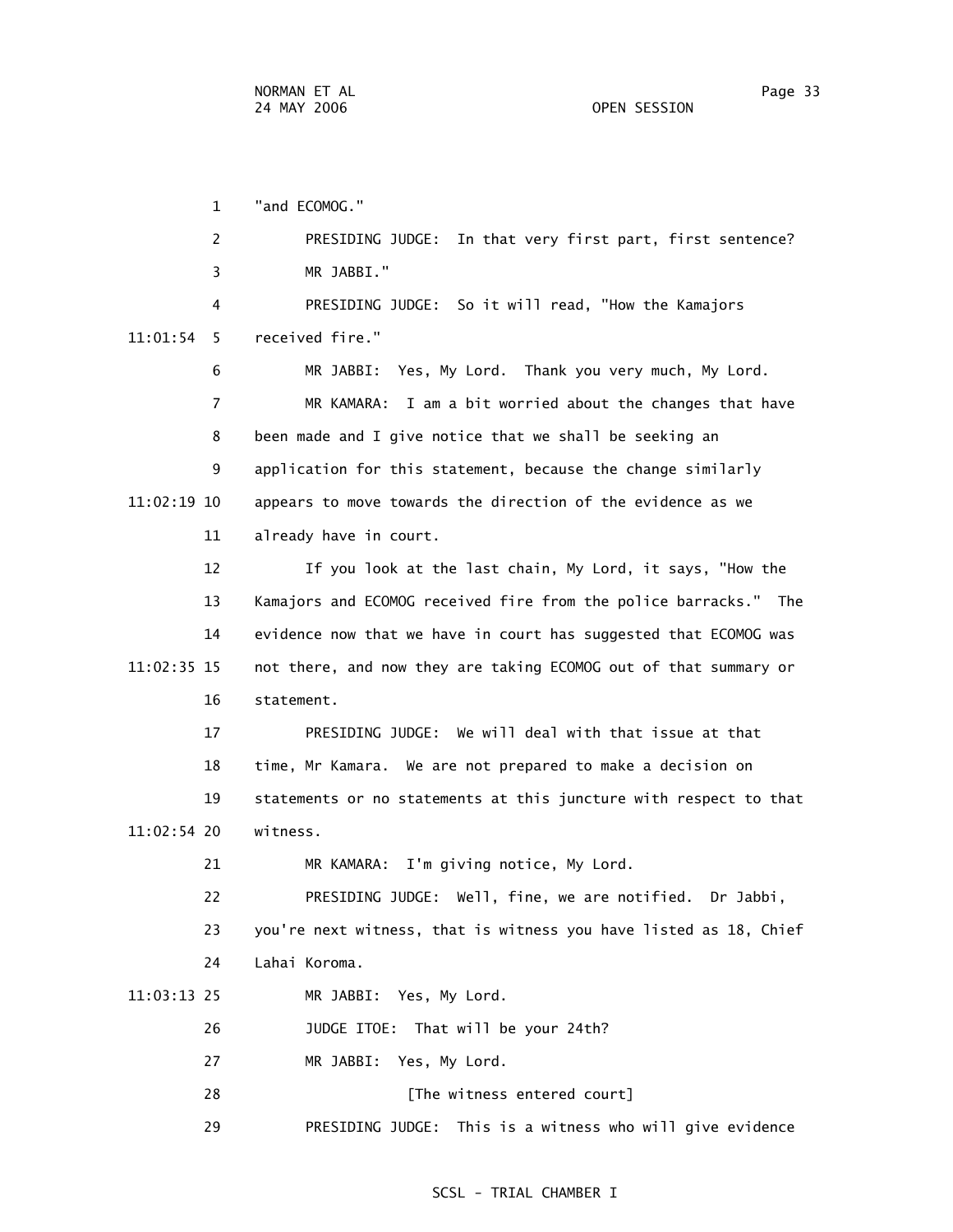1 "and ECOMOG."

2 PRESIDING JUDGE: In that very first part, first sentence?

3 MR JABBI."

4 PRESIDING JUDGE: So it will read, "How the Kamajors

11:01:54 5 received fire."

6 MR JABBI: Yes, My Lord. Thank you very much, My Lord.

7 MR KAMARA: I am a bit worried about the changes that have

8 been made and I give notice that we shall be seeking an

9 application for this statement, because the change similarly

11:02:19 10 appears to move towards the direction of the evidence as we

11 already have in court.

12 If you look at the last chain, My Lord, it says, "How the

13 Kamajors and ECOMOG received fire from the police barracks." The

14 evidence now that we have in court has suggested that ECOMOG was

11:02:35 15 not there, and now they are taking ECOMOG out of that summary or

16 statement.

17 PRESIDING JUDGE: We will deal with that issue at that

18 time, Mr Kamara. We are not prepared to make a decision on

19 statements or no statements at this juncture with respect to that

11:02:54 20 witness.

21 MR KAMARA: I'm giving notice, My Lord.

22 PRESIDING JUDGE: Well, fine, we are notified. Dr Jabbi,

23 you're next witness, that is witness you have listed as 18, Chief

24 Lahai Koroma.

11:03:13 25 MR JABBI: Yes, My Lord.

26 JUDGE ITOE: That will be your 24th?

27 MR JABBI: Yes, My Lord.

28 [The witness entered court]

29 PRESIDING JUDGE: This is a witness who will give evidence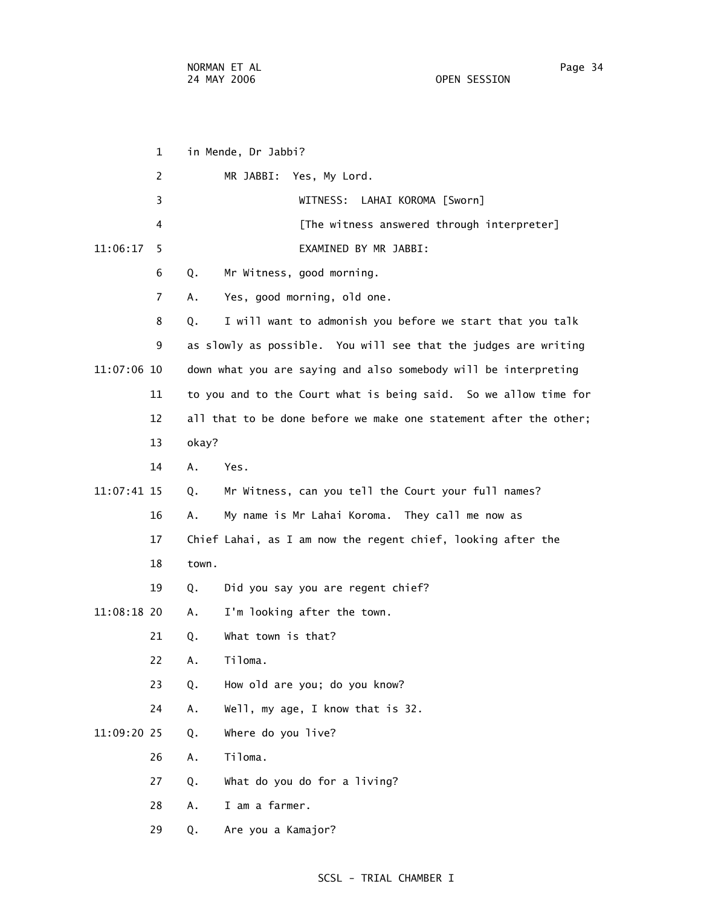in Mende, Dr Jabbi?

MR JABBI: Yes, My Lord.

WITNESS: LAHAI KOROMA [Sworn]

[The witness answered through interpreter]

EXAMINED BY MR JABBI:

Q. Mr Witness, good morning.

A. Yes, good morning, old one.

Q. I will want to admonish you before we start that you talk as slowly as possible. You will see that the judges are writing down what you are saying and also somebody will be interpreting to you and to the Court what is being said. So we allow time for all that to be done before we make one statement after the other; okay?

A. Yes.

Q. Mr Witness, can you tell the Court your full names?

A. My name is Mr Lahai Koroma. They call me now as Chief Lahai, as I am now the regent chief, looking after the town.

Q. Did you say you are regent chief?

A. I'm looking after the town.

Q. What town is that?

A. Tiloma.

Q. How old are you; do you know?

A. Well, my age, I know that is 32.

Q. Where do you live?

A. Tiloma.

Q. What do you do for a living?

A. I am a farmer.

Q. Are you a Kamajor?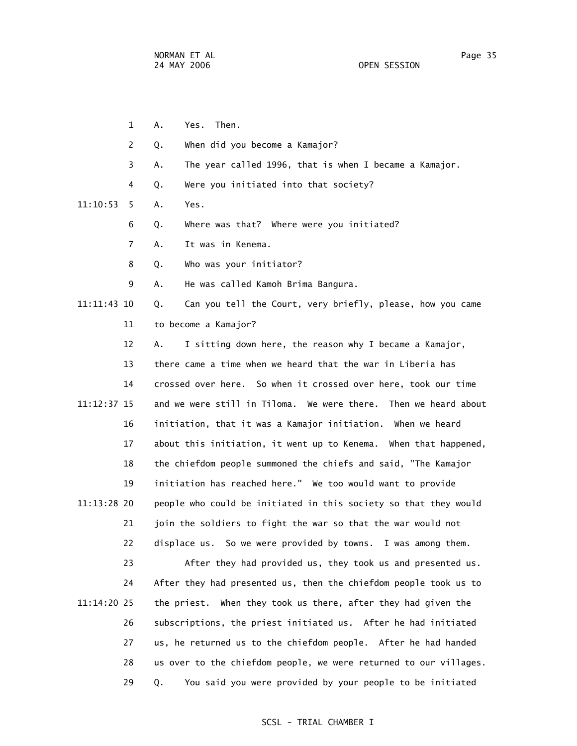A. Yes. Then.

Q. When did you become a Kamajor?

A. The year called 1996, that is when I became a Kamajor.

Q. Were you initiated into that society?

A. Yes.

Q. Where was that? Where were you initiated?

A. It was in Kenema.

Q. Who was your initiator?

A. He was called Kamoh Brima Bangura.

Q. Can you tell the Court, very briefly, please, how you came to become a Kamajor?

A. I sitting down here, the reason why I became a Kamajor, there came a time when we heard that the war in Liberia has crossed over here. So when it crossed over here, took our time and we were still in Tiloma. We were there. Then we heard about initiation, that it was a Kamajor initiation. When we heard about this initiation, it went up to Kenema. When that happened, the chiefdom people summoned the chiefs and said, "The Kamajor initiation has reached here." We too would want to provide people who could be initiated in this society so that they would join the soldiers to fight the war so that the war would not displace us. So we were provided by towns. I was among them.

After they had provided us, they took us and presented us. After they had presented us, then the chiefdom people took us to the priest. When they took us there, after they had given the subscriptions, the priest initiated us. After he had initiated us, he returned us to the chiefdom people. After he had handed us over to the chiefdom people, we were returned to our villages.

Q. You said you were provided by your people to be initiated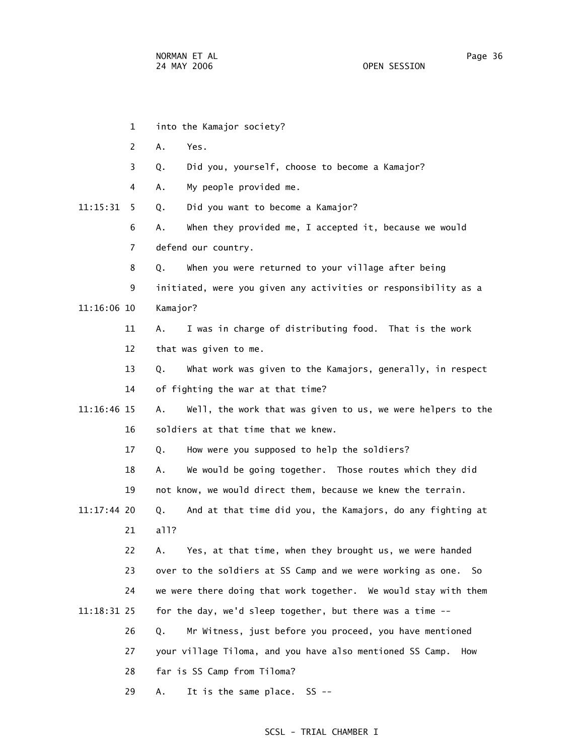into the Kamajor society?

A. Yes.

Q. Did you, yourself, choose to become a Kamajor?

A. My people provided me.

Q. Did you want to become a Kamajor?

A. When they provided me, I accepted it, because we would defend our country.

Q. When you were returned to your village after being initiated, were you given any activities or responsibility as a Kamajor?

A. I was in charge of distributing food. That is the work that was given to me.

Q. What work was given to the Kamajors, generally, in respect of fighting the war at that time?

A. Well, the work that was given to us, we were helpers to the soldiers at that time that we knew.

Q. How were you supposed to help the soldiers?

A. We would be going together. Those routes which they did not know, we would direct them, because we knew the terrain.

Q. And at that time did you, the Kamajors, do any fighting at all?

A. Yes, at that time, when they brought us, we were handed over to the soldiers at SS Camp and we were working as one. So we were there doing that work together. We would stay with them for the day, we'd sleep together, but there was a time --

Q. Mr Witness, just before you proceed, you have mentioned your village Tiloma, and you have also mentioned SS Camp. How far is SS Camp from Tiloma?

A. It is the same place. SS --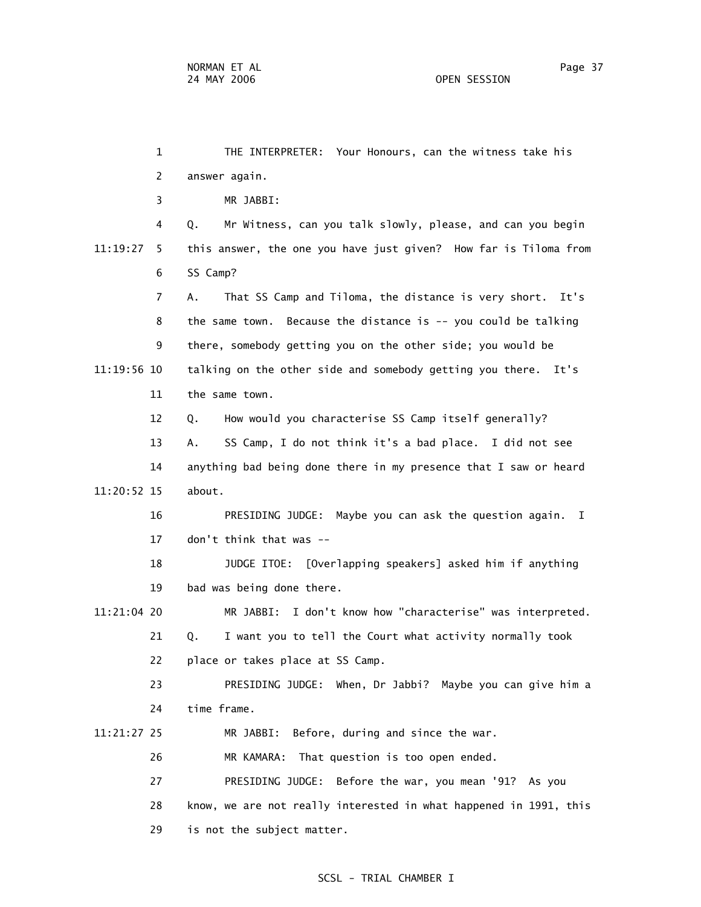THE INTERPRETER: Your Honours, can the witness take his answer again.

MR JABBI:

Q. Mr Witness, can you talk slowly, please, and can you begin this answer, the one you have just given? How far is Tiloma from SS Camp?

A. That SS Camp and Tiloma, the distance is very short. It's the same town. Because the distance is -- you could be talking there, somebody getting you on the other side; you would be talking on the other side and somebody getting you there. It's the same town.

Q. How would you characterise SS Camp itself generally?

A. SS Camp, I do not think it's a bad place. I did not see anything bad being done there in my presence that I saw or heard about.

PRESIDING JUDGE: Maybe you can ask the question again. I don't think that was --

JUDGE ITOE: [Overlapping speakers] asked him if anything bad was being done there.

MR JABBI: I don't know how "characterise" was interpreted.

Q. I want you to tell the Court what activity normally took place or takes place at SS Camp.

PRESIDING JUDGE: When, Dr Jabbi? Maybe you can give him a time frame.

MR JABBI: Before, during and since the war.

MR KAMARA: That question is too open ended.

PRESIDING JUDGE: Before the war, you mean '91? As you know, we are not really interested in what happened in 1991, this is not the subject matter.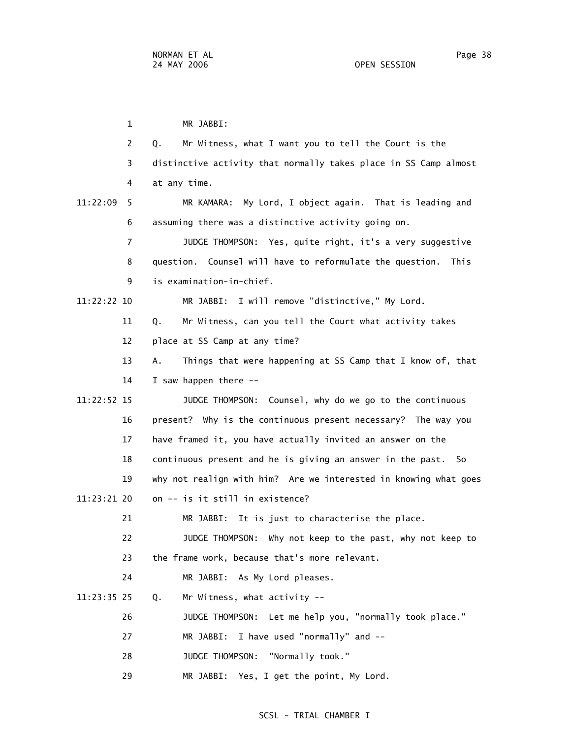MR JABBI:

Q. Mr Witness, what I want to tell the Court is the distinctive activity that normally takes place in SS Camp almost at any time.

11:22:09 MR KAMARA: My Lord, I object again. That is leading and assuming there was a distinctive activity going on.

JUDGE THOMPSON: Yes, quite right, it's a very suggestive question. Counsel will have to reformulate the question. This is examination-in-chief.

11:22:22 MR JABBI: I will remove "distinctive," My Lord.

Q. Mr Witness, can you tell the Court what activity takes place at SS Camp at any time?

A. Things that were happening at SS Camp that I know of, that I saw happen there --

11:22:52 JUDGE THOMPSON: Counsel, why do we go to the continuous present? Why is the continuous present necessary? The way you have framed it, you have actually invited an answer on the continuous present and he is giving an answer in the past. So why not realign with him? Are we interested in knowing what goes

11:23:21 on -- is it still in existence?

MR JABBI: It is just to characterise the place.

JUDGE THOMPSON: Why not keep to the past, why not keep to the frame work, because that's more relevant.

MR JABBI: As My Lord pleases.

11:23:35 Q. Mr Witness, what activity --

JUDGE THOMPSON: Let me help you, "normally took place."

MR JABBI: I have used "normally" and --

JUDGE THOMPSON: "Normally took."

MR JABBI: Yes, I get the point, My Lord.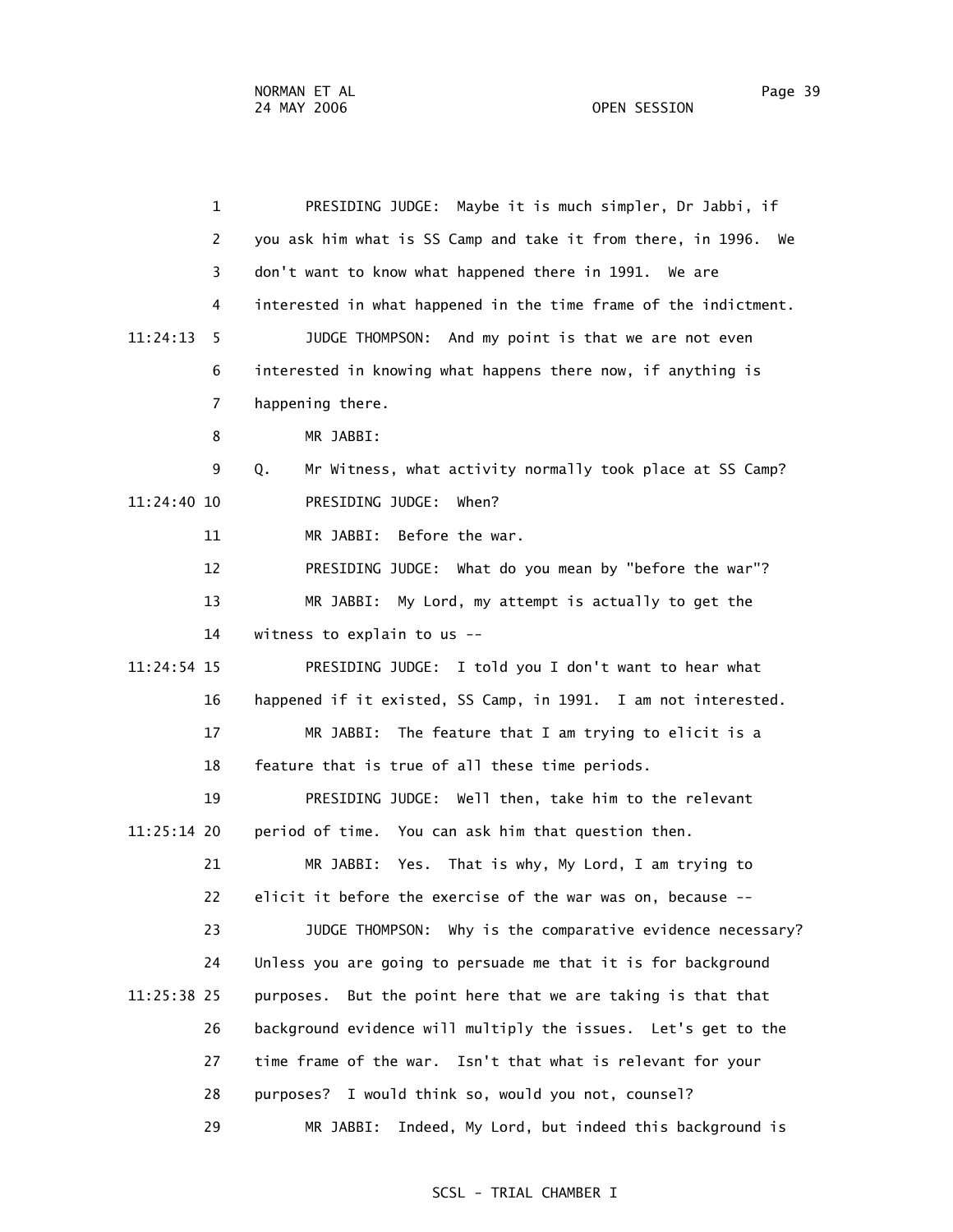1 PRESIDING JUDGE: Maybe it is much simpler, Dr Jabbi, if
2 you ask him what is SS Camp and take it from there, in 1996. We
3 don't want to know what happened there in 1991. We are
4 interested in what happened in the time frame of the indictment.
11:24:13 5 JUDGE THOMPSON: And my point is that we are not even
6 interested in knowing what happens there now, if anything is
7 happening there.
8 MR JABBI:
9 Q. Mr Witness, what activity normally took place at SS Camp?
11:24:40 10 PRESIDING JUDGE: When?
11 MR JABBI: Before the war.
12 PRESIDING JUDGE: What do you mean by "before the war"?
13 MR JABBI: My Lord, my attempt is actually to get the
14 witness to explain to us --
11:24:54 15 PRESIDING JUDGE: I told you I don't want to hear what
16 happened if it existed, SS Camp, in 1991. I am not interested.
17 MR JABBI: The feature that I am trying to elicit is a
18 feature that is true of all these time periods.
19 PRESIDING JUDGE: Well then, take him to the relevant
11:25:14 20 period of time. You can ask him that question then.
21 MR JABBI: Yes. That is why, My Lord, I am trying to
22 elicit it before the exercise of the war was on, because --
23 JUDGE THOMPSON: Why is the comparative evidence necessary?
24 Unless you are going to persuade me that it is for background
11:25:38 25 purposes. But the point here that we are taking is that that
26 background evidence will multiply the issues. Let's get to the
27 time frame of the war. Isn't that what is relevant for your
28 purposes? I would think so, would you not, counsel?
29 MR JABBI: Indeed, My Lord, but indeed this background is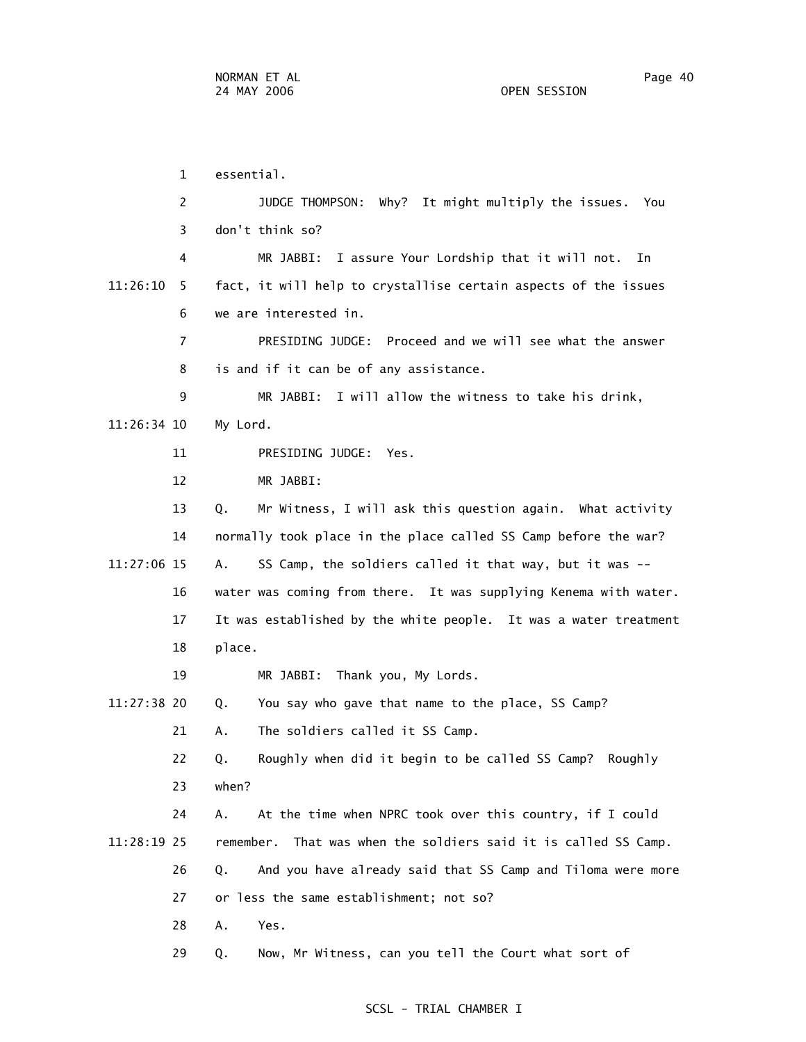1 essential.

2 JUDGE THOMPSON: Why? It might multiply the issues. You

3 don't think so?

4 MR JABBI: I assure Your Lordship that it will not. In

11:26:10 5 fact, it will help to crystallise certain aspects of the issues

6 we are interested in.

7 PRESIDING JUDGE: Proceed and we will see what the answer

8 is and if it can be of any assistance.

9 MR JABBI: I will allow the witness to take his drink,

11:26:34 10 My Lord.

11 PRESIDING JUDGE: Yes.

12 MR JABBI:

13 Q. Mr Witness, I will ask this question again. What activity

14 normally took place in the place called SS Camp before the war?

11:27:06 15 A. SS Camp, the soldiers called it that way, but it was --

16 water was coming from there. It was supplying Kenema with water.

17 It was established by the white people. It was a water treatment

18 place.

19 MR JABBI: Thank you, My Lords.

11:27:38 20 Q. You say who gave that name to the place, SS Camp?

21 A. The soldiers called it SS Camp.

22 Q. Roughly when did it begin to be called SS Camp? Roughly

23 when?

24 A. At the time when NPRC took over this country, if I could

11:28:19 25 remember. That was when the soldiers said it is called SS Camp.

26 Q. And you have already said that SS Camp and Tiloma were more

27 or less the same establishment; not so?

28 A. Yes.

29 Q. Now, Mr Witness, can you tell the Court what sort of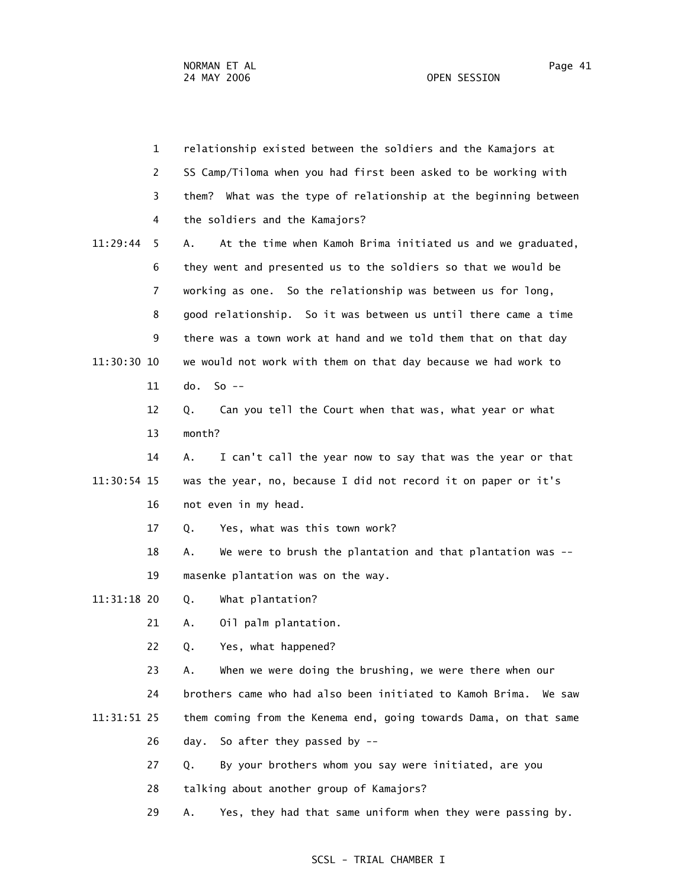relationship existed between the soldiers and the Kamajors at SS Camp/Tiloma when you had first been asked to be working with them? What was the type of relationship at the beginning between the soldiers and the Kamajors?

A. At the time when Kamoh Brima initiated us and we graduated, they went and presented us to the soldiers so that we would be working as one. So the relationship was between us for long, good relationship. So it was between us until there came a time there was a town work at hand and we told them that on that day we would not work with them on that day because we had work to do. So --

Q. Can you tell the Court when that was, what year or what month?

A. I can't call the year now to say that was the year or that was the year, no, because I did not record it on paper or it's not even in my head.

Q. Yes, what was this town work?

A. We were to brush the plantation and that plantation was -- masenke plantation was on the way.

Q. What plantation?

A. Oil palm plantation.

Q. Yes, what happened?

A. When we were doing the brushing, we were there when our brothers came who had also been initiated to Kamoh Brima. We saw them coming from the Kenema end, going towards Dama, on that same day. So after they passed by --

Q. By your brothers whom you say were initiated, are you talking about another group of Kamajors?

A. Yes, they had that same uniform when they were passing by.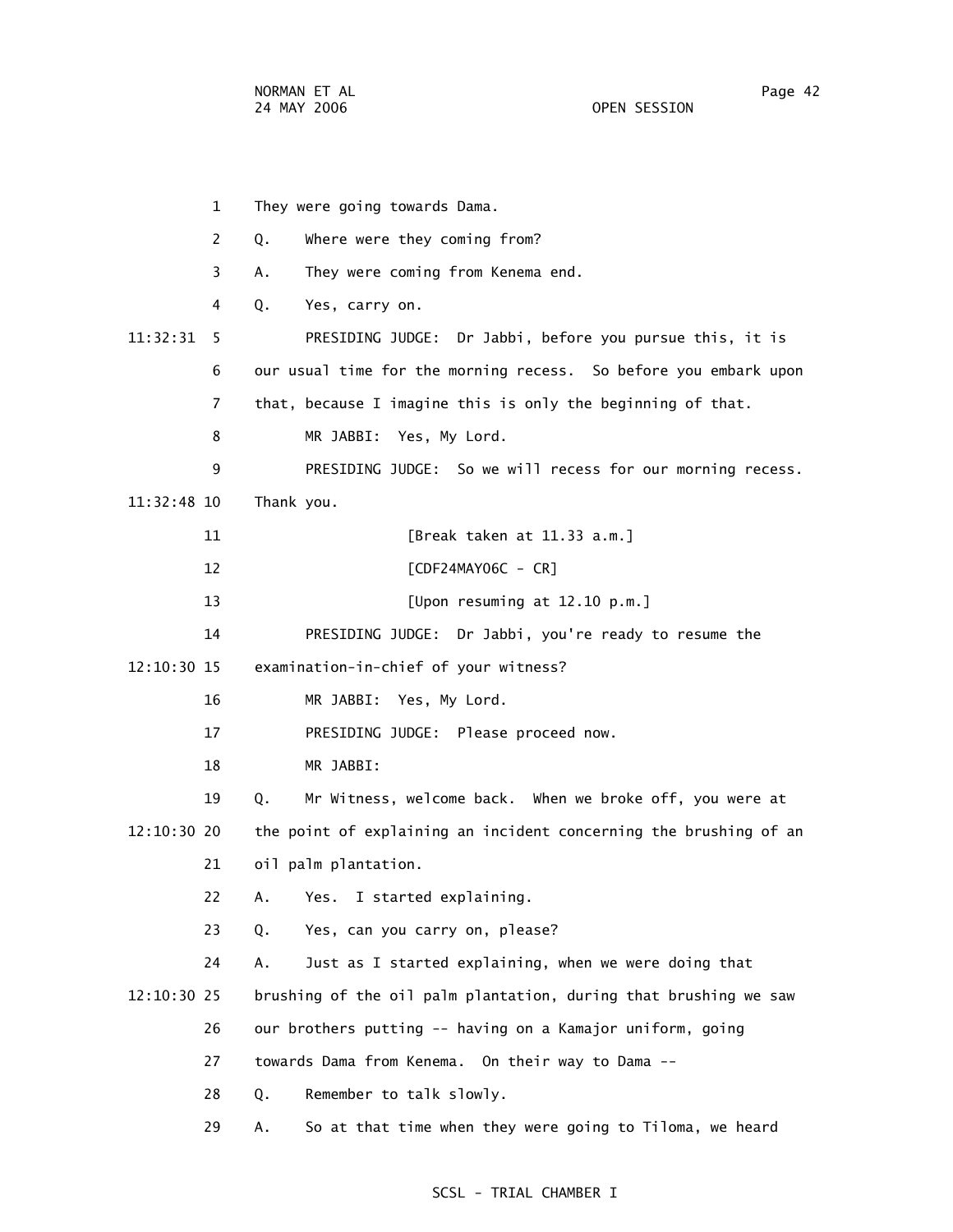1 They were going towards Dama.

2 Q. Where were they coming from?

3 A. They were coming from Kenema end.

4 Q. Yes, carry on.

11:32:31 5 PRESIDING JUDGE: Dr Jabbi, before you pursue this, it is

6 our usual time for the morning recess. So before you embark upon

7 that, because I imagine this is only the beginning of that.

8 MR JABBI: Yes, My Lord.

9 PRESIDING JUDGE: So we will recess for our morning recess.

11:32:48 10 Thank you.

11 [Break taken at 11.33 a.m.]

12 [CDF24MAY06C - CR]

13 [Upon resuming at 12.10 p.m.]

14 PRESIDING JUDGE: Dr Jabbi, you're ready to resume the

12:10:30 15 examination-in-chief of your witness?

16 MR JABBI: Yes, My Lord.

17 PRESIDING JUDGE: Please proceed now.

18 MR JABBI:

19 Q. Mr Witness, welcome back. When we broke off, you were at

12:10:30 20 the point of explaining an incident concerning the brushing of an

21 oil palm plantation.

22 A. Yes. I started explaining.

23 Q. Yes, can you carry on, please?

24 A. Just as I started explaining, when we were doing that

12:10:30 25 brushing of the oil palm plantation, during that brushing we saw

26 our brothers putting -- having on a Kamajor uniform, going

27 towards Dama from Kenema. On their way to Dama --

28 Q. Remember to talk slowly.

29 A. So at that time when they were going to Tiloma, we heard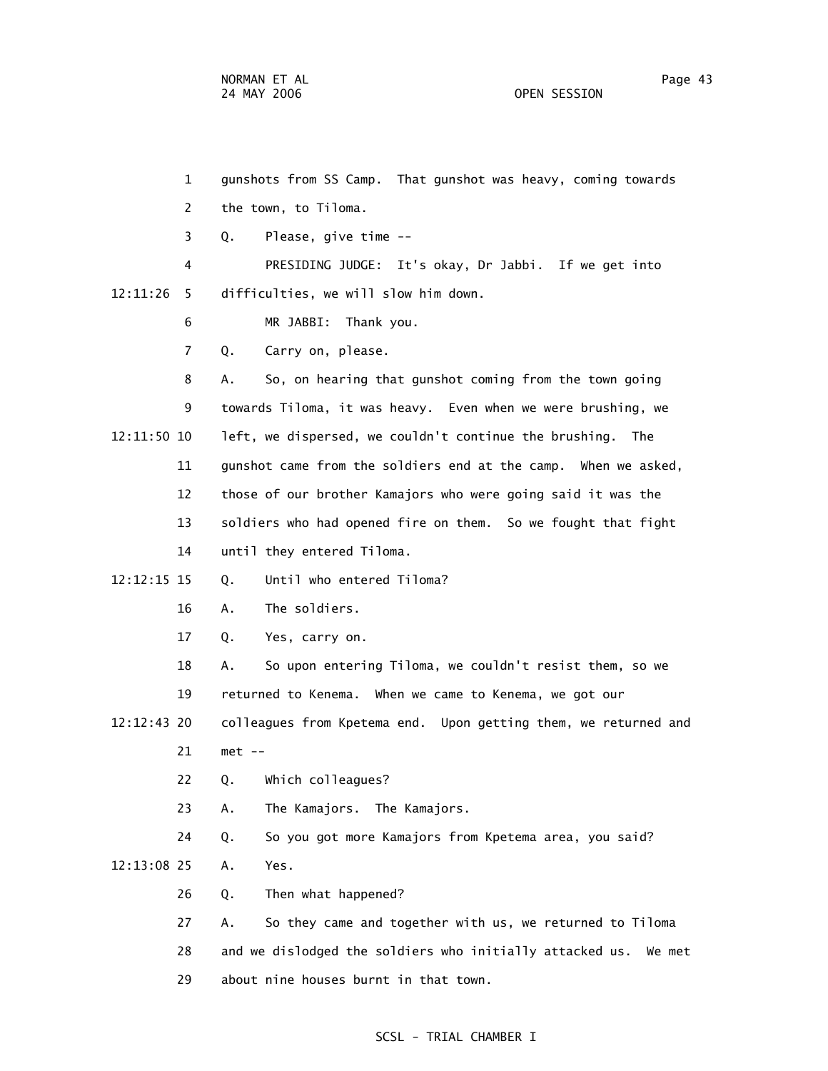1 gunshots from SS Camp. That gunshot was heavy, coming towards

2 the town, to Tiloma.

3 Q. Please, give time --

4 PRESIDING JUDGE: It's okay, Dr Jabbi. If we get into

12:11:26 5 difficulties, we will slow him down.

6 MR JABBI: Thank you.

7 Q. Carry on, please.

8 A. So, on hearing that gunshot coming from the town going

9 towards Tiloma, it was heavy. Even when we were brushing, we

12:11:50 10 left, we dispersed, we couldn't continue the brushing. The

11 gunshot came from the soldiers end at the camp. When we asked,

12 those of our brother Kamajors who were going said it was the

13 soldiers who had opened fire on them. So we fought that fight

14 until they entered Tiloma.

12:12:15 15 Q. Until who entered Tiloma?

16 A. The soldiers.

17 Q. Yes, carry on.

18 A. So upon entering Tiloma, we couldn't resist them, so we

19 returned to Kenema. When we came to Kenema, we got our

12:12:43 20 colleagues from Kpetema end. Upon getting them, we returned and

21 met --

22 Q. Which colleagues?

23 A. The Kamajors. The Kamajors.

24 Q. So you got more Kamajors from Kpetema area, you said?

12:13:08 25 A. Yes.

26 Q. Then what happened?

27 A. So they came and together with us, we returned to Tiloma

28 and we dislodged the soldiers who initially attacked us. We met

29 about nine houses burnt in that town.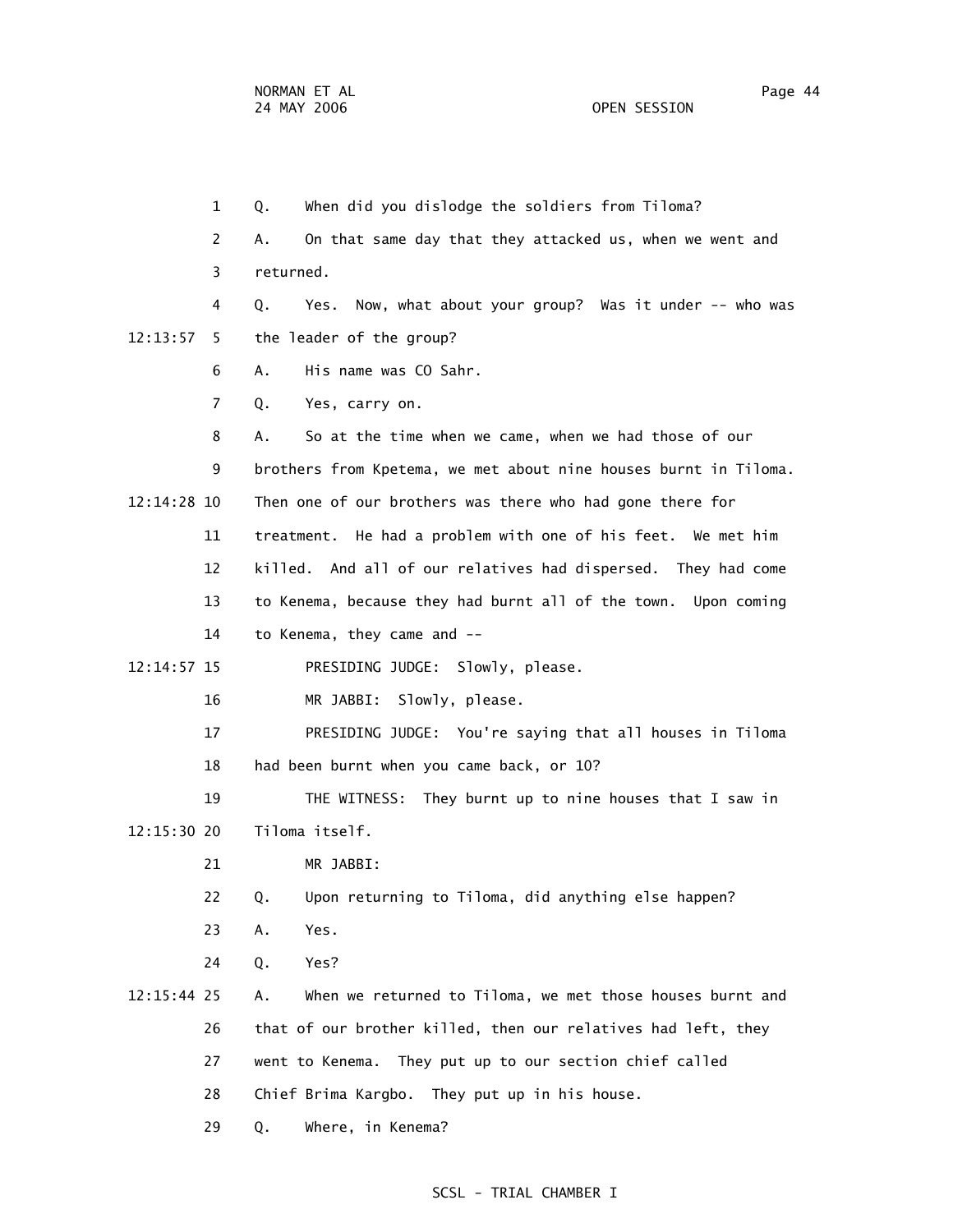1 Q. When did you dislodge the soldiers from Tiloma?

2 A. On that same day that they attacked us, when we went and

3 returned.

4 Q. Yes. Now, what about your group? Was it under -- who was

12:13:57 5 the leader of the group?

6 A. His name was CO Sahr.

7 Q. Yes, carry on.

8 A. So at the time when we came, when we had those of our

9 brothers from Kpetema, we met about nine houses burnt in Tiloma.

12:14:28 10 Then one of our brothers was there who had gone there for

11 treatment. He had a problem with one of his feet. We met him

12 killed. And all of our relatives had dispersed. They had come

13 to Kenema, because they had burnt all of the town. Upon coming

14 to Kenema, they came and --

12:14:57 15 PRESIDING JUDGE: Slowly, please.

16 MR JABBI: Slowly, please.

17 PRESIDING JUDGE: You're saying that all houses in Tiloma

18 had been burnt when you came back, or 10?

19 THE WITNESS: They burnt up to nine houses that I saw in

12:15:30 20 Tiloma itself.

21 MR JABBI:

22 Q. Upon returning to Tiloma, did anything else happen?

23 A. Yes.

24 Q. Yes?

12:15:44 25 A. When we returned to Tiloma, we met those houses burnt and

26 that of our brother killed, then our relatives had left, they

27 went to Kenema. They put up to our section chief called

28 Chief Brima Kargbo. They put up in his house.

29 Q. Where, in Kenema?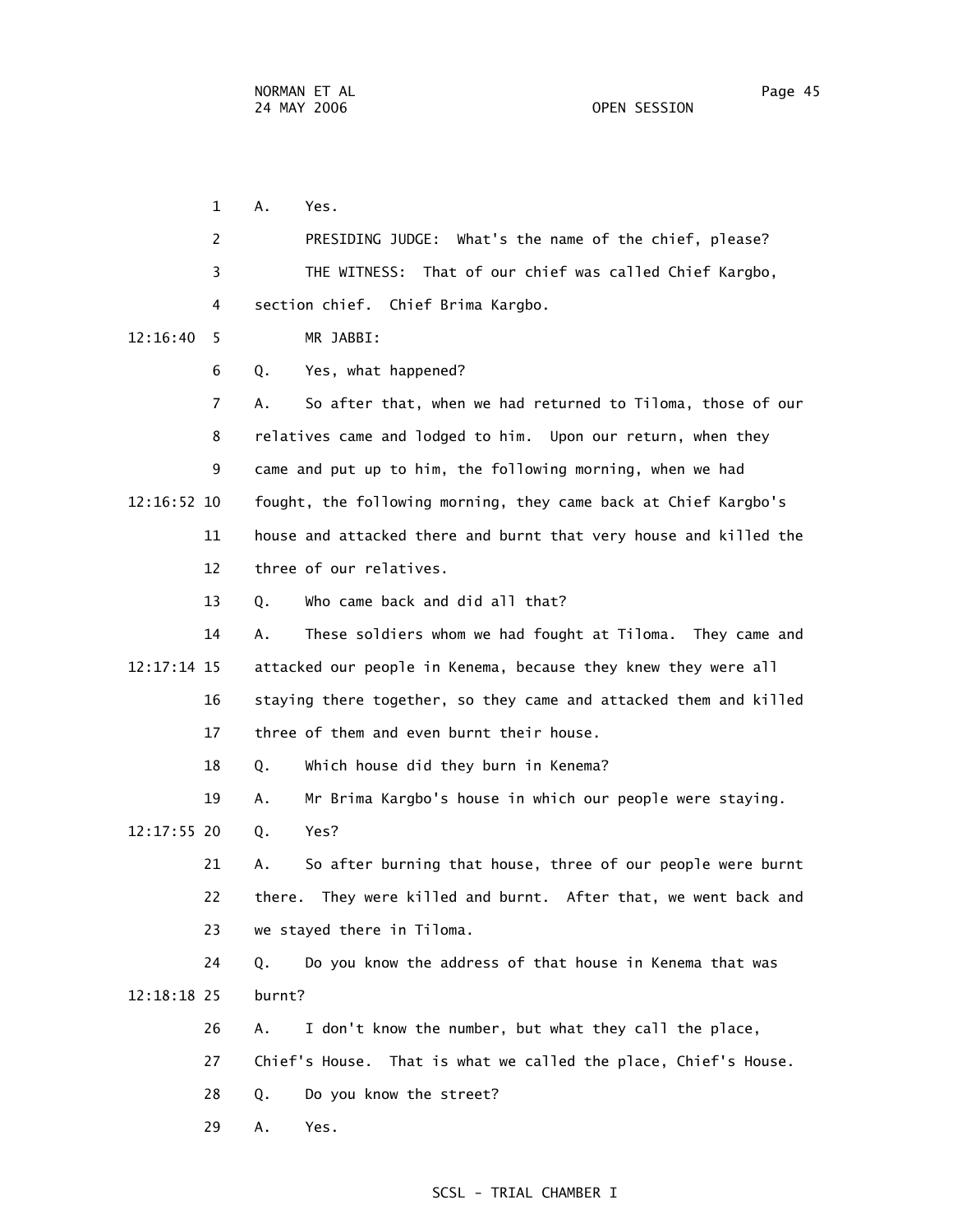A. Yes.

PRESIDING JUDGE: What's the name of the chief, please?

THE WITNESS: That of our chief was called Chief Kargbo, section chief. Chief Brima Kargbo.

MR JABBI:

Q. Yes, what happened?

A. So after that, when we had returned to Tiloma, those of our relatives came and lodged to him. Upon our return, when they came and put up to him, the following morning, when we had fought, the following morning, they came back at Chief Kargbo's house and attacked there and burnt that very house and killed the three of our relatives.

Q. Who came back and did all that?

A. These soldiers whom we had fought at Tiloma. They came and attacked our people in Kenema, because they knew they were all staying there together, so they came and attacked them and killed three of them and even burnt their house.

Q. Which house did they burn in Kenema?

A. Mr Brima Kargbo's house in which our people were staying.

Q. Yes?

A. So after burning that house, three of our people were burnt there. They were killed and burnt. After that, we went back and we stayed there in Tiloma.

Q. Do you know the address of that house in Kenema that was burnt?

A. I don't know the number, but what they call the place, Chief's House. That is what we called the place, Chief's House.

Q. Do you know the street?

A. Yes.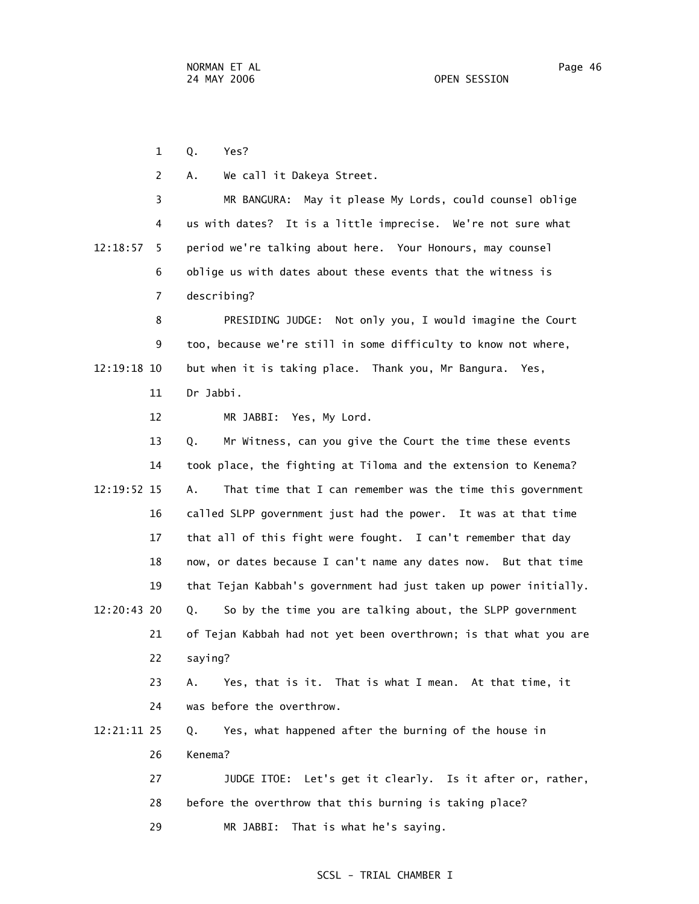Q. Yes?

A. We call it Dakeya Street.

MR BANGURA: May it please My Lords, could counsel oblige us with dates? It is a little imprecise. We're not sure what period we're talking about here. Your Honours, may counsel oblige us with dates about these events that the witness is describing?

PRESIDING JUDGE: Not only you, I would imagine the Court too, because we're still in some difficulty to know not where, but when it is taking place. Thank you, Mr Bangura. Yes, Dr Jabbi.

MR JABBI: Yes, My Lord.

Q. Mr Witness, can you give the Court the time these events took place, the fighting at Tiloma and the extension to Kenema?

A. That time that I can remember was the time this government called SLPP government just had the power. It was at that time that all of this fight were fought. I can't remember that day now, or dates because I can't name any dates now. But that time that Tejan Kabbah's government had just taken up power initially.

Q. So by the time you are talking about, the SLPP government of Tejan Kabbah had not yet been overthrown; is that what you are saying?

A. Yes, that is it. That is what I mean. At that time, it was before the overthrow.

Q. Yes, what happened after the burning of the house in Kenema?

JUDGE ITOE: Let's get it clearly. Is it after or, rather, before the overthrow that this burning is taking place?

MR JABBI: That is what he's saying.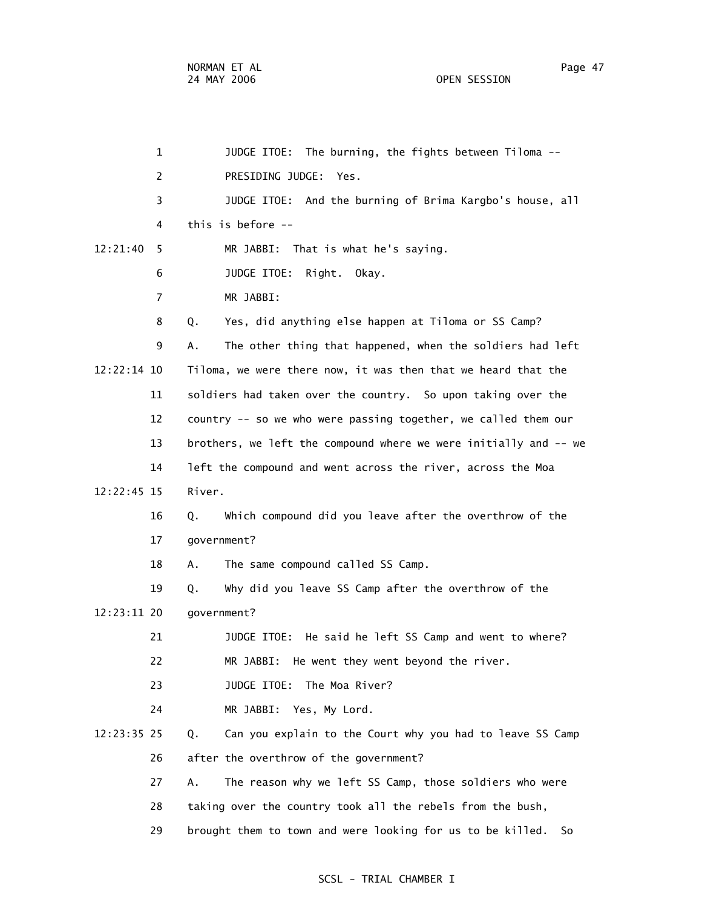1 JUDGE ITOE: The burning, the fights between Tiloma --

2 PRESIDING JUDGE: Yes.

3 JUDGE ITOE: And the burning of Brima Kargbo's house, all

4 this is before --

12:21:40 5 MR JABBI: That is what he's saying.

6 JUDGE ITOE: Right. Okay.

7 MR JABBI:

8 Q. Yes, did anything else happen at Tiloma or SS Camp?

9 A. The other thing that happened, when the soldiers had left

12:22:14 10 Tiloma, we were there now, it was then that we heard that the

11 soldiers had taken over the country. So upon taking over the

12 country -- so we who were passing together, we called them our

13 brothers, we left the compound where we were initially and -- we

14 left the compound and went across the river, across the Moa

12:22:45 15 River.

16 Q. Which compound did you leave after the overthrow of the

17 government?

18 A. The same compound called SS Camp.

19 Q. Why did you leave SS Camp after the overthrow of the

12:23:11 20 government?

21 JUDGE ITOE: He said he left SS Camp and went to where?

22 MR JABBI: He went they went beyond the river.

23 JUDGE ITOE: The Moa River?

24 MR JABBI: Yes, My Lord.

12:23:35 25 Q. Can you explain to the Court why you had to leave SS Camp

26 after the overthrow of the government?

27 A. The reason why we left SS Camp, those soldiers who were

28 taking over the country took all the rebels from the bush,

29 brought them to town and were looking for us to be killed. So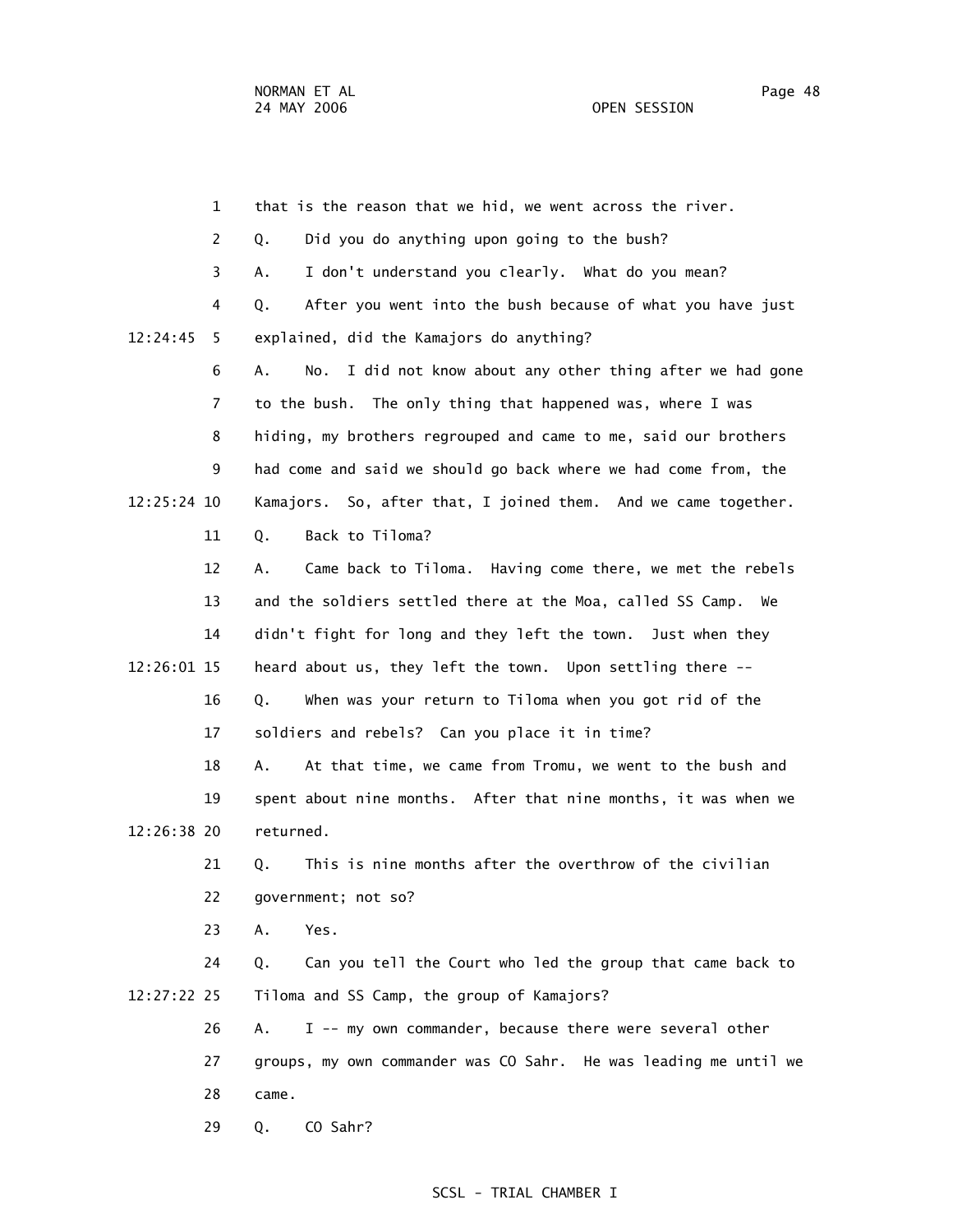1 that is the reason that we hid, we went across the river.

2 Q. Did you do anything upon going to the bush?

3 A. I don't understand you clearly. What do you mean?

4 Q. After you went into the bush because of what you have just

12:24:45 5 explained, did the Kamajors do anything?

6 A. No. I did not know about any other thing after we had gone

7 to the bush. The only thing that happened was, where I was

8 hiding, my brothers regrouped and came to me, said our brothers

9 had come and said we should go back where we had come from, the

12:25:24 10 Kamajors. So, after that, I joined them. And we came together.

11 Q. Back to Tiloma?

12 A. Came back to Tiloma. Having come there, we met the rebels

13 and the soldiers settled there at the Moa, called SS Camp. We

14 didn't fight for long and they left the town. Just when they

12:26:01 15 heard about us, they left the town. Upon settling there --

16 Q. When was your return to Tiloma when you got rid of the

17 soldiers and rebels? Can you place it in time?

18 A. At that time, we came from Tromu, we went to the bush and

19 spent about nine months. After that nine months, it was when we

12:26:38 20 returned.

21 Q. This is nine months after the overthrow of the civilian

22 government; not so?

23 A. Yes.

24 Q. Can you tell the Court who led the group that came back to

12:27:22 25 Tiloma and SS Camp, the group of Kamajors?

26 A. I -- my own commander, because there were several other

27 groups, my own commander was CO Sahr. He was leading me until we

28 came.

29 Q. CO Sahr?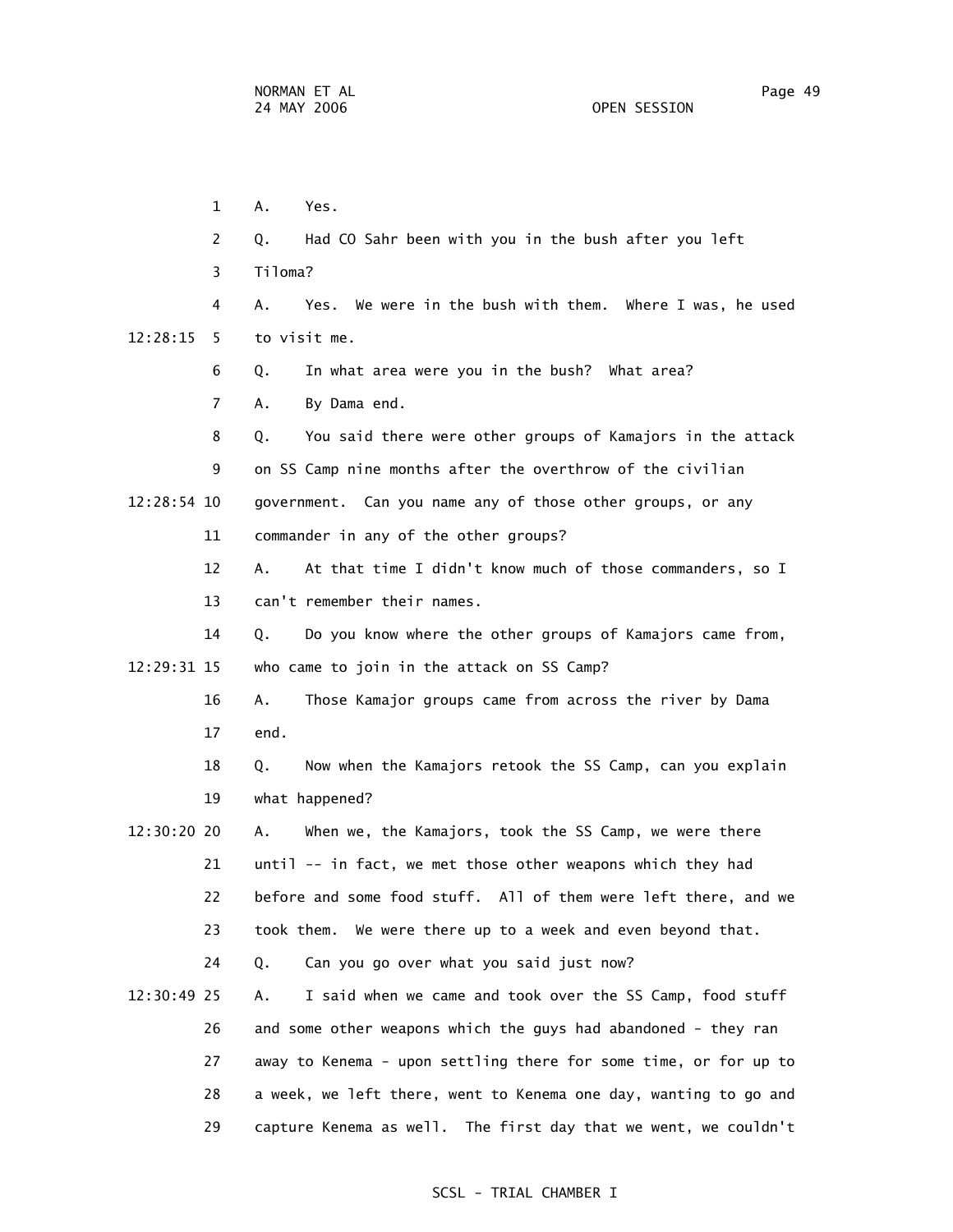1 A. Yes.

2 Q. Had CO Sahr been with you in the bush after you left

3 Tiloma?

4 A. Yes. We were in the bush with them. Where I was, he used

12:28:15 5 to visit me.

6 Q. In what area were you in the bush? What area?

7 A. By Dama end.

8 Q. You said there were other groups of Kamajors in the attack

9 on SS Camp nine months after the overthrow of the civilian

12:28:54 10 government. Can you name any of those other groups, or any

11 commander in any of the other groups?

12 A. At that time I didn't know much of those commanders, so I

13 can't remember their names.

14 Q. Do you know where the other groups of Kamajors came from,

12:29:31 15 who came to join in the attack on SS Camp?

16 A. Those Kamajor groups came from across the river by Dama

17 end.

18 Q. Now when the Kamajors retook the SS Camp, can you explain

19 what happened?

12:30:20 20 A. When we, the Kamajors, took the SS Camp, we were there

21 until -- in fact, we met those other weapons which they had

22 before and some food stuff. All of them were left there, and we

23 took them. We were there up to a week and even beyond that.

24 Q. Can you go over what you said just now?

12:30:49 25 A. I said when we came and took over the SS Camp, food stuff

26 and some other weapons which the guys had abandoned - they ran

27 away to Kenema - upon settling there for some time, or for up to

28 a week, we left there, went to Kenema one day, wanting to go and

29 capture Kenema as well. The first day that we went, we couldn't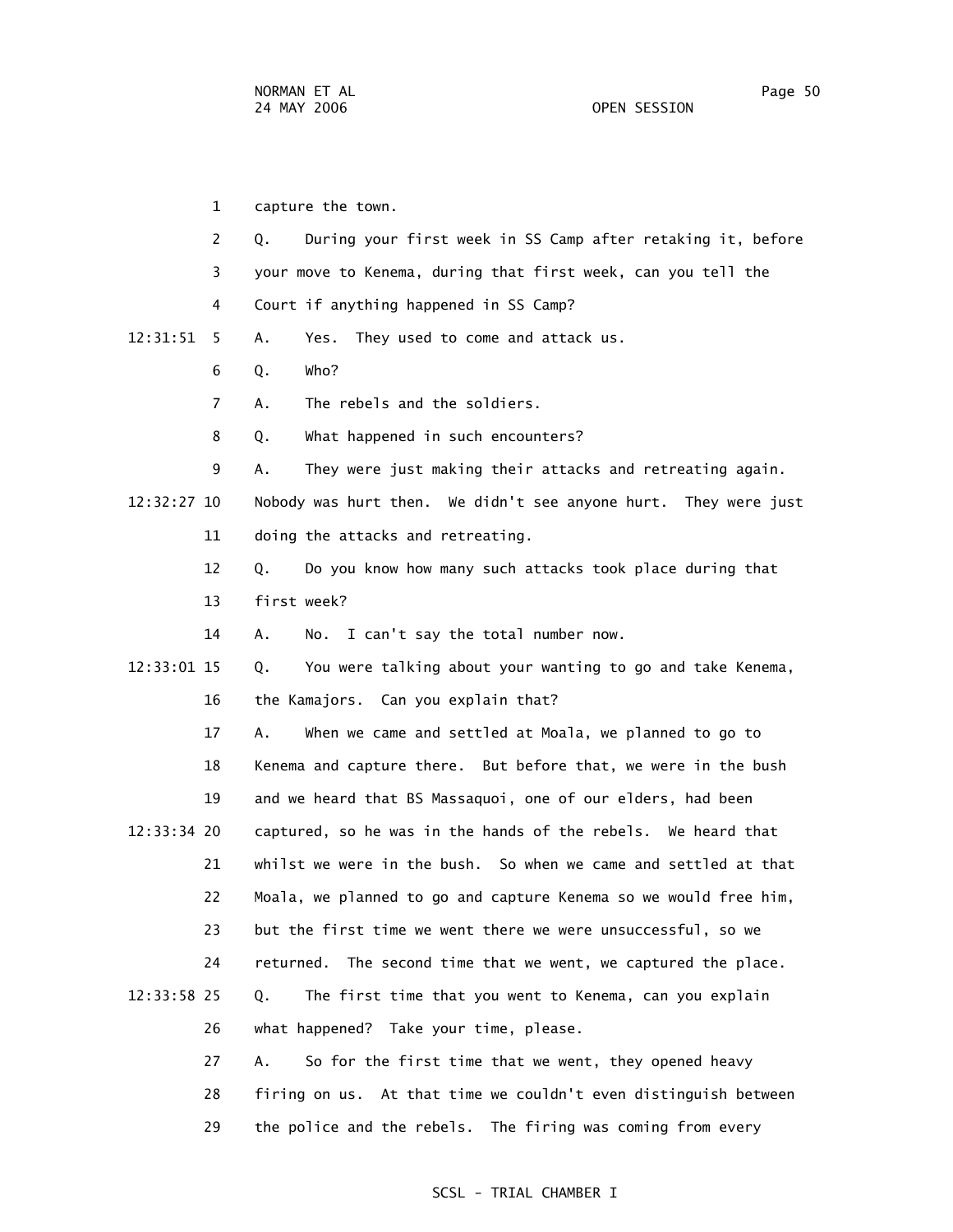capture the town.

Q. During your first week in SS Camp after retaking it, before your move to Kenema, during that first week, can you tell the Court if anything happened in SS Camp?

A. Yes. They used to come and attack us.

Q. Who?

A. The rebels and the soldiers.

Q. What happened in such encounters?

A. They were just making their attacks and retreating again. Nobody was hurt then. We didn't see anyone hurt. They were just doing the attacks and retreating.

Q. Do you know how many such attacks took place during that first week?

A. No. I can't say the total number now.

Q. You were talking about your wanting to go and take Kenema, the Kamajors. Can you explain that?

A. When we came and settled at Moala, we planned to go to Kenema and capture there. But before that, we were in the bush and we heard that BS Massaquoi, one of our elders, had been captured, so he was in the hands of the rebels. We heard that whilst we were in the bush. So when we came and settled at that Moala, we planned to go and capture Kenema so we would free him, but the first time we went there we were unsuccessful, so we returned. The second time that we went, we captured the place.

Q. The first time that you went to Kenema, can you explain what happened? Take your time, please.

A. So for the first time that we went, they opened heavy firing on us. At that time we couldn't even distinguish between the police and the rebels. The firing was coming from every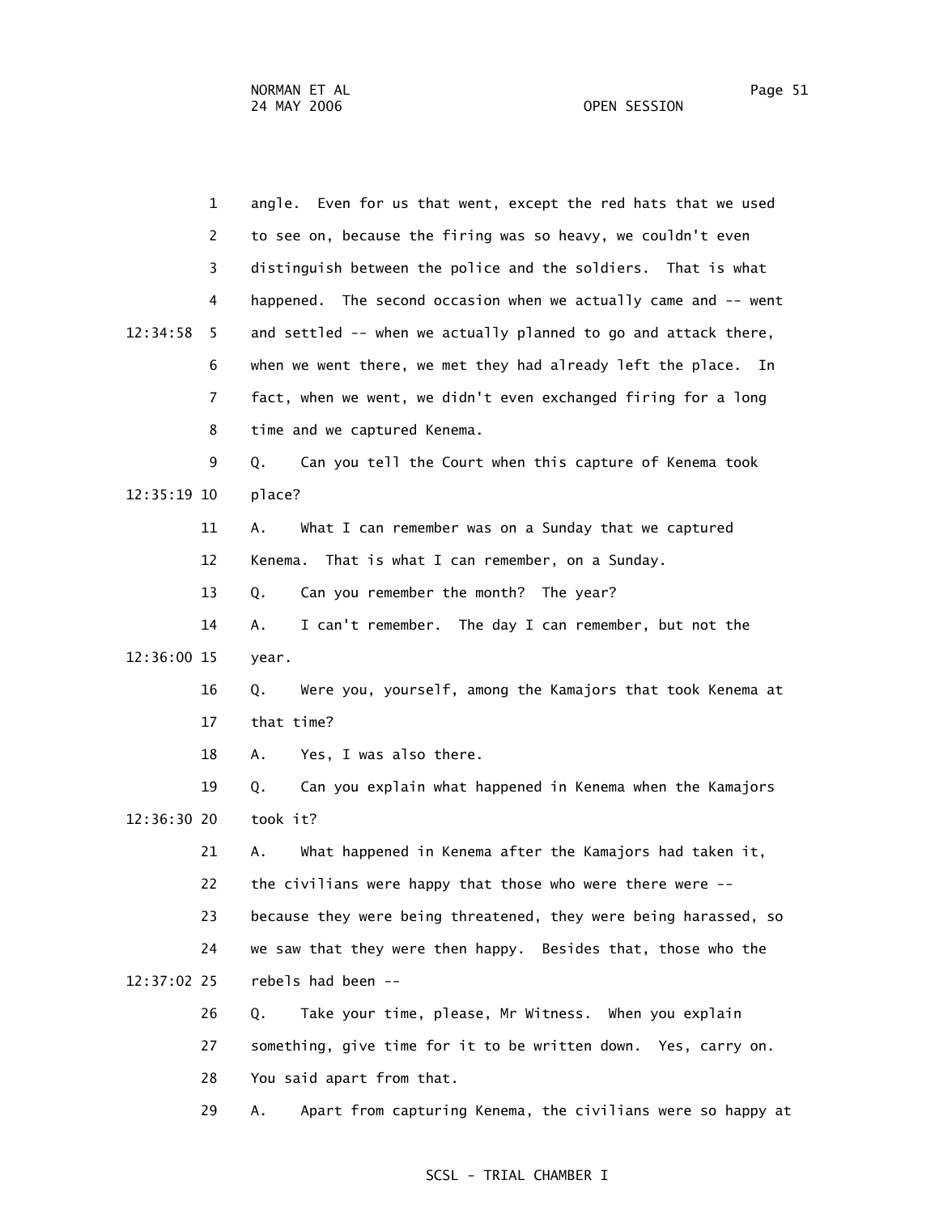1 angle. Even for us that went, except the red hats that we used
2 to see on, because the firing was so heavy, we couldn't even
3 distinguish between the police and the soldiers. That is what
4 happened. The second occasion when we actually came and -- went
12:34:58 5 and settled -- when we actually planned to go and attack there,
6 when we went there, we met they had already left the place. In
7 fact, when we went, we didn't even exchanged firing for a long
8 time and we captured Kenema.
9 Q. Can you tell the Court when this capture of Kenema took
12:35:19 10 place?
11 A. What I can remember was on a Sunday that we captured
12 Kenema. That is what I can remember, on a Sunday.
13 Q. Can you remember the month? The year?
14 A. I can't remember. The day I can remember, but not the
12:36:00 15 year.
16 Q. Were you, yourself, among the Kamajors that took Kenema at
17 that time?
18 A. Yes, I was also there.
19 Q. Can you explain what happened in Kenema when the Kamajors
12:36:30 20 took it?
21 A. What happened in Kenema after the Kamajors had taken it,
22 the civilians were happy that those who were there were --
23 because they were being threatened, they were being harassed, so
24 we saw that they were then happy. Besides that, those who the
12:37:02 25 rebels had been --
26 Q. Take your time, please, Mr Witness. When you explain
27 something, give time for it to be written down. Yes, carry on.
28 You said apart from that.
29 A. Apart from capturing Kenema, the civilians were so happy at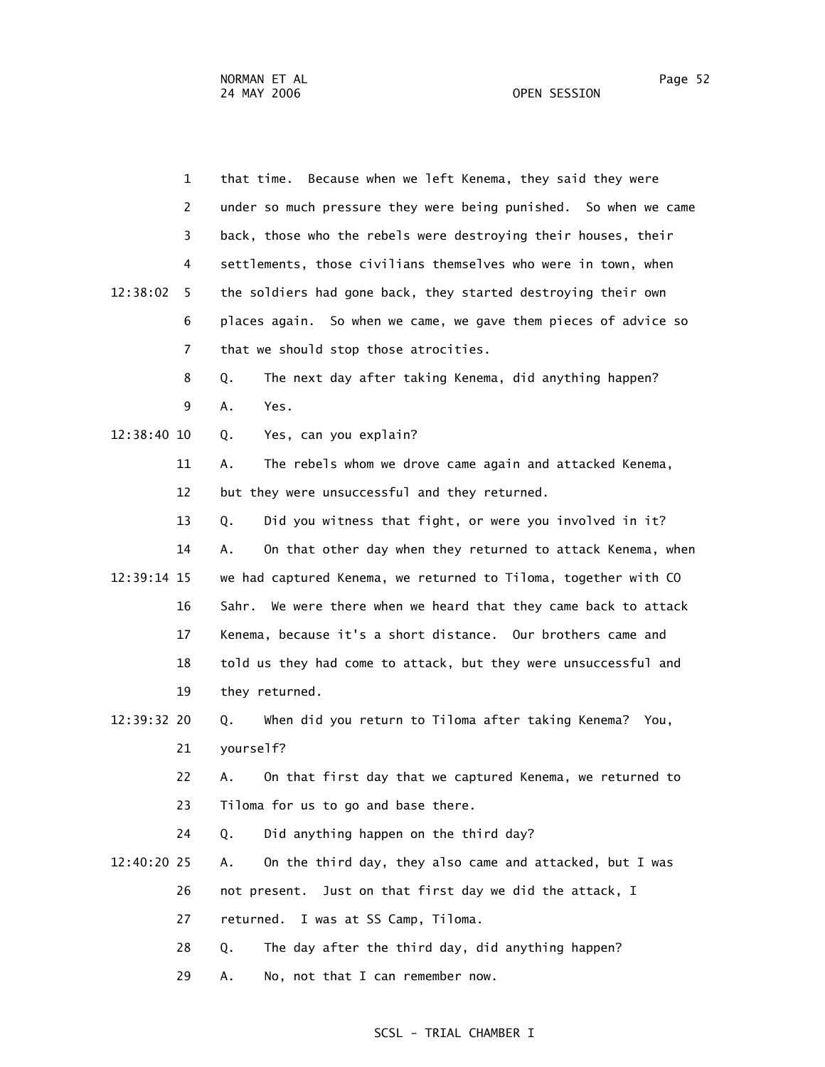1 that time. Because when we left Kenema, they said they were
2 under so much pressure they were being punished. So when we came
3 back, those who the rebels were destroying their houses, their
4 settlements, those civilians themselves who were in town, when
12:38:02 5 the soldiers had gone back, they started destroying their own
6 places again. So when we came, we gave them pieces of advice so
7 that we should stop those atrocities.
8 Q. The next day after taking Kenema, did anything happen?
9 A. Yes.
12:38:40 10 Q. Yes, can you explain?
11 A. The rebels whom we drove came again and attacked Kenema,
12 but they were unsuccessful and they returned.
13 Q. Did you witness that fight, or were you involved in it?
14 A. On that other day when they returned to attack Kenema, when
12:39:14 15 we had captured Kenema, we returned to Tiloma, together with CO
16 Sahr. We were there when we heard that they came back to attack
17 Kenema, because it's a short distance. Our brothers came and
18 told us they had come to attack, but they were unsuccessful and
19 they returned.
12:39:32 20 Q. When did you return to Tiloma after taking Kenema? You,
21 yourself?
22 A. On that first day that we captured Kenema, we returned to
23 Tiloma for us to go and base there.
24 Q. Did anything happen on the third day?
12:40:20 25 A. On the third day, they also came and attacked, but I was
26 not present. Just on that first day we did the attack, I
27 returned. I was at SS Camp, Tiloma.
28 Q. The day after the third day, did anything happen?
29 A. No, not that I can remember now.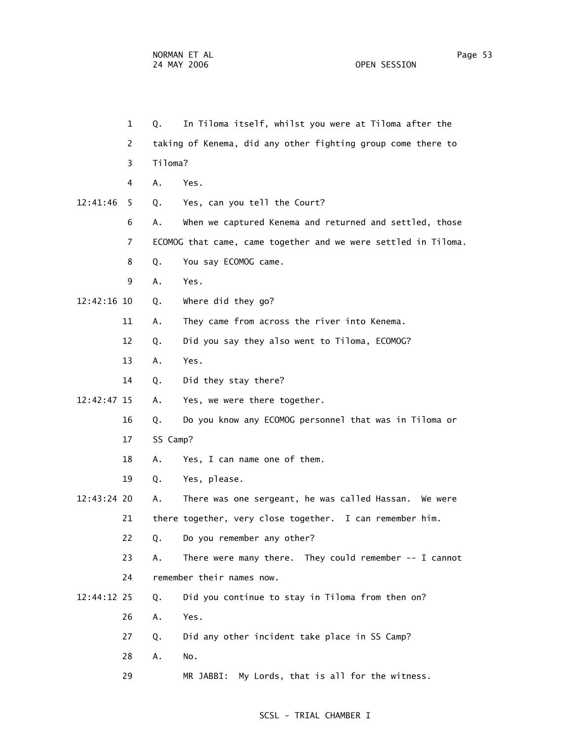1 Q. In Tiloma itself, whilst you were at Tiloma after the
2 taking of Kenema, did any other fighting group come there to
3 Tiloma?
4 A. Yes.

12:41:46 5 Q. Yes, can you tell the Court?
6 A. When we captured Kenema and returned and settled, those
7 ECOMOG that came, came together and we were settled in Tiloma.
8 Q. You say ECOMOG came.
9 A. Yes.

12:42:16 10 Q. Where did they go?
11 A. They came from across the river into Kenema.
12 Q. Did you say they also went to Tiloma, ECOMOG?
13 A. Yes.
14 Q. Did they stay there?

12:42:47 15 A. Yes, we were there together.
16 Q. Do you know any ECOMOG personnel that was in Tiloma or
17 SS Camp?
18 A. Yes, I can name one of them.
19 Q. Yes, please.

12:43:24 20 A. There was one sergeant, he was called Hassan. We were
21 there together, very close together. I can remember him.
22 Q. Do you remember any other?
23 A. There were many there. They could remember -- I cannot
24 remember their names now.

12:44:12 25 Q. Did you continue to stay in Tiloma from then on?
26 A. Yes.
27 Q. Did any other incident take place in SS Camp?
28 A. No.
29 MR JABBI: My Lords, that is all for the witness.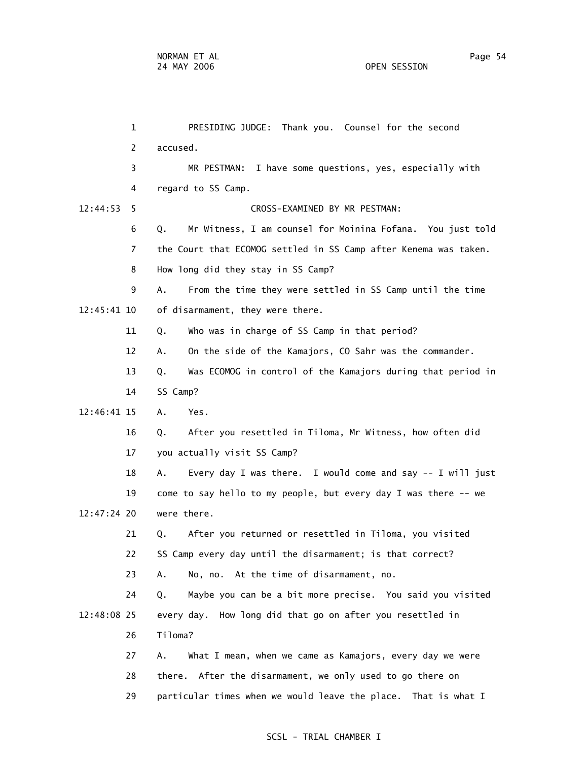PRESIDING JUDGE: Thank you. Counsel for the second accused.

MR PESTMAN: I have some questions, yes, especially with regard to SS Camp.

CROSS-EXAMINED BY MR PESTMAN:

Q. Mr Witness, I am counsel for Moinina Fofana. You just told the Court that ECOMOG settled in SS Camp after Kenema was taken. How long did they stay in SS Camp?

A. From the time they were settled in SS Camp until the time of disarmament, they were there.

Q. Who was in charge of SS Camp in that period?

A. On the side of the Kamajors, CO Sahr was the commander.

Q. Was ECOMOG in control of the Kamajors during that period in SS Camp?

A. Yes.

Q. After you resettled in Tiloma, Mr Witness, how often did you actually visit SS Camp?

A. Every day I was there. I would come and say -- I will just come to say hello to my people, but every day I was there -- we were there.

Q. After you returned or resettled in Tiloma, you visited SS Camp every day until the disarmament; is that correct?

A. No, no. At the time of disarmament, no.

Q. Maybe you can be a bit more precise. You said you visited every day. How long did that go on after you resettled in Tiloma?

A. What I mean, when we came as Kamajors, every day we were there. After the disarmament, we only used to go there on particular times when we would leave the place. That is what I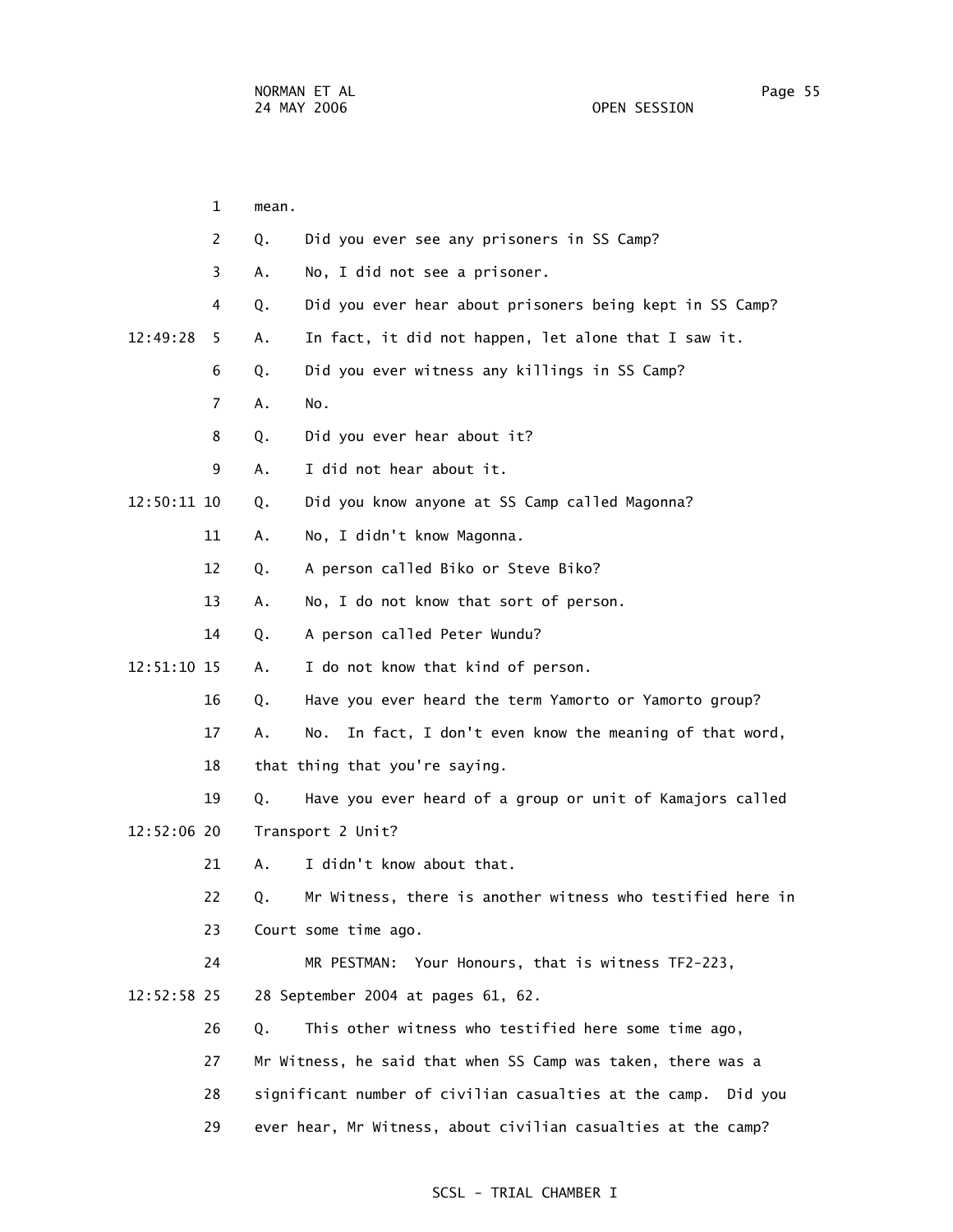1 mean.

2 Q. Did you ever see any prisoners in SS Camp?

3 A. No, I did not see a prisoner.

4 Q. Did you ever hear about prisoners being kept in SS Camp?

12:49:28 5 A. In fact, it did not happen, let alone that I saw it.

6 Q. Did you ever witness any killings in SS Camp?

7 A. No.

8 Q. Did you ever hear about it?

9 A. I did not hear about it.

12:50:11 10 Q. Did you know anyone at SS Camp called Magonna?

11 A. No, I didn't know Magonna.

12 Q. A person called Biko or Steve Biko?

13 A. No, I do not know that sort of person.

14 Q. A person called Peter Wundu?

12:51:10 15 A. I do not know that kind of person.

16 Q. Have you ever heard the term Yamorto or Yamorto group?

17 A. No. In fact, I don't even know the meaning of that word,

18 that thing that you're saying.

19 Q. Have you ever heard of a group or unit of Kamajors called

12:52:06 20 Transport 2 Unit?

21 A. I didn't know about that.

22 Q. Mr Witness, there is another witness who testified here in

23 Court some time ago.

24 MR PESTMAN: Your Honours, that is witness TF2-223,

12:52:58 25 28 September 2004 at pages 61, 62.

26 Q. This other witness who testified here some time ago,

27 Mr Witness, he said that when SS Camp was taken, there was a

28 significant number of civilian casualties at the camp. Did you

29 ever hear, Mr Witness, about civilian casualties at the camp?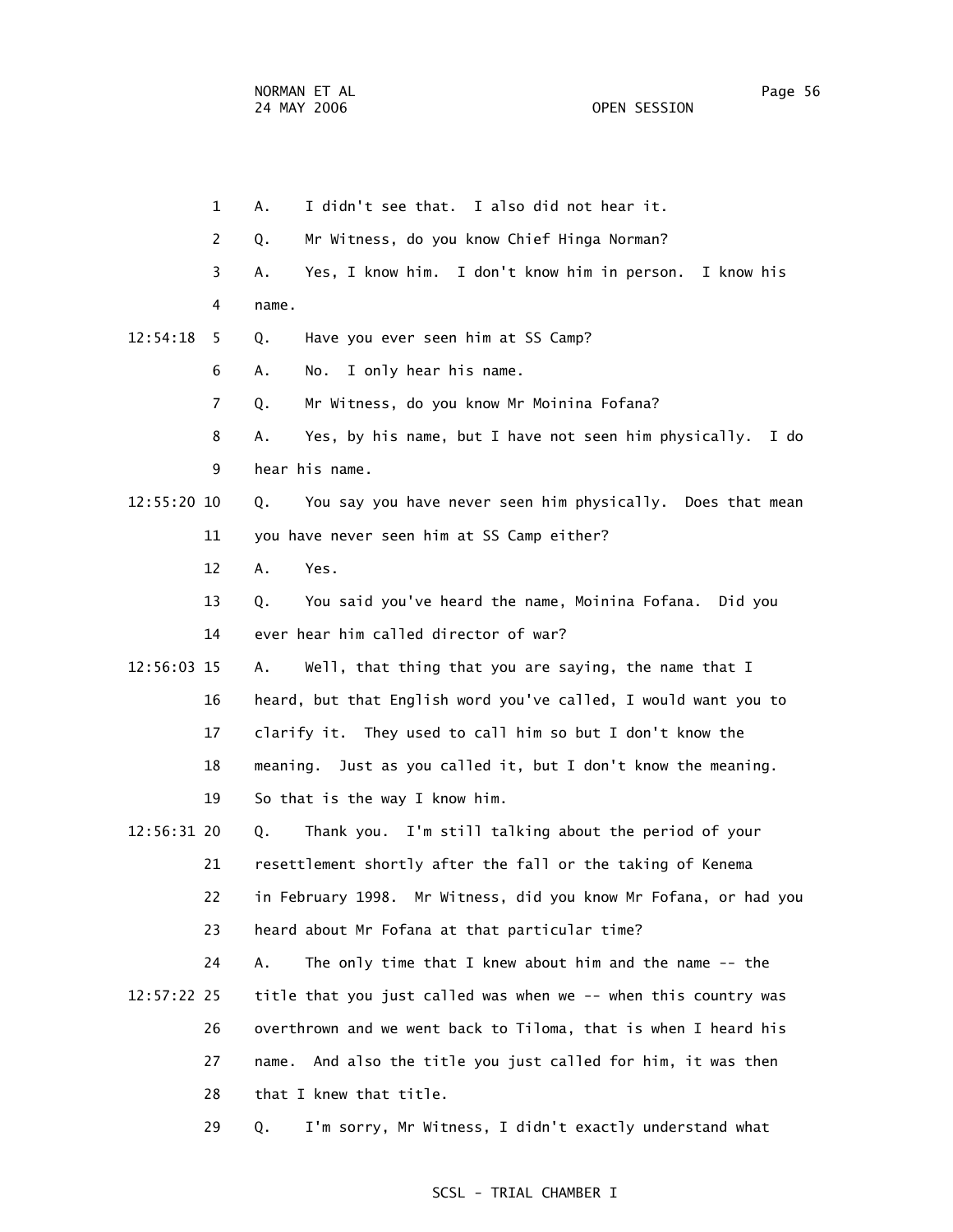1 A. I didn't see that. I also did not hear it.

2 Q. Mr Witness, do you know Chief Hinga Norman?

3 A. Yes, I know him. I don't know him in person. I know his

4 name.

12:54:18 5 Q. Have you ever seen him at SS Camp?

6 A. No. I only hear his name.

7 Q. Mr Witness, do you know Mr Moinina Fofana?

8 A. Yes, by his name, but I have not seen him physically. I do

9 hear his name.

12:55:20 10 Q. You say you have never seen him physically. Does that mean

11 you have never seen him at SS Camp either?

12 A. Yes.

13 Q. You said you've heard the name, Moinina Fofana. Did you

14 ever hear him called director of war?

12:56:03 15 A. Well, that thing that you are saying, the name that I

16 heard, but that English word you've called, I would want you to

17 clarify it. They used to call him so but I don't know the

18 meaning. Just as you called it, but I don't know the meaning.

19 So that is the way I know him.

12:56:31 20 Q. Thank you. I'm still talking about the period of your

21 resettlement shortly after the fall or the taking of Kenema

22 in February 1998. Mr Witness, did you know Mr Fofana, or had you

23 heard about Mr Fofana at that particular time?

24 A. The only time that I knew about him and the name -- the

12:57:22 25 title that you just called was when we -- when this country was

26 overthrown and we went back to Tiloma, that is when I heard his

27 name. And also the title you just called for him, it was then

28 that I knew that title.

29 Q. I'm sorry, Mr Witness, I didn't exactly understand what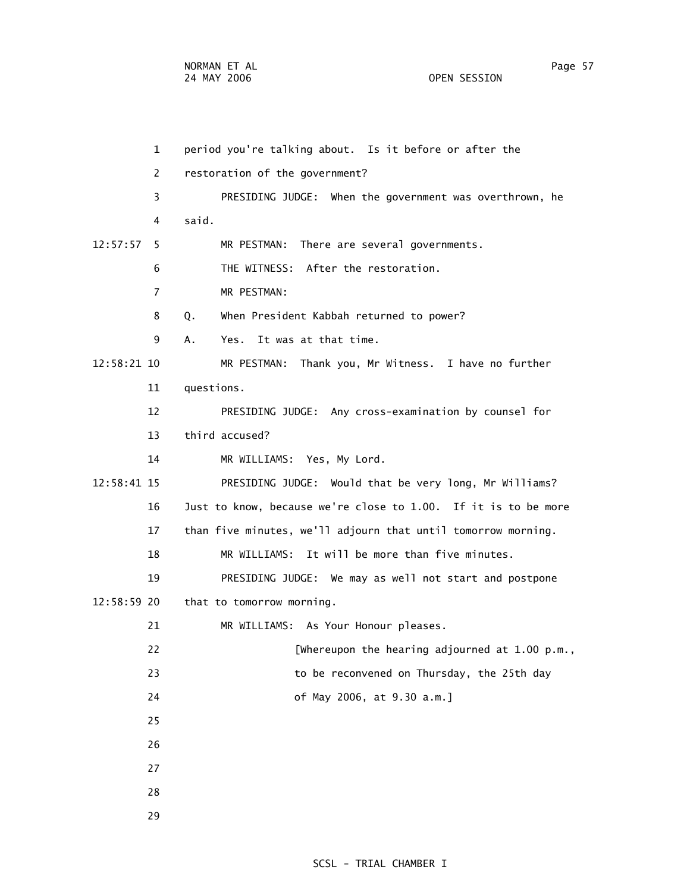period you're talking about. Is it before or after the restoration of the government?

PRESIDING JUDGE: When the government was overthrown, he said.

MR PESTMAN: There are several governments.

THE WITNESS: After the restoration.

MR PESTMAN:

Q. When President Kabbah returned to power?

A. Yes. It was at that time.

MR PESTMAN: Thank you, Mr Witness. I have no further questions.

PRESIDING JUDGE: Any cross-examination by counsel for third accused?

MR WILLIAMS: Yes, My Lord.

PRESIDING JUDGE: Would that be very long, Mr Williams? Just to know, because we're close to 1.00. If it is to be more than five minutes, we'll adjourn that until tomorrow morning.

MR WILLIAMS: It will be more than five minutes.

PRESIDING JUDGE: We may as well not start and postpone that to tomorrow morning.

MR WILLIAMS: As Your Honour pleases.

[Whereupon the hearing adjourned at 1.00 p.m., to be reconvened on Thursday, the 25th day of May 2006, at 9.30 a.m.]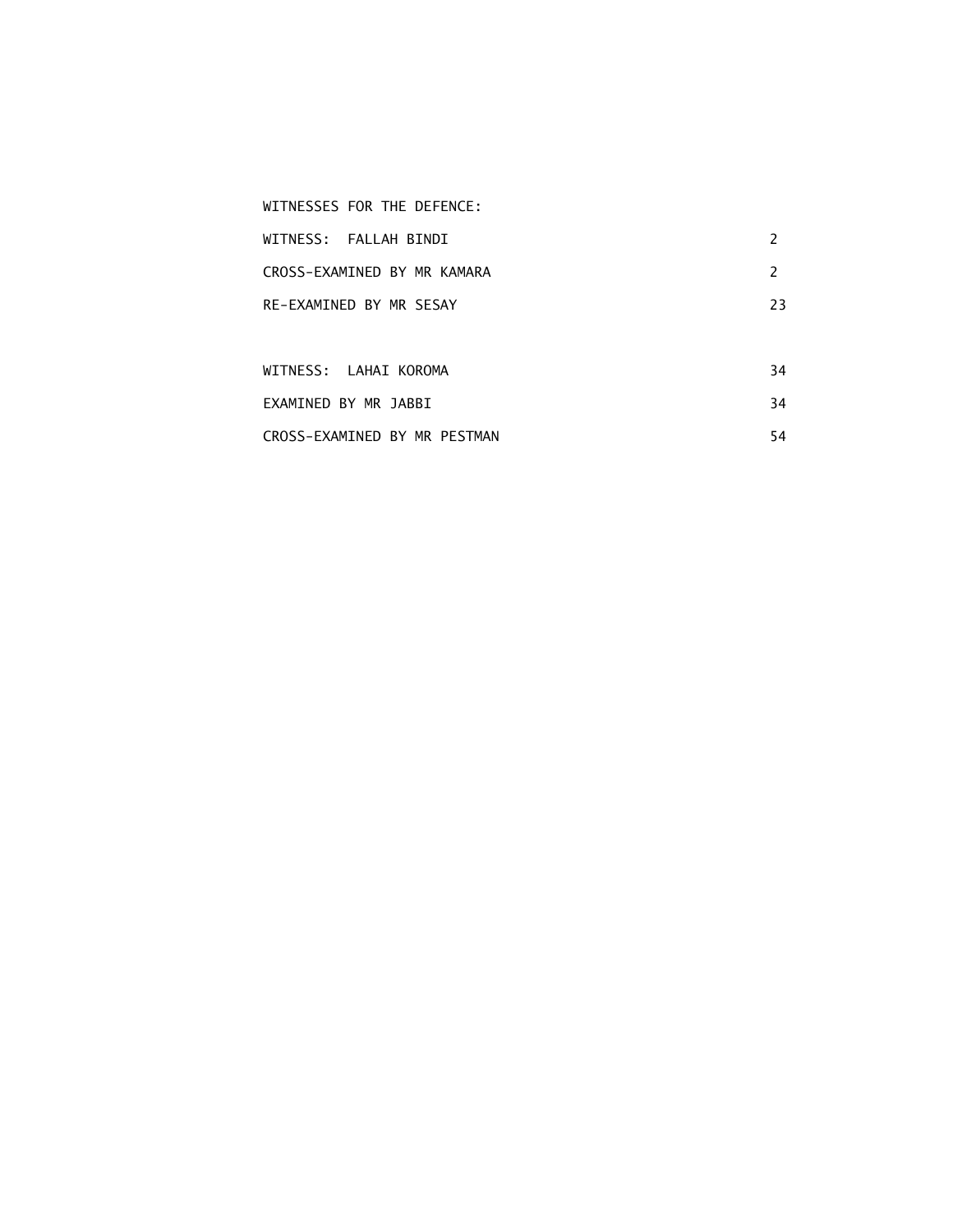WITNESSES FOR THE DEFENCE:

| | |
|---|---|
| WITNESS: FALLAH BINDI | 2 |
| CROSS-EXAMINED BY MR KAMARA | 2 |
| RE-EXAMINED BY MR SESAY | 23 |
| | |
| WITNESS: LAHAI KOROMA | 34 |
| EXAMINED BY MR JABBI | 34 |
| CROSS-EXAMINED BY MR PESTMAN | 54 |